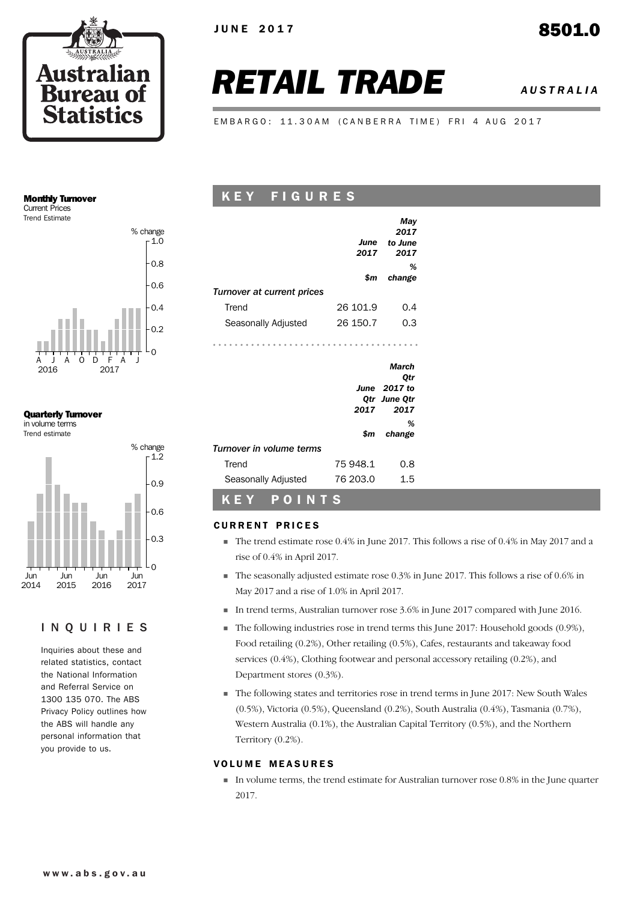JUNE 2017

8501.0

# RETAIL TRADE

AUSTRALIA

EMBARGO: 11.30AM (CANBERRA TIME) FRI 4 AUG 2017

**Monthly Turnover**
Current Prices
Trend Estimate

**Quarterly Turnover**
in volume terms
Trend estimate

## INQUIRIES

Inquiries about these and related statistics, contact the National Information and Referral Service on 1300 135 070. The ABS Privacy Policy outlines how the ABS will handle any personal information that you provide to us.

## KEY FIGURES

| | June 2017 | May 2017 to June 2017 |
|---|---|---|
| | $m | % change |
| *Turnover at current prices* | | |
| Trend | 26 101.9 | 0.4 |
| Seasonally Adjusted | 26 150.7 | 0.3 |

| | June Qtr 2017 | March Qtr 2017 to June Qtr 2017 |
|---|---|---|
| | $m | % change |
| *Turnover in volume terms* | | |
| Trend | 75 948.1 | 0.8 |
| Seasonally Adjusted | 76 203.0 | 1.5 |

## KEY POINTS

### CURRENT PRICES

- The trend estimate rose 0.4% in June 2017. This follows a rise of 0.4% in May 2017 and a rise of 0.4% in April 2017.
- The seasonally adjusted estimate rose 0.3% in June 2017. This follows a rise of 0.6% in May 2017 and a rise of 1.0% in April 2017.
- In trend terms, Australian turnover rose 3.6% in June 2017 compared with June 2016.
- The following industries rose in trend terms this June 2017: Household goods (0.9%), Food retailing (0.2%), Other retailing (0.5%), Cafes, restaurants and takeaway food services (0.4%), Clothing footwear and personal accessory retailing (0.2%), and Department stores (0.3%).
- The following states and territories rose in trend terms in June 2017: New South Wales (0.5%), Victoria (0.5%), Queensland (0.2%), South Australia (0.4%), Tasmania (0.7%), Western Australia (0.1%), the Australian Capital Territory (0.5%), and the Northern Territory (0.2%).

### VOLUME MEASURES

- In volume terms, the trend estimate for Australian turnover rose 0.8% in the June quarter 2017.

www.abs.gov.au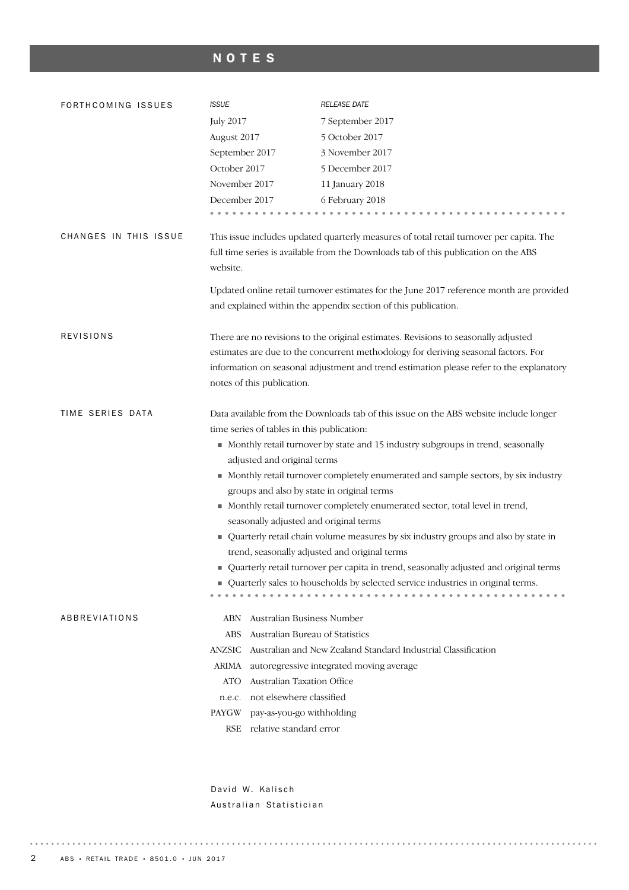# NOTES

## FORTHCOMING ISSUES

| *ISSUE* | *RELEASE DATE* |
|---|---|
| July 2017 | 7 September 2017 |
| August 2017 | 5 October 2017 |
| September 2017 | 3 November 2017 |
| October 2017 | 5 December 2017 |
| November 2017 | 11 January 2018 |
| December 2017 | 6 February 2018 |

## CHANGES IN THIS ISSUE

This issue includes updated quarterly measures of total retail turnover per capita. The full time series is available from the Downloads tab of this publication on the ABS website.

Updated online retail turnover estimates for the June 2017 reference month are provided and explained within the appendix section of this publication.

## REVISIONS

There are no revisions to the original estimates. Revisions to seasonally adjusted estimates are due to the concurrent methodology for deriving seasonal factors. For information on seasonal adjustment and trend estimation please refer to the explanatory notes of this publication.

## TIME SERIES DATA

Data available from the Downloads tab of this issue on the ABS website include longer time series of tables in this publication:

- Monthly retail turnover by state and 15 industry subgroups in trend, seasonally adjusted and original terms
- Monthly retail turnover completely enumerated and sample sectors, by six industry groups and also by state in original terms
- Monthly retail turnover completely enumerated sector, total level in trend, seasonally adjusted and original terms
- Quarterly retail chain volume measures by six industry groups and also by state in trend, seasonally adjusted and original terms
- Quarterly retail turnover per capita in trend, seasonally adjusted and original terms
- Quarterly sales to households by selected service industries in original terms.

## ABBREVIATIONS

| | |
|---|---|
| ABN | Australian Business Number |
| ABS | Australian Bureau of Statistics |
| ANZSIC | Australian and New Zealand Standard Industrial Classification |
| ARIMA | autoregressive integrated moving average |
| ATO | Australian Taxation Office |
| n.e.c. | not elsewhere classified |
| PAYGW | pay-as-you-go withholding |
| RSE | relative standard error |

David W. Kalisch
Australian Statistician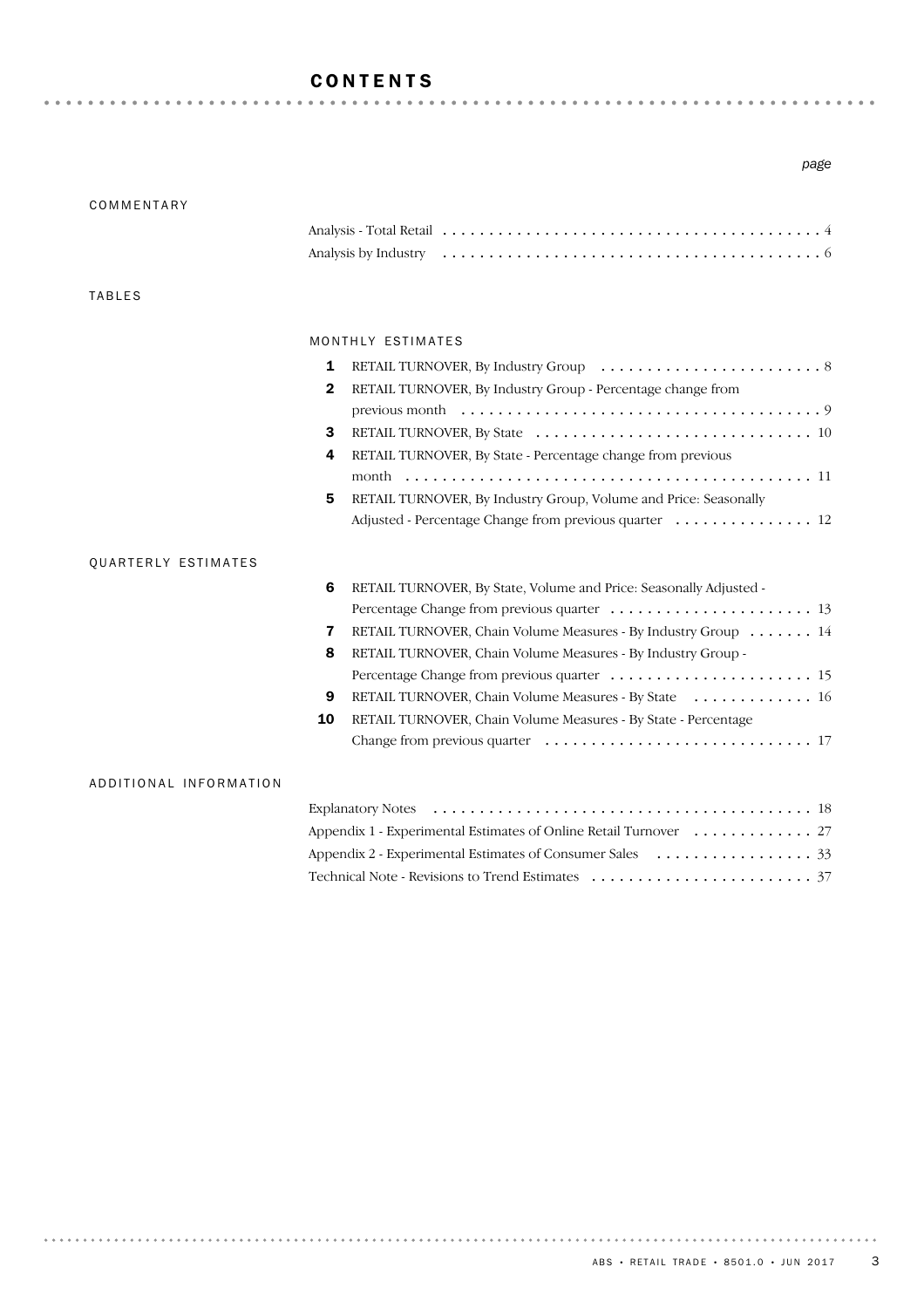# CONTENTS

*page*

## COMMENTARY

Analysis - Total Retail . . . . . . . . . . . . . . . . . . . . . . . . . . . . . . . . . . . . . . . . . 4
Analysis by Industry . . . . . . . . . . . . . . . . . . . . . . . . . . . . . . . . . . . . . . . . . 6

## TABLES

### MONTHLY ESTIMATES

**1** RETAIL TURNOVER, By Industry Group . . . . . . . . . . . . . . . . . . . . . . . . 8
**2** RETAIL TURNOVER, By Industry Group - Percentage change from previous month . . . . . . . . . . . . . . . . . . . . . . . . . . . . . . . . . . . . . . 9
**3** RETAIL TURNOVER, By State . . . . . . . . . . . . . . . . . . . . . . . . . . . . . 10
**4** RETAIL TURNOVER, By State - Percentage change from previous month . . . . . . . . . . . . . . . . . . . . . . . . . . . . . . . . . . . . . . . . . . . 11
**5** RETAIL TURNOVER, By Industry Group, Volume and Price: Seasonally Adjusted - Percentage Change from previous quarter . . . . . . . . . . . . . . . 12

## QUARTERLY ESTIMATES

**6** RETAIL TURNOVER, By State, Volume and Price: Seasonally Adjusted - Percentage Change from previous quarter . . . . . . . . . . . . . . . . . . . . . . 13
**7** RETAIL TURNOVER, Chain Volume Measures - By Industry Group . . . . . . . 14
**8** RETAIL TURNOVER, Chain Volume Measures - By Industry Group - Percentage Change from previous quarter . . . . . . . . . . . . . . . . . . . . . . 15
**9** RETAIL TURNOVER, Chain Volume Measures - By State . . . . . . . . . . . . . 16
**10** RETAIL TURNOVER, Chain Volume Measures - By State - Percentage Change from previous quarter . . . . . . . . . . . . . . . . . . . . . . . . . . . . 17

## ADDITIONAL INFORMATION

Explanatory Notes . . . . . . . . . . . . . . . . . . . . . . . . . . . . . . . . . . . . . . . . . 18
Appendix 1 - Experimental Estimates of Online Retail Turnover . . . . . . . . . . . . . 27
Appendix 2 - Experimental Estimates of Consumer Sales . . . . . . . . . . . . . . . . . 33
Technical Note - Revisions to Trend Estimates . . . . . . . . . . . . . . . . . . . . . . . . 37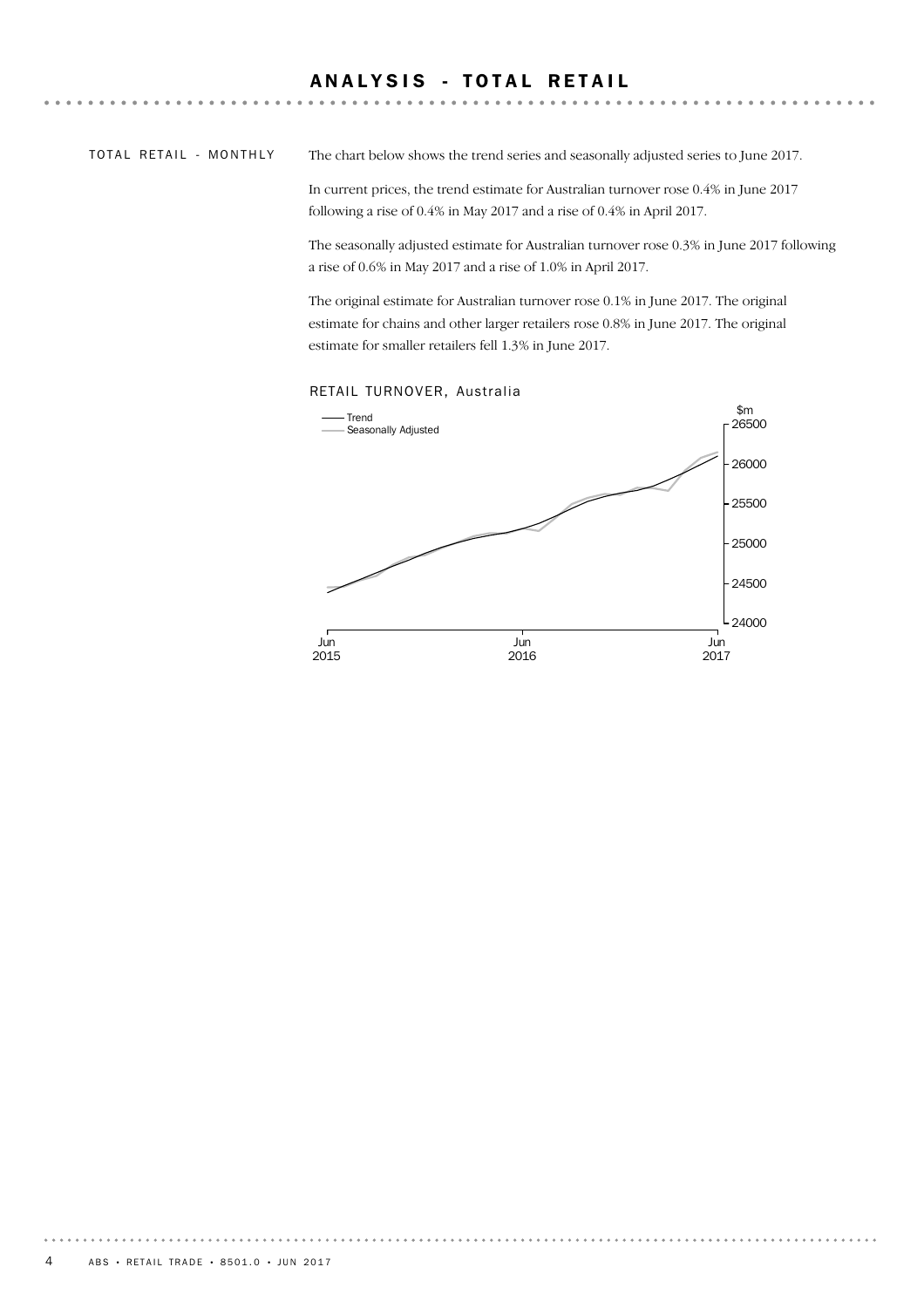# ANALYSIS - TOTAL RETAIL

## TOTAL RETAIL - MONTHLY

The chart below shows the trend series and seasonally adjusted series to June 2017.

In current prices, the trend estimate for Australian turnover rose 0.4% in June 2017 following a rise of 0.4% in May 2017 and a rise of 0.4% in April 2017.

The seasonally adjusted estimate for Australian turnover rose 0.3% in June 2017 following a rise of 0.6% in May 2017 and a rise of 1.0% in April 2017.

The original estimate for Australian turnover rose 0.1% in June 2017. The original estimate for chains and other larger retailers rose 0.8% in June 2017. The original estimate for smaller retailers fell 1.3% in June 2017.

RETAIL TURNOVER, Australia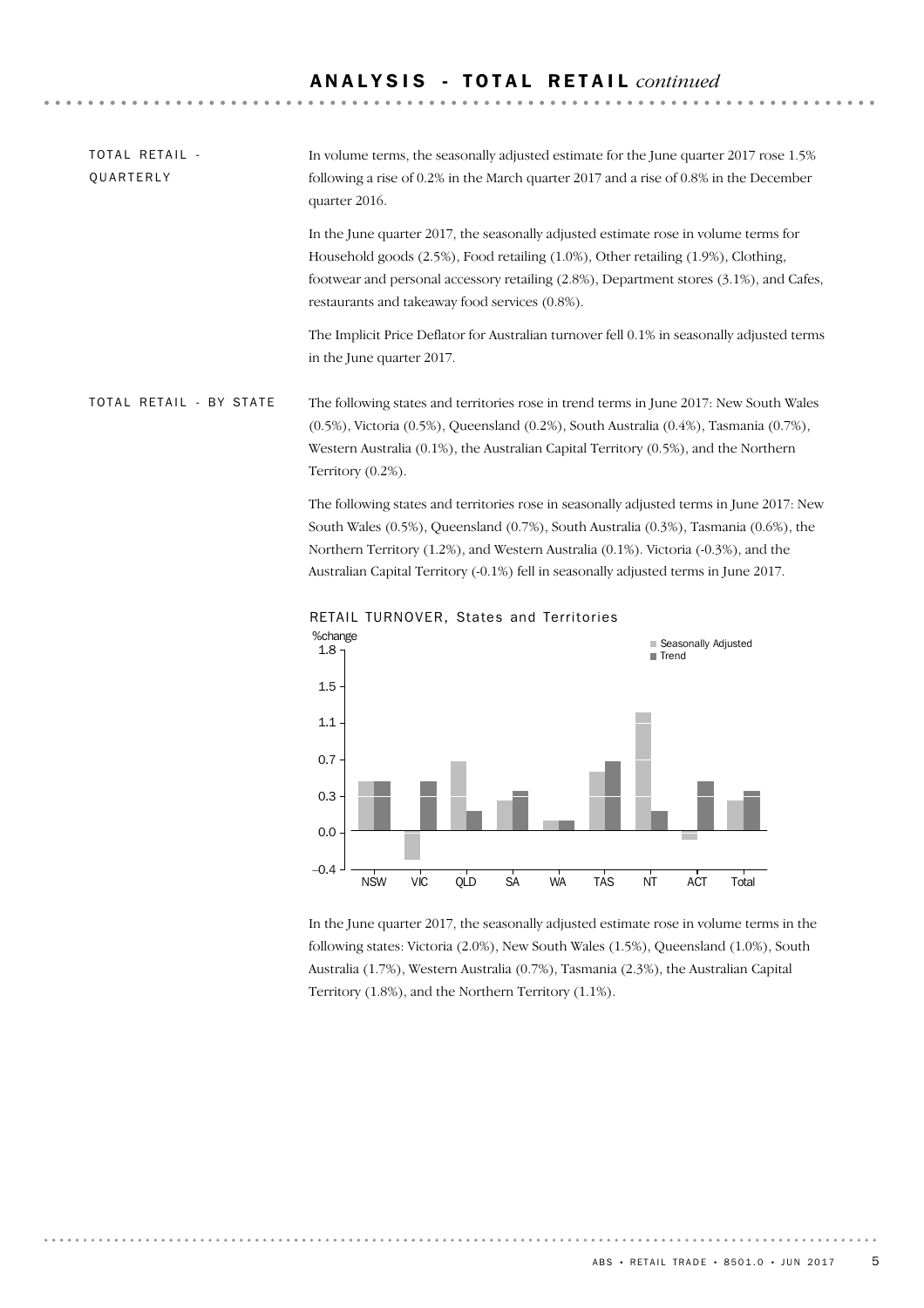## ANALYSIS - TOTAL RETAIL *continued*

### TOTAL RETAIL - QUARTERLY

In volume terms, the seasonally adjusted estimate for the June quarter 2017 rose 1.5% following a rise of 0.2% in the March quarter 2017 and a rise of 0.8% in the December quarter 2016.

In the June quarter 2017, the seasonally adjusted estimate rose in volume terms for Household goods (2.5%), Food retailing (1.0%), Other retailing (1.9%), Clothing, footwear and personal accessory retailing (2.8%), Department stores (3.1%), and Cafes, restaurants and takeaway food services (0.8%).

The Implicit Price Deflator for Australian turnover fell 0.1% in seasonally adjusted terms in the June quarter 2017.

### TOTAL RETAIL - BY STATE

The following states and territories rose in trend terms in June 2017: New South Wales (0.5%), Victoria (0.5%), Queensland (0.2%), South Australia (0.4%), Tasmania (0.7%), Western Australia (0.1%), the Australian Capital Territory (0.5%), and the Northern Territory (0.2%).

The following states and territories rose in seasonally adjusted terms in June 2017: New South Wales (0.5%), Queensland (0.7%), South Australia (0.3%), Tasmania (0.6%), the Northern Territory (1.2%), and Western Australia (0.1%). Victoria (-0.3%), and the Australian Capital Territory (-0.1%) fell in seasonally adjusted terms in June 2017.

RETAIL TURNOVER, States and Territories

| State/Territory | Seasonally Adjusted (%change) | Trend (%change) |
|---|---|---|
| NSW | 0.5 | 0.5 |
| VIC | -0.3 | 0.5 |
| QLD | 0.7 | 0.2 |
| SA | 0.3 | 0.4 |
| WA | 0.1 | 0.1 |
| TAS | 0.6 | 0.7 |
| NT | 1.2 | 0.2 |
| ACT | -0.1 | 0.5 |
| Total | 0.3 | 0.4 |

In the June quarter 2017, the seasonally adjusted estimate rose in volume terms in the following states: Victoria (2.0%), New South Wales (1.5%), Queensland (1.0%), South Australia (1.7%), Western Australia (0.7%), Tasmania (2.3%), the Australian Capital Territory (1.8%), and the Northern Territory (1.1%).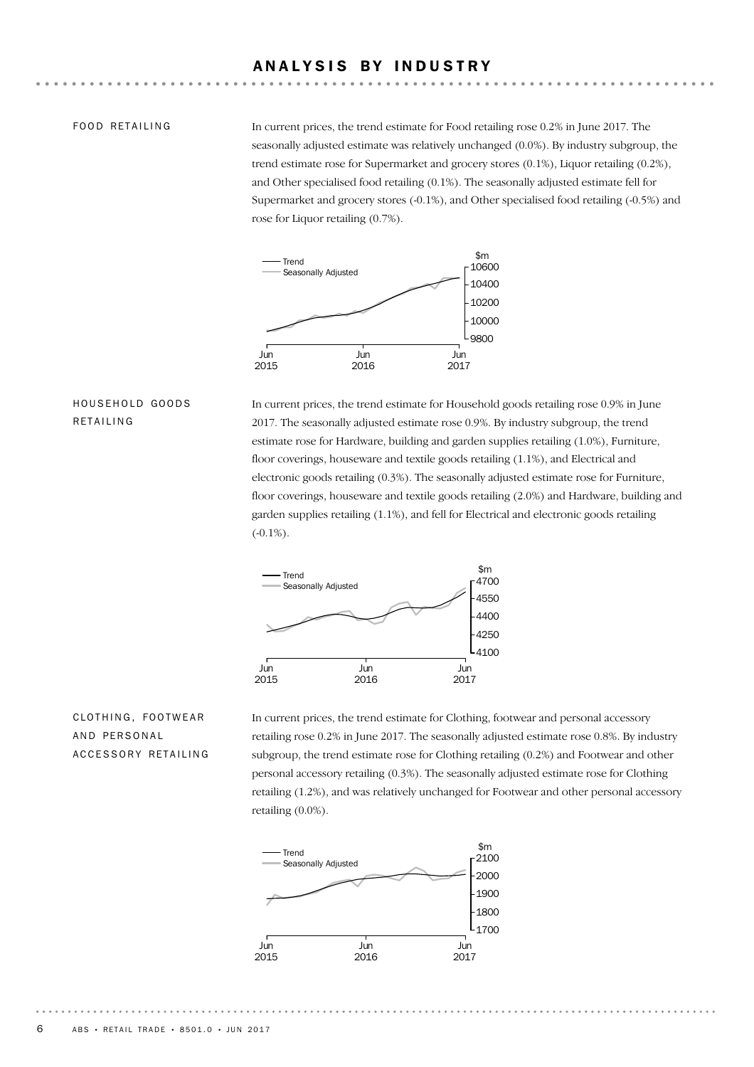# ANALYSIS BY INDUSTRY

## FOOD RETAILING

In current prices, the trend estimate for Food retailing rose 0.2% in June 2017. The seasonally adjusted estimate was relatively unchanged (0.0%). By industry subgroup, the trend estimate rose for Supermarket and grocery stores (0.1%), Liquor retailing (0.2%), and Other specialised food retailing (0.1%). The seasonally adjusted estimate fell for Supermarket and grocery stores (-0.1%), and Other specialised food retailing (-0.5%) and rose for Liquor retailing (0.7%).

## HOUSEHOLD GOODS RETAILING

In current prices, the trend estimate for Household goods retailing rose 0.9% in June 2017. The seasonally adjusted estimate rose 0.9%. By industry subgroup, the trend estimate rose for Hardware, building and garden supplies retailing (1.0%), Furniture, floor coverings, houseware and textile goods retailing (1.1%), and Electrical and electronic goods retailing (0.3%). The seasonally adjusted estimate rose for Furniture, floor coverings, houseware and textile goods retailing (2.0%) and Hardware, building and garden supplies retailing (1.1%), and fell for Electrical and electronic goods retailing (-0.1%).

## CLOTHING, FOOTWEAR AND PERSONAL ACCESSORY RETAILING

In current prices, the trend estimate for Clothing, footwear and personal accessory retailing rose 0.2% in June 2017. The seasonally adjusted estimate rose 0.8%. By industry subgroup, the trend estimate rose for Clothing retailing (0.2%) and Footwear and other personal accessory retailing (0.3%). The seasonally adjusted estimate rose for Clothing retailing (1.2%), and was relatively unchanged for Footwear and other personal accessory retailing (0.0%).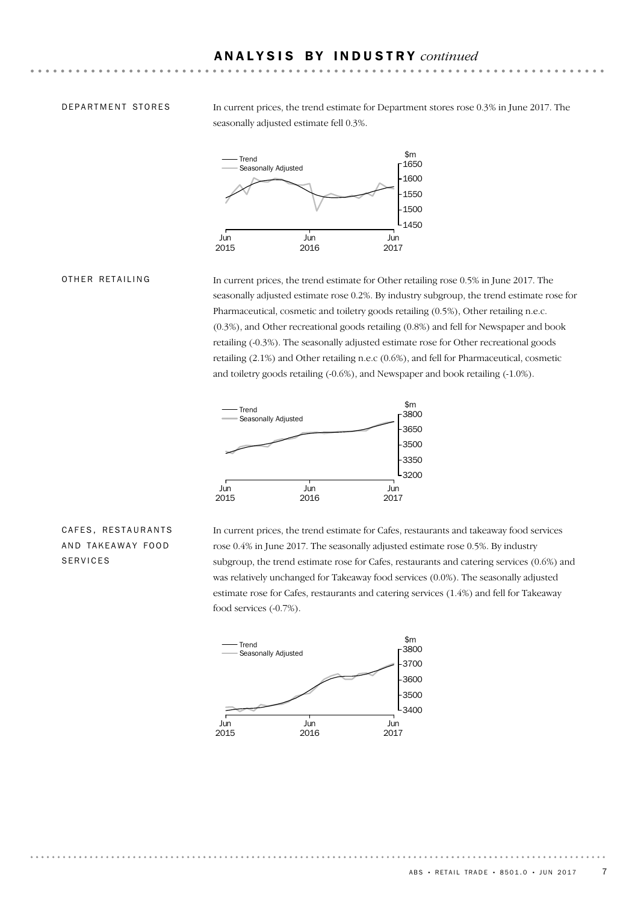## ANALYSIS BY INDUSTRY *continued*

### DEPARTMENT STORES

In current prices, the trend estimate for Department stores rose 0.3% in June 2017. The seasonally adjusted estimate fell 0.3%.

### OTHER RETAILING

In current prices, the trend estimate for Other retailing rose 0.5% in June 2017. The seasonally adjusted estimate rose 0.2%. By industry subgroup, the trend estimate rose for Pharmaceutical, cosmetic and toiletry goods retailing (0.5%), Other retailing n.e.c. (0.3%), and Other recreational goods retailing (0.8%) and fell for Newspaper and book retailing (-0.3%). The seasonally adjusted estimate rose for Other recreational goods retailing (2.1%) and Other retailing n.e.c (0.6%), and fell for Pharmaceutical, cosmetic and toiletry goods retailing (-0.6%), and Newspaper and book retailing (-1.0%).

### CAFES, RESTAURANTS AND TAKEAWAY FOOD SERVICES

In current prices, the trend estimate for Cafes, restaurants and takeaway food services rose 0.4% in June 2017. The seasonally adjusted estimate rose 0.5%. By industry subgroup, the trend estimate rose for Cafes, restaurants and catering services (0.6%) and was relatively unchanged for Takeaway food services (0.0%). The seasonally adjusted estimate rose for Cafes, restaurants and catering services (1.4%) and fell for Takeaway food services (-0.7%).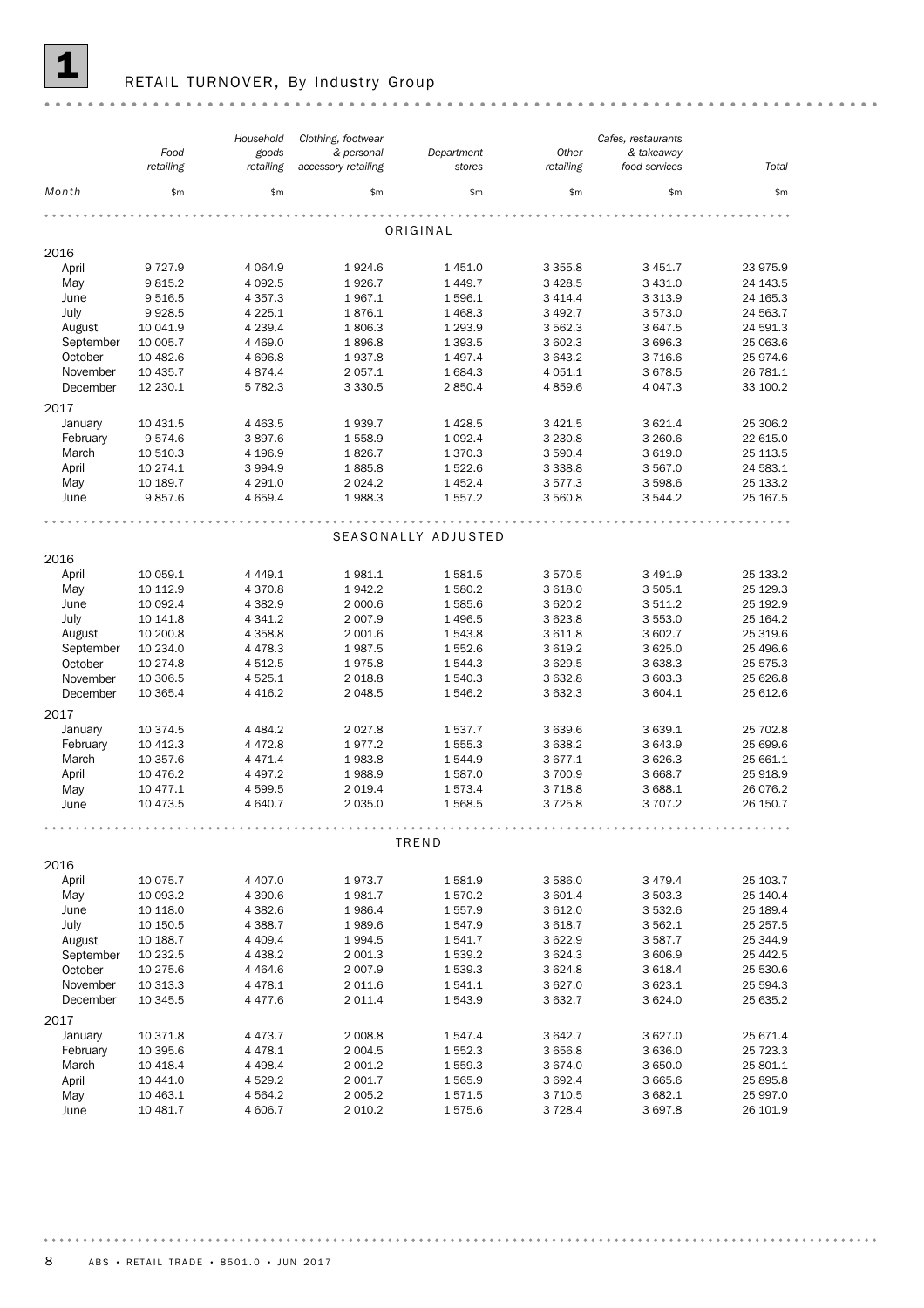# 1 RETAIL TURNOVER, By Industry Group

| Month | Food retailing | Household goods retailing | Clothing, footwear & personal accessory retailing | Department stores | Other retailing | Cafes, restaurants & takeaway food services | Total |
|---|---|---|---|---|---|---|---|
| | $m | $m | $m | $m | $m | $m | $m |
| **ORIGINAL** | | | | | | | |
| **2016** | | | | | | | |
| April | 9 727.9 | 4 064.9 | 1 924.6 | 1 451.0 | 3 355.8 | 3 451.7 | 23 975.9 |
| May | 9 815.2 | 4 092.5 | 1 926.7 | 1 449.7 | 3 428.5 | 3 431.0 | 24 143.5 |
| June | 9 516.5 | 4 357.3 | 1 967.1 | 1 596.1 | 3 414.4 | 3 313.9 | 24 165.3 |
| July | 9 928.5 | 4 225.1 | 1 876.1 | 1 468.3 | 3 492.7 | 3 573.0 | 24 563.7 |
| August | 10 041.9 | 4 239.4 | 1 806.3 | 1 293.9 | 3 562.3 | 3 647.5 | 24 591.3 |
| September | 10 005.7 | 4 469.0 | 1 896.8 | 1 393.5 | 3 602.3 | 3 696.3 | 25 063.6 |
| October | 10 482.6 | 4 696.8 | 1 937.8 | 1 497.4 | 3 643.2 | 3 716.6 | 25 974.6 |
| November | 10 435.7 | 4 874.4 | 2 057.1 | 1 684.3 | 4 051.1 | 3 678.5 | 26 781.1 |
| December | 12 230.1 | 5 782.3 | 3 330.5 | 2 850.4 | 4 859.6 | 4 047.3 | 33 100.2 |
| **2017** | | | | | | | |
| January | 10 431.5 | 4 463.5 | 1 939.7 | 1 428.5 | 3 421.5 | 3 621.4 | 25 306.2 |
| February | 9 574.6 | 3 897.6 | 1 558.9 | 1 092.4 | 3 230.8 | 3 260.6 | 22 615.0 |
| March | 10 510.3 | 4 196.9 | 1 826.7 | 1 370.3 | 3 590.4 | 3 619.0 | 25 113.5 |
| April | 10 274.1 | 3 994.9 | 1 885.8 | 1 522.6 | 3 338.8 | 3 567.0 | 24 583.1 |
| May | 10 189.7 | 4 291.0 | 2 024.2 | 1 452.4 | 3 577.3 | 3 598.6 | 25 133.2 |
| June | 9 857.6 | 4 659.4 | 1 988.3 | 1 557.2 | 3 560.8 | 3 544.2 | 25 167.5 |
| **SEASONALLY ADJUSTED** | | | | | | | |
| **2016** | | | | | | | |
| April | 10 059.1 | 4 449.1 | 1 981.1 | 1 581.5 | 3 570.5 | 3 491.9 | 25 133.2 |
| May | 10 112.9 | 4 370.8 | 1 942.2 | 1 580.2 | 3 618.0 | 3 505.1 | 25 129.3 |
| June | 10 092.4 | 4 382.9 | 2 000.6 | 1 585.6 | 3 620.2 | 3 511.2 | 25 192.9 |
| July | 10 141.8 | 4 341.2 | 2 007.9 | 1 496.5 | 3 623.8 | 3 553.0 | 25 164.2 |
| August | 10 200.8 | 4 358.8 | 2 001.6 | 1 543.8 | 3 611.8 | 3 602.7 | 25 319.6 |
| September | 10 234.0 | 4 478.3 | 1 987.5 | 1 552.6 | 3 619.2 | 3 625.0 | 25 496.6 |
| October | 10 274.8 | 4 512.5 | 1 975.8 | 1 544.3 | 3 629.5 | 3 638.3 | 25 575.3 |
| November | 10 306.5 | 4 525.1 | 2 018.8 | 1 540.3 | 3 632.8 | 3 603.3 | 25 626.8 |
| December | 10 365.4 | 4 416.2 | 2 048.5 | 1 546.2 | 3 632.3 | 3 604.1 | 25 612.6 |
| **2017** | | | | | | | |
| January | 10 374.5 | 4 484.2 | 2 027.8 | 1 537.7 | 3 639.6 | 3 639.1 | 25 702.8 |
| February | 10 412.3 | 4 472.8 | 1 977.2 | 1 555.3 | 3 638.2 | 3 643.9 | 25 699.6 |
| March | 10 357.6 | 4 471.4 | 1 983.8 | 1 544.9 | 3 677.1 | 3 626.3 | 25 661.1 |
| April | 10 476.2 | 4 497.2 | 1 988.9 | 1 587.0 | 3 700.9 | 3 668.7 | 25 918.9 |
| May | 10 477.1 | 4 599.5 | 2 019.4 | 1 573.4 | 3 718.8 | 3 688.1 | 26 076.2 |
| June | 10 473.5 | 4 640.7 | 2 035.0 | 1 568.5 | 3 725.8 | 3 707.2 | 26 150.7 |
| **TREND** | | | | | | | |
| **2016** | | | | | | | |
| April | 10 075.7 | 4 407.0 | 1 973.7 | 1 581.9 | 3 586.0 | 3 479.4 | 25 103.7 |
| May | 10 093.2 | 4 390.6 | 1 981.7 | 1 570.2 | 3 601.4 | 3 503.3 | 25 140.4 |
| June | 10 118.0 | 4 382.6 | 1 986.4 | 1 557.9 | 3 612.0 | 3 532.6 | 25 189.4 |
| July | 10 150.5 | 4 388.7 | 1 989.6 | 1 547.9 | 3 618.7 | 3 562.1 | 25 257.5 |
| August | 10 188.7 | 4 409.4 | 1 994.5 | 1 541.7 | 3 622.9 | 3 587.7 | 25 344.9 |
| September | 10 232.5 | 4 438.2 | 2 001.3 | 1 539.2 | 3 624.3 | 3 606.9 | 25 442.5 |
| October | 10 275.6 | 4 464.6 | 2 007.9 | 1 539.3 | 3 624.8 | 3 618.4 | 25 530.6 |
| November | 10 313.3 | 4 478.1 | 2 011.6 | 1 541.1 | 3 627.0 | 3 623.1 | 25 594.3 |
| December | 10 345.5 | 4 477.6 | 2 011.4 | 1 543.9 | 3 632.7 | 3 624.0 | 25 635.2 |
| **2017** | | | | | | | |
| January | 10 371.8 | 4 473.7 | 2 008.8 | 1 547.4 | 3 642.7 | 3 627.0 | 25 671.4 |
| February | 10 395.6 | 4 478.1 | 2 004.5 | 1 552.3 | 3 656.8 | 3 636.0 | 25 723.3 |
| March | 10 418.4 | 4 498.4 | 2 001.2 | 1 559.3 | 3 674.0 | 3 650.0 | 25 801.1 |
| April | 10 441.0 | 4 529.2 | 2 001.7 | 1 565.9 | 3 692.4 | 3 665.6 | 25 895.8 |
| May | 10 463.1 | 4 564.2 | 2 005.2 | 1 571.5 | 3 710.5 | 3 682.1 | 25 997.0 |
| June | 10 481.7 | 4 606.7 | 2 010.2 | 1 575.6 | 3 728.4 | 3 697.8 | 26 101.9 |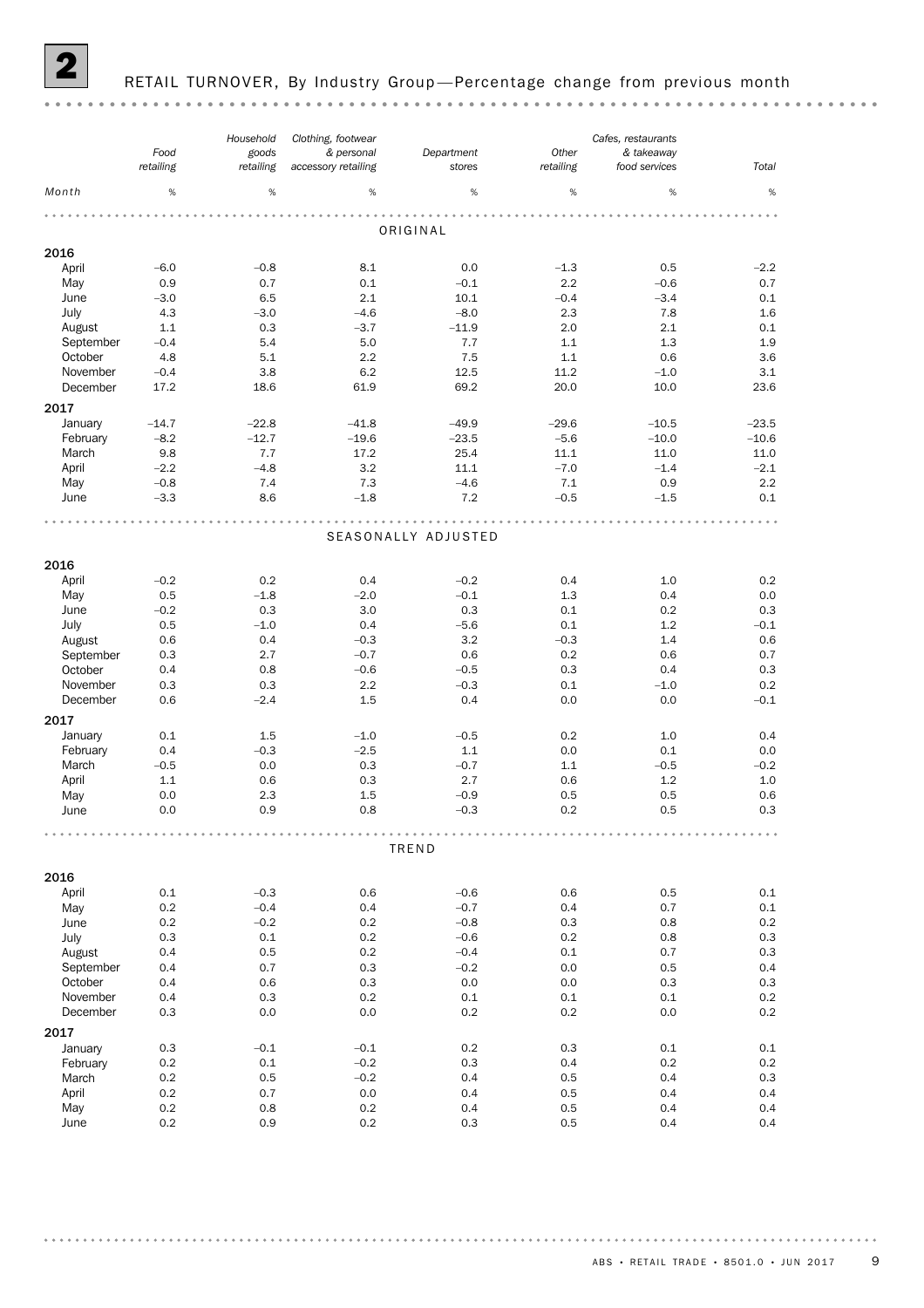## 2 RETAIL TURNOVER, By Industry Group—Percentage change from previous month

| Month | Food retailing | Household goods retailing | Clothing, footwear & personal accessory retailing | Department stores | Other retailing | Cafes, restaurants & takeaway food services | Total |
|---|---|---|---|---|---|---|---|
| | % | % | % | % | % | % | % |
| **ORIGINAL** | | | | | | | |
| **2016** | | | | | | | |
| April | –6.0 | –0.8 | 8.1 | 0.0 | –1.3 | 0.5 | –2.2 |
| May | 0.9 | 0.7 | 0.1 | –0.1 | 2.2 | –0.6 | 0.7 |
| June | –3.0 | 6.5 | 2.1 | 10.1 | –0.4 | –3.4 | 0.1 |
| July | 4.3 | –3.0 | –4.6 | –8.0 | 2.3 | 7.8 | 1.6 |
| August | 1.1 | 0.3 | –3.7 | –11.9 | 2.0 | 2.1 | 0.1 |
| September | –0.4 | 5.4 | 5.0 | 7.7 | 1.1 | 1.3 | 1.9 |
| October | 4.8 | 5.1 | 2.2 | 7.5 | 1.1 | 0.6 | 3.6 |
| November | –0.4 | 3.8 | 6.2 | 12.5 | 11.2 | –1.0 | 3.1 |
| December | 17.2 | 18.6 | 61.9 | 69.2 | 20.0 | 10.0 | 23.6 |
| **2017** | | | | | | | |
| January | –14.7 | –22.8 | –41.8 | –49.9 | –29.6 | –10.5 | –23.5 |
| February | –8.2 | –12.7 | –19.6 | –23.5 | –5.6 | –10.0 | –10.6 |
| March | 9.8 | 7.7 | 17.2 | 25.4 | 11.1 | 11.0 | 11.0 |
| April | –2.2 | –4.8 | 3.2 | 11.1 | –7.0 | –1.4 | –2.1 |
| May | –0.8 | 7.4 | 7.3 | –4.6 | 7.1 | 0.9 | 2.2 |
| June | –3.3 | 8.6 | –1.8 | 7.2 | –0.5 | –1.5 | 0.1 |
| **SEASONALLY ADJUSTED** | | | | | | | |
| **2016** | | | | | | | |
| April | –0.2 | 0.2 | 0.4 | –0.2 | 0.4 | 1.0 | 0.2 |
| May | 0.5 | –1.8 | –2.0 | –0.1 | 1.3 | 0.4 | 0.0 |
| June | –0.2 | 0.3 | 3.0 | 0.3 | 0.1 | 0.2 | 0.3 |
| July | 0.5 | –1.0 | 0.4 | –5.6 | 0.1 | 1.2 | –0.1 |
| August | 0.6 | 0.4 | –0.3 | 3.2 | –0.3 | 1.4 | 0.6 |
| September | 0.3 | 2.7 | –0.7 | 0.6 | 0.2 | 0.6 | 0.7 |
| October | 0.4 | 0.8 | –0.6 | –0.5 | 0.3 | 0.4 | 0.3 |
| November | 0.3 | 0.3 | 2.2 | –0.3 | 0.1 | –1.0 | 0.2 |
| December | 0.6 | –2.4 | 1.5 | 0.4 | 0.0 | 0.0 | –0.1 |
| **2017** | | | | | | | |
| January | 0.1 | 1.5 | –1.0 | –0.5 | 0.2 | 1.0 | 0.4 |
| February | 0.4 | –0.3 | –2.5 | 1.1 | 0.0 | 0.1 | 0.0 |
| March | –0.5 | 0.0 | 0.3 | –0.7 | 1.1 | –0.5 | –0.2 |
| April | 1.1 | 0.6 | 0.3 | 2.7 | 0.6 | 1.2 | 1.0 |
| May | 0.0 | 2.3 | 1.5 | –0.9 | 0.5 | 0.5 | 0.6 |
| June | 0.0 | 0.9 | 0.8 | –0.3 | 0.2 | 0.5 | 0.3 |
| **TREND** | | | | | | | |
| **2016** | | | | | | | |
| April | 0.1 | –0.3 | 0.6 | –0.6 | 0.6 | 0.5 | 0.1 |
| May | 0.2 | –0.4 | 0.4 | –0.7 | 0.4 | 0.7 | 0.1 |
| June | 0.2 | –0.2 | 0.2 | –0.8 | 0.3 | 0.8 | 0.2 |
| July | 0.3 | 0.1 | 0.2 | –0.6 | 0.2 | 0.8 | 0.3 |
| August | 0.4 | 0.5 | 0.2 | –0.4 | 0.1 | 0.7 | 0.3 |
| September | 0.4 | 0.7 | 0.3 | –0.2 | 0.0 | 0.5 | 0.4 |
| October | 0.4 | 0.6 | 0.3 | 0.0 | 0.0 | 0.3 | 0.3 |
| November | 0.4 | 0.3 | 0.2 | 0.1 | 0.1 | 0.1 | 0.2 |
| December | 0.3 | 0.0 | 0.0 | 0.2 | 0.2 | 0.0 | 0.2 |
| **2017** | | | | | | | |
| January | 0.3 | –0.1 | –0.1 | 0.2 | 0.3 | 0.1 | 0.1 |
| February | 0.2 | 0.1 | –0.2 | 0.3 | 0.4 | 0.2 | 0.2 |
| March | 0.2 | 0.5 | –0.2 | 0.4 | 0.5 | 0.4 | 0.3 |
| April | 0.2 | 0.7 | 0.0 | 0.4 | 0.5 | 0.4 | 0.4 |
| May | 0.2 | 0.8 | 0.2 | 0.4 | 0.5 | 0.4 | 0.4 |
| June | 0.2 | 0.9 | 0.2 | 0.3 | 0.5 | 0.4 | 0.4 |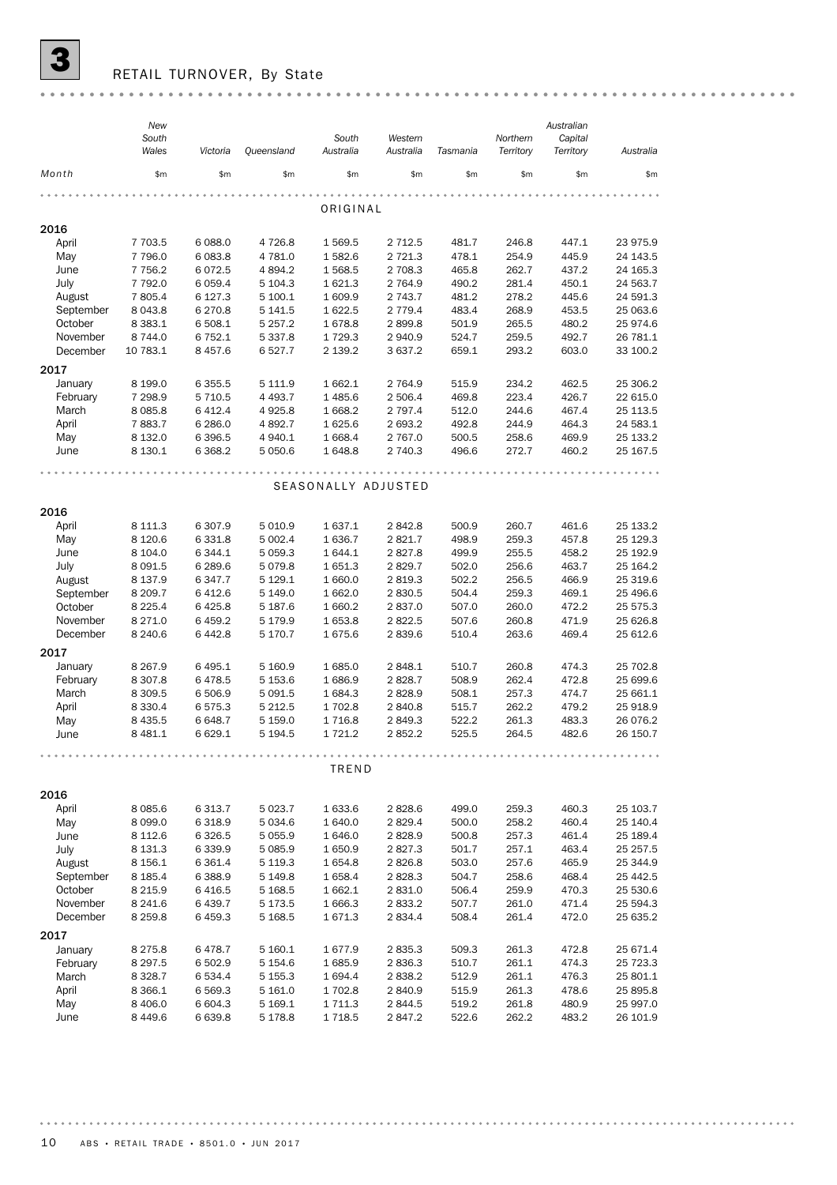# 3 RETAIL TURNOVER, By State

| Month | New South Wales | Victoria | Queensland | South Australia | Western Australia | Tasmania | Northern Territory | Australian Capital Territory | Australia |
|---|---|---|---|---|---|---|---|---|---|
| | $m | $m | $m | $m | $m | $m | $m | $m | $m |
| **ORIGINAL** | | | | | | | | | |
| **2016** | | | | | | | | | |
| April | 7 703.5 | 6 088.0 | 4 726.8 | 1 569.5 | 2 712.5 | 481.7 | 246.8 | 447.1 | 23 975.9 |
| May | 7 796.0 | 6 083.8 | 4 781.0 | 1 582.6 | 2 721.3 | 478.1 | 254.9 | 445.9 | 24 143.5 |
| June | 7 756.2 | 6 072.5 | 4 894.2 | 1 568.5 | 2 708.3 | 465.8 | 262.7 | 437.2 | 24 165.3 |
| July | 7 792.0 | 6 059.4 | 5 104.3 | 1 621.3 | 2 764.9 | 490.2 | 281.4 | 450.1 | 24 563.7 |
| August | 7 805.4 | 6 127.3 | 5 100.1 | 1 609.9 | 2 743.7 | 481.2 | 278.2 | 445.6 | 24 591.3 |
| September | 8 043.8 | 6 270.8 | 5 141.5 | 1 622.5 | 2 779.4 | 483.4 | 268.9 | 453.5 | 25 063.6 |
| October | 8 383.1 | 6 508.1 | 5 257.2 | 1 678.8 | 2 899.8 | 501.9 | 265.5 | 480.2 | 25 974.6 |
| November | 8 744.0 | 6 752.1 | 5 337.8 | 1 729.3 | 2 940.9 | 524.7 | 259.5 | 492.7 | 26 781.1 |
| December | 10 783.1 | 8 457.6 | 6 527.7 | 2 139.2 | 3 637.2 | 659.1 | 293.2 | 603.0 | 33 100.2 |
| **2017** | | | | | | | | | |
| January | 8 199.0 | 6 355.5 | 5 111.9 | 1 662.1 | 2 764.9 | 515.9 | 234.2 | 462.5 | 25 306.2 |
| February | 7 298.9 | 5 710.5 | 4 493.7 | 1 485.6 | 2 506.4 | 469.8 | 223.4 | 426.7 | 22 615.0 |
| March | 8 085.8 | 6 412.4 | 4 925.8 | 1 668.2 | 2 797.4 | 512.0 | 244.6 | 467.4 | 25 113.5 |
| April | 7 883.7 | 6 286.0 | 4 892.7 | 1 625.6 | 2 693.2 | 492.8 | 244.9 | 464.3 | 24 583.1 |
| May | 8 132.0 | 6 396.5 | 4 940.1 | 1 668.4 | 2 767.0 | 500.5 | 258.6 | 469.9 | 25 133.2 |
| June | 8 130.1 | 6 368.2 | 5 050.6 | 1 648.8 | 2 740.3 | 496.6 | 272.7 | 460.2 | 25 167.5 |
| **SEASONALLY ADJUSTED** | | | | | | | | | |
| **2016** | | | | | | | | | |
| April | 8 111.3 | 6 307.9 | 5 010.9 | 1 637.1 | 2 842.8 | 500.9 | 260.7 | 461.6 | 25 133.2 |
| May | 8 120.6 | 6 331.8 | 5 002.4 | 1 636.7 | 2 821.7 | 498.9 | 259.3 | 457.8 | 25 129.3 |
| June | 8 104.0 | 6 344.1 | 5 059.3 | 1 644.1 | 2 827.8 | 499.9 | 255.5 | 458.2 | 25 192.9 |
| July | 8 091.5 | 6 289.6 | 5 079.8 | 1 651.3 | 2 829.7 | 502.0 | 256.6 | 463.7 | 25 164.2 |
| August | 8 137.9 | 6 347.7 | 5 129.1 | 1 660.0 | 2 819.3 | 502.2 | 256.5 | 466.9 | 25 319.6 |
| September | 8 209.7 | 6 412.6 | 5 149.0 | 1 662.0 | 2 830.5 | 504.4 | 259.3 | 469.1 | 25 496.6 |
| October | 8 225.4 | 6 425.8 | 5 187.6 | 1 660.2 | 2 837.0 | 507.0 | 260.0 | 472.2 | 25 575.3 |
| November | 8 271.0 | 6 459.2 | 5 179.9 | 1 653.8 | 2 822.5 | 507.6 | 260.8 | 471.9 | 25 626.8 |
| December | 8 240.6 | 6 442.8 | 5 170.7 | 1 675.6 | 2 839.6 | 510.4 | 263.6 | 469.4 | 25 612.6 |
| **2017** | | | | | | | | | |
| January | 8 267.9 | 6 495.1 | 5 160.9 | 1 685.0 | 2 848.1 | 510.7 | 260.8 | 474.3 | 25 702.8 |
| February | 8 307.8 | 6 478.5 | 5 153.6 | 1 686.9 | 2 828.7 | 508.9 | 262.4 | 472.8 | 25 699.6 |
| March | 8 309.5 | 6 506.9 | 5 091.5 | 1 684.3 | 2 828.9 | 508.1 | 257.3 | 474.7 | 25 661.1 |
| April | 8 330.4 | 6 575.3 | 5 212.5 | 1 702.8 | 2 840.8 | 515.7 | 262.2 | 479.2 | 25 918.9 |
| May | 8 435.5 | 6 648.7 | 5 159.0 | 1 716.8 | 2 849.3 | 522.2 | 261.3 | 483.3 | 26 076.2 |
| June | 8 481.1 | 6 629.1 | 5 194.5 | 1 721.2 | 2 852.2 | 525.5 | 264.5 | 482.6 | 26 150.7 |
| **TREND** | | | | | | | | | |
| **2016** | | | | | | | | | |
| April | 8 085.6 | 6 313.7 | 5 023.7 | 1 633.6 | 2 828.6 | 499.0 | 259.3 | 460.3 | 25 103.7 |
| May | 8 099.0 | 6 318.9 | 5 034.6 | 1 640.0 | 2 829.4 | 500.0 | 258.2 | 460.4 | 25 140.4 |
| June | 8 112.6 | 6 326.5 | 5 055.9 | 1 646.0 | 2 828.9 | 500.8 | 257.3 | 461.4 | 25 189.4 |
| July | 8 131.3 | 6 339.9 | 5 085.9 | 1 650.9 | 2 827.3 | 501.7 | 257.1 | 463.4 | 25 257.5 |
| August | 8 156.1 | 6 361.4 | 5 119.3 | 1 654.8 | 2 826.8 | 503.0 | 257.6 | 465.9 | 25 344.9 |
| September | 8 185.4 | 6 388.9 | 5 149.8 | 1 658.4 | 2 828.3 | 504.7 | 258.6 | 468.4 | 25 442.5 |
| October | 8 215.9 | 6 416.5 | 5 168.5 | 1 662.1 | 2 831.0 | 506.4 | 259.9 | 470.3 | 25 530.6 |
| November | 8 241.6 | 6 439.7 | 5 173.5 | 1 666.3 | 2 833.2 | 507.7 | 261.0 | 471.4 | 25 594.3 |
| December | 8 259.8 | 6 459.3 | 5 168.5 | 1 671.3 | 2 834.4 | 508.4 | 261.4 | 472.0 | 25 635.2 |
| **2017** | | | | | | | | | |
| January | 8 275.8 | 6 478.7 | 5 160.1 | 1 677.9 | 2 835.3 | 509.3 | 261.3 | 472.8 | 25 671.4 |
| February | 8 297.5 | 6 502.9 | 5 154.6 | 1 685.9 | 2 836.3 | 510.7 | 261.1 | 474.3 | 25 723.3 |
| March | 8 328.7 | 6 534.4 | 5 155.3 | 1 694.4 | 2 838.2 | 512.9 | 261.1 | 476.3 | 25 801.1 |
| April | 8 366.1 | 6 569.3 | 5 161.0 | 1 702.8 | 2 840.9 | 515.9 | 261.3 | 478.6 | 25 895.8 |
| May | 8 406.0 | 6 604.3 | 5 169.1 | 1 711.3 | 2 844.5 | 519.2 | 261.8 | 480.9 | 25 997.0 |
| June | 8 449.6 | 6 639.8 | 5 178.8 | 1 718.5 | 2 847.2 | 522.6 | 262.2 | 483.2 | 26 101.9 |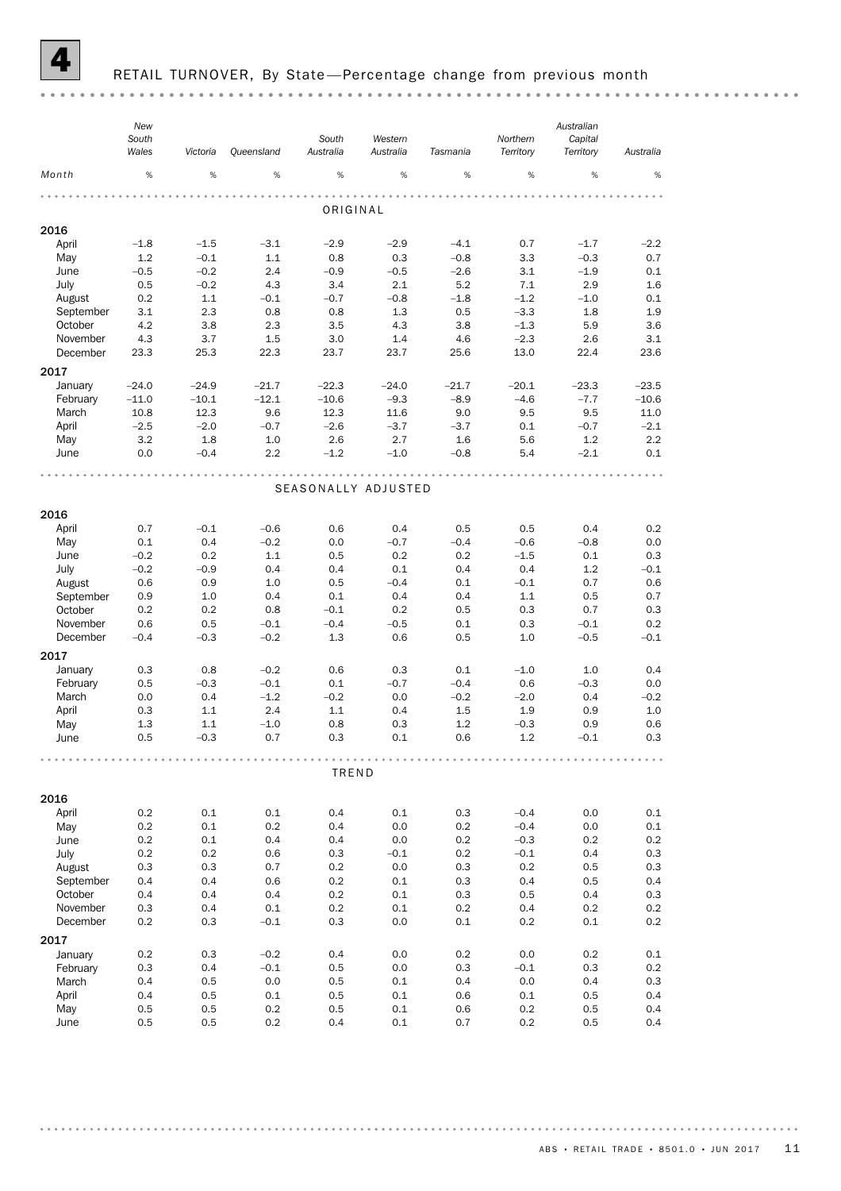# 4 RETAIL TURNOVER, By State—Percentage change from previous month

| Month | New South Wales | Victoria | Queensland | South Australia | Western Australia | Tasmania | Northern Territory | Australian Capital Territory | Australia |
|---|---|---|---|---|---|---|---|---|---|
| | % | % | % | % | % | % | % | % | % |
| **ORIGINAL** | | | | | | | | | |
| **2016** | | | | | | | | | |
| April | –1.8 | –1.5 | –3.1 | –2.9 | –2.9 | –4.1 | 0.7 | –1.7 | –2.2 |
| May | 1.2 | –0.1 | 1.1 | 0.8 | 0.3 | –0.8 | 3.3 | –0.3 | 0.7 |
| June | –0.5 | –0.2 | 2.4 | –0.9 | –0.5 | –2.6 | 3.1 | –1.9 | 0.1 |
| July | 0.5 | –0.2 | 4.3 | 3.4 | 2.1 | 5.2 | 7.1 | 2.9 | 1.6 |
| August | 0.2 | 1.1 | –0.1 | –0.7 | –0.8 | –1.8 | –1.2 | –1.0 | 0.1 |
| September | 3.1 | 2.3 | 0.8 | 0.8 | 1.3 | 0.5 | –3.3 | 1.8 | 1.9 |
| October | 4.2 | 3.8 | 2.3 | 3.5 | 4.3 | 3.8 | –1.3 | 5.9 | 3.6 |
| November | 4.3 | 3.7 | 1.5 | 3.0 | 1.4 | 4.6 | –2.3 | 2.6 | 3.1 |
| December | 23.3 | 25.3 | 22.3 | 23.7 | 23.7 | 25.6 | 13.0 | 22.4 | 23.6 |
| **2017** | | | | | | | | | |
| January | –24.0 | –24.9 | –21.7 | –22.3 | –24.0 | –21.7 | –20.1 | –23.3 | –23.5 |
| February | –11.0 | –10.1 | –12.1 | –10.6 | –9.3 | –8.9 | –4.6 | –7.7 | –10.6 |
| March | 10.8 | 12.3 | 9.6 | 12.3 | 11.6 | 9.0 | 9.5 | 9.5 | 11.0 |
| April | –2.5 | –2.0 | –0.7 | –2.6 | –3.7 | –3.7 | 0.1 | –0.7 | –2.1 |
| May | 3.2 | 1.8 | 1.0 | 2.6 | 2.7 | 1.6 | 5.6 | 1.2 | 2.2 |
| June | 0.0 | –0.4 | 2.2 | –1.2 | –1.0 | –0.8 | 5.4 | –2.1 | 0.1 |
| **SEASONALLY ADJUSTED** | | | | | | | | | |
| **2016** | | | | | | | | | |
| April | 0.7 | –0.1 | –0.6 | 0.6 | 0.4 | 0.5 | 0.5 | 0.4 | 0.2 |
| May | 0.1 | 0.4 | –0.2 | 0.0 | –0.7 | –0.4 | –0.6 | –0.8 | 0.0 |
| June | –0.2 | 0.2 | 1.1 | 0.5 | 0.2 | 0.2 | –1.5 | 0.1 | 0.3 |
| July | –0.2 | –0.9 | 0.4 | 0.4 | 0.1 | 0.4 | 0.4 | 1.2 | –0.1 |
| August | 0.6 | 0.9 | 1.0 | 0.5 | –0.4 | 0.1 | –0.1 | 0.7 | 0.6 |
| September | 0.9 | 1.0 | 0.4 | 0.1 | 0.4 | 0.4 | 1.1 | 0.5 | 0.7 |
| October | 0.2 | 0.2 | 0.8 | –0.1 | 0.2 | 0.5 | 0.3 | 0.7 | 0.3 |
| November | 0.6 | 0.5 | –0.1 | –0.4 | –0.5 | 0.1 | 0.3 | –0.1 | 0.2 |
| December | –0.4 | –0.3 | –0.2 | 1.3 | 0.6 | 0.5 | 1.0 | –0.5 | –0.1 |
| **2017** | | | | | | | | | |
| January | 0.3 | 0.8 | –0.2 | 0.6 | 0.3 | 0.1 | –1.0 | 1.0 | 0.4 |
| February | 0.5 | –0.3 | –0.1 | 0.1 | –0.7 | –0.4 | 0.6 | –0.3 | 0.0 |
| March | 0.0 | 0.4 | –1.2 | –0.2 | 0.0 | –0.2 | –2.0 | 0.4 | –0.2 |
| April | 0.3 | 1.1 | 2.4 | 1.1 | 0.4 | 1.5 | 1.9 | 0.9 | 1.0 |
| May | 1.3 | 1.1 | –1.0 | 0.8 | 0.3 | 1.2 | –0.3 | 0.9 | 0.6 |
| June | 0.5 | –0.3 | 0.7 | 0.3 | 0.1 | 0.6 | 1.2 | –0.1 | 0.3 |
| **TREND** | | | | | | | | | |
| **2016** | | | | | | | | | |
| April | 0.2 | 0.1 | 0.1 | 0.4 | 0.1 | 0.3 | –0.4 | 0.0 | 0.1 |
| May | 0.2 | 0.1 | 0.2 | 0.4 | 0.0 | 0.2 | –0.4 | 0.0 | 0.1 |
| June | 0.2 | 0.1 | 0.4 | 0.4 | 0.0 | 0.2 | –0.3 | 0.2 | 0.2 |
| July | 0.2 | 0.2 | 0.6 | 0.3 | –0.1 | 0.2 | –0.1 | 0.4 | 0.3 |
| August | 0.3 | 0.3 | 0.7 | 0.2 | 0.0 | 0.3 | 0.2 | 0.5 | 0.3 |
| September | 0.4 | 0.4 | 0.6 | 0.2 | 0.1 | 0.3 | 0.4 | 0.5 | 0.4 |
| October | 0.4 | 0.4 | 0.4 | 0.2 | 0.1 | 0.3 | 0.5 | 0.4 | 0.3 |
| November | 0.3 | 0.4 | 0.1 | 0.2 | 0.1 | 0.2 | 0.4 | 0.2 | 0.2 |
| December | 0.2 | 0.3 | –0.1 | 0.3 | 0.0 | 0.1 | 0.2 | 0.1 | 0.2 |
| **2017** | | | | | | | | | |
| January | 0.2 | 0.3 | –0.2 | 0.4 | 0.0 | 0.2 | 0.0 | 0.2 | 0.1 |
| February | 0.3 | 0.4 | –0.1 | 0.5 | 0.0 | 0.3 | –0.1 | 0.3 | 0.2 |
| March | 0.4 | 0.5 | 0.0 | 0.5 | 0.1 | 0.4 | 0.0 | 0.4 | 0.3 |
| April | 0.4 | 0.5 | 0.1 | 0.5 | 0.1 | 0.6 | 0.1 | 0.5 | 0.4 |
| May | 0.5 | 0.5 | 0.2 | 0.5 | 0.1 | 0.6 | 0.2 | 0.5 | 0.4 |
| June | 0.5 | 0.5 | 0.2 | 0.4 | 0.1 | 0.7 | 0.2 | 0.5 | 0.4 |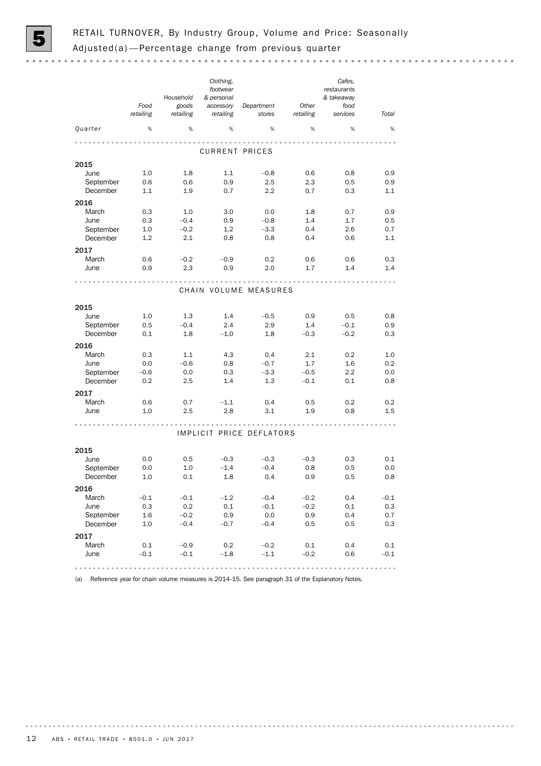# 5 RETAIL TURNOVER, By Industry Group, Volume and Price: Seasonally Adjusted(a)—Percentage change from previous quarter

| Quarter | Food retailing | Household goods retailing | Clothing, footwear & personal accessory retailing | Department stores | Other retailing | Cafes, restaurants & takeaway food services | Total |
|---|---|---|---|---|---|---|---|
| | % | % | % | % | % | % | % |
| **CURRENT PRICES** | | | | | | | |
| **2015** | | | | | | | |
| June | 1.0 | 1.8 | 1.1 | –0.8 | 0.6 | 0.8 | 0.9 |
| September | 0.6 | 0.6 | 0.9 | 2.5 | 2.3 | 0.5 | 0.9 |
| December | 1.1 | 1.9 | 0.7 | 2.2 | 0.7 | 0.3 | 1.1 |
| **2016** | | | | | | | |
| March | 0.3 | 1.0 | 3.0 | 0.0 | 1.8 | 0.7 | 0.9 |
| June | 0.3 | –0.4 | 0.9 | –0.8 | 1.4 | 1.7 | 0.5 |
| September | 1.0 | –0.2 | 1.2 | –3.3 | 0.4 | 2.6 | 0.7 |
| December | 1.2 | 2.1 | 0.8 | 0.8 | 0.4 | 0.6 | 1.1 |
| **2017** | | | | | | | |
| March | 0.6 | –0.2 | –0.9 | 0.2 | 0.6 | 0.6 | 0.3 |
| June | 0.9 | 2.3 | 0.9 | 2.0 | 1.7 | 1.4 | 1.4 |
| **CHAIN VOLUME MEASURES** | | | | | | | |
| **2015** | | | | | | | |
| June | 1.0 | 1.3 | 1.4 | –0.5 | 0.9 | 0.5 | 0.8 |
| September | 0.5 | –0.4 | 2.4 | 2.9 | 1.4 | –0.1 | 0.9 |
| December | 0.1 | 1.8 | –1.0 | 1.8 | –0.3 | –0.2 | 0.3 |
| **2016** | | | | | | | |
| March | 0.3 | 1.1 | 4.3 | 0.4 | 2.1 | 0.2 | 1.0 |
| June | 0.0 | –0.6 | 0.8 | –0.7 | 1.7 | 1.6 | 0.2 |
| September | –0.6 | 0.0 | 0.3 | –3.3 | –0.5 | 2.2 | 0.0 |
| December | 0.2 | 2.5 | 1.4 | 1.3 | –0.1 | 0.1 | 0.8 |
| **2017** | | | | | | | |
| March | 0.6 | 0.7 | –1.1 | 0.4 | 0.5 | 0.2 | 0.2 |
| June | 1.0 | 2.5 | 2.8 | 3.1 | 1.9 | 0.8 | 1.5 |
| **IMPLICIT PRICE DEFLATORS** | | | | | | | |
| **2015** | | | | | | | |
| June | 0.0 | 0.5 | –0.3 | –0.3 | –0.3 | 0.3 | 0.1 |
| September | 0.0 | 1.0 | –1.4 | –0.4 | 0.8 | 0.5 | 0.0 |
| December | 1.0 | 0.1 | 1.8 | 0.4 | 0.9 | 0.5 | 0.8 |
| **2016** | | | | | | | |
| March | –0.1 | –0.1 | –1.2 | –0.4 | –0.2 | 0.4 | –0.1 |
| June | 0.3 | 0.2 | 0.1 | –0.1 | –0.2 | 0.1 | 0.3 |
| September | 1.6 | –0.2 | 0.9 | 0.0 | 0.9 | 0.4 | 0.7 |
| December | 1.0 | –0.4 | –0.7 | –0.4 | 0.5 | 0.5 | 0.3 |
| **2017** | | | | | | | |
| March | 0.1 | –0.9 | 0.2 | –0.2 | 0.1 | 0.4 | 0.1 |
| June | –0.1 | –0.1 | –1.8 | –1.1 | –0.2 | 0.6 | –0.1 |

(a) Reference year for chain volume measures is 2014-15. See paragraph 31 of the Explanatory Notes.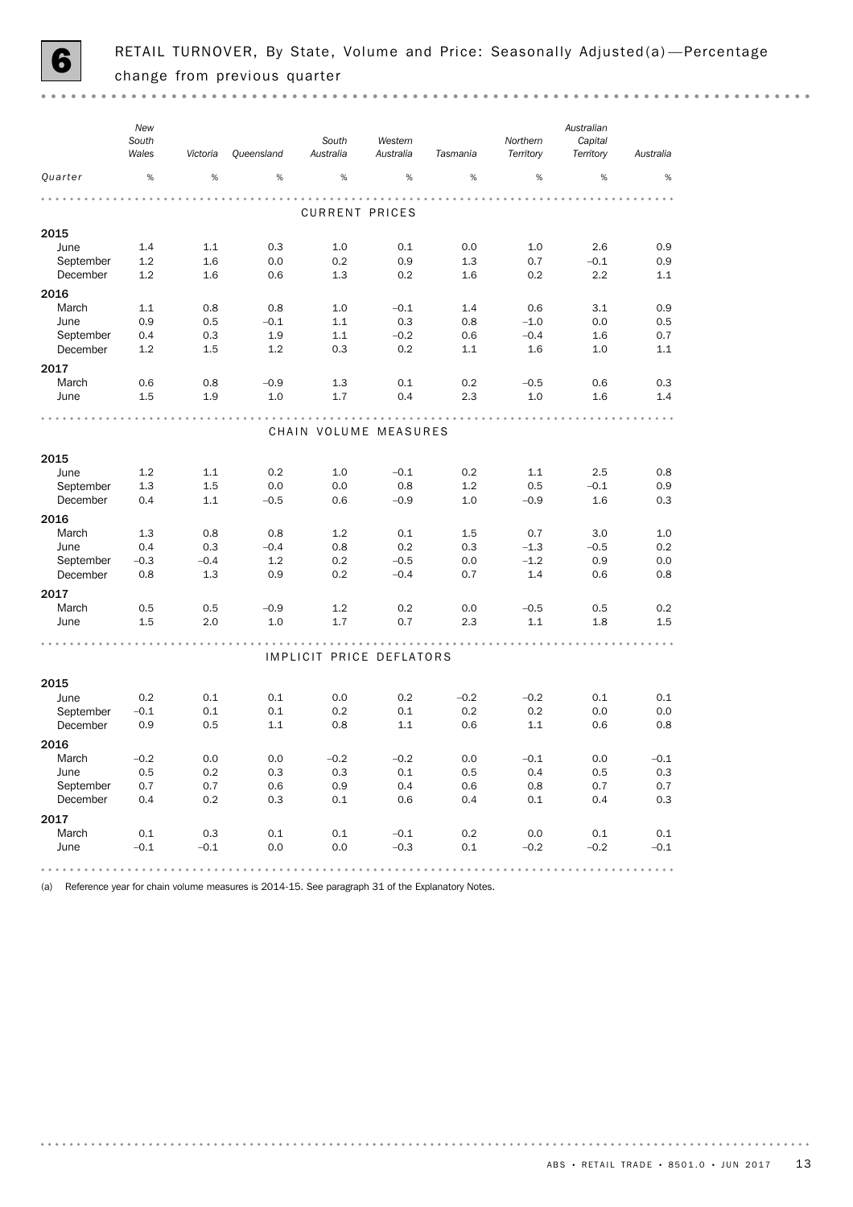# 6 RETAIL TURNOVER, By State, Volume and Price: Seasonally Adjusted(a) — Percentage change from previous quarter

| Quarter | New South Wales | Victoria | Queensland | South Australia | Western Australia | Tasmania | Northern Territory | Australian Capital Territory | Australia |
|---|---|---|---|---|---|---|---|---|---|
| | % | % | % | % | % | % | % | % | % |
| **CURRENT PRICES** | | | | | | | | | |
| **2015** | | | | | | | | | |
| June | 1.4 | 1.1 | 0.3 | 1.0 | 0.1 | 0.0 | 1.0 | 2.6 | 0.9 |
| September | 1.2 | 1.6 | 0.0 | 0.2 | 0.9 | 1.3 | 0.7 | –0.1 | 0.9 |
| December | 1.2 | 1.6 | 0.6 | 1.3 | 0.2 | 1.6 | 0.2 | 2.2 | 1.1 |
| **2016** | | | | | | | | | |
| March | 1.1 | 0.8 | 0.8 | 1.0 | –0.1 | 1.4 | 0.6 | 3.1 | 0.9 |
| June | 0.9 | 0.5 | –0.1 | 1.1 | 0.3 | 0.8 | –1.0 | 0.0 | 0.5 |
| September | 0.4 | 0.3 | 1.9 | 1.1 | –0.2 | 0.6 | –0.4 | 1.6 | 0.7 |
| December | 1.2 | 1.5 | 1.2 | 0.3 | 0.2 | 1.1 | 1.6 | 1.0 | 1.1 |
| **2017** | | | | | | | | | |
| March | 0.6 | 0.8 | –0.9 | 1.3 | 0.1 | 0.2 | –0.5 | 0.6 | 0.3 |
| June | 1.5 | 1.9 | 1.0 | 1.7 | 0.4 | 2.3 | 1.0 | 1.6 | 1.4 |
| **CHAIN VOLUME MEASURES** | | | | | | | | | |
| **2015** | | | | | | | | | |
| June | 1.2 | 1.1 | 0.2 | 1.0 | –0.1 | 0.2 | 1.1 | 2.5 | 0.8 |
| September | 1.3 | 1.5 | 0.0 | 0.0 | 0.8 | 1.2 | 0.5 | –0.1 | 0.9 |
| December | 0.4 | 1.1 | –0.5 | 0.6 | –0.9 | 1.0 | –0.9 | 1.6 | 0.3 |
| **2016** | | | | | | | | | |
| March | 1.3 | 0.8 | 0.8 | 1.2 | 0.1 | 1.5 | 0.7 | 3.0 | 1.0 |
| June | 0.4 | 0.3 | –0.4 | 0.8 | 0.2 | 0.3 | –1.3 | –0.5 | 0.2 |
| September | –0.3 | –0.4 | 1.2 | 0.2 | –0.5 | 0.0 | –1.2 | 0.9 | 0.0 |
| December | 0.8 | 1.3 | 0.9 | 0.2 | –0.4 | 0.7 | 1.4 | 0.6 | 0.8 |
| **2017** | | | | | | | | | |
| March | 0.5 | 0.5 | –0.9 | 1.2 | 0.2 | 0.0 | –0.5 | 0.5 | 0.2 |
| June | 1.5 | 2.0 | 1.0 | 1.7 | 0.7 | 2.3 | 1.1 | 1.8 | 1.5 |
| **IMPLICIT PRICE DEFLATORS** | | | | | | | | | |
| **2015** | | | | | | | | | |
| June | 0.2 | 0.1 | 0.1 | 0.0 | 0.2 | –0.2 | –0.2 | 0.1 | 0.1 |
| September | –0.1 | 0.1 | 0.1 | 0.2 | 0.1 | 0.2 | 0.2 | 0.0 | 0.0 |
| December | 0.9 | 0.5 | 1.1 | 0.8 | 1.1 | 0.6 | 1.1 | 0.6 | 0.8 |
| **2016** | | | | | | | | | |
| March | –0.2 | 0.0 | 0.0 | –0.2 | –0.2 | 0.0 | –0.1 | 0.0 | –0.1 |
| June | 0.5 | 0.2 | 0.3 | 0.3 | 0.1 | 0.5 | 0.4 | 0.5 | 0.3 |
| September | 0.7 | 0.7 | 0.6 | 0.9 | 0.4 | 0.6 | 0.8 | 0.7 | 0.7 |
| December | 0.4 | 0.2 | 0.3 | 0.1 | 0.6 | 0.4 | 0.1 | 0.4 | 0.3 |
| **2017** | | | | | | | | | |
| March | 0.1 | 0.3 | 0.1 | 0.1 | –0.1 | 0.2 | 0.0 | 0.1 | 0.1 |
| June | –0.1 | –0.1 | 0.0 | 0.0 | –0.3 | 0.1 | –0.2 | –0.2 | –0.1 |

(a) Reference year for chain volume measures is 2014-15. See paragraph 31 of the Explanatory Notes.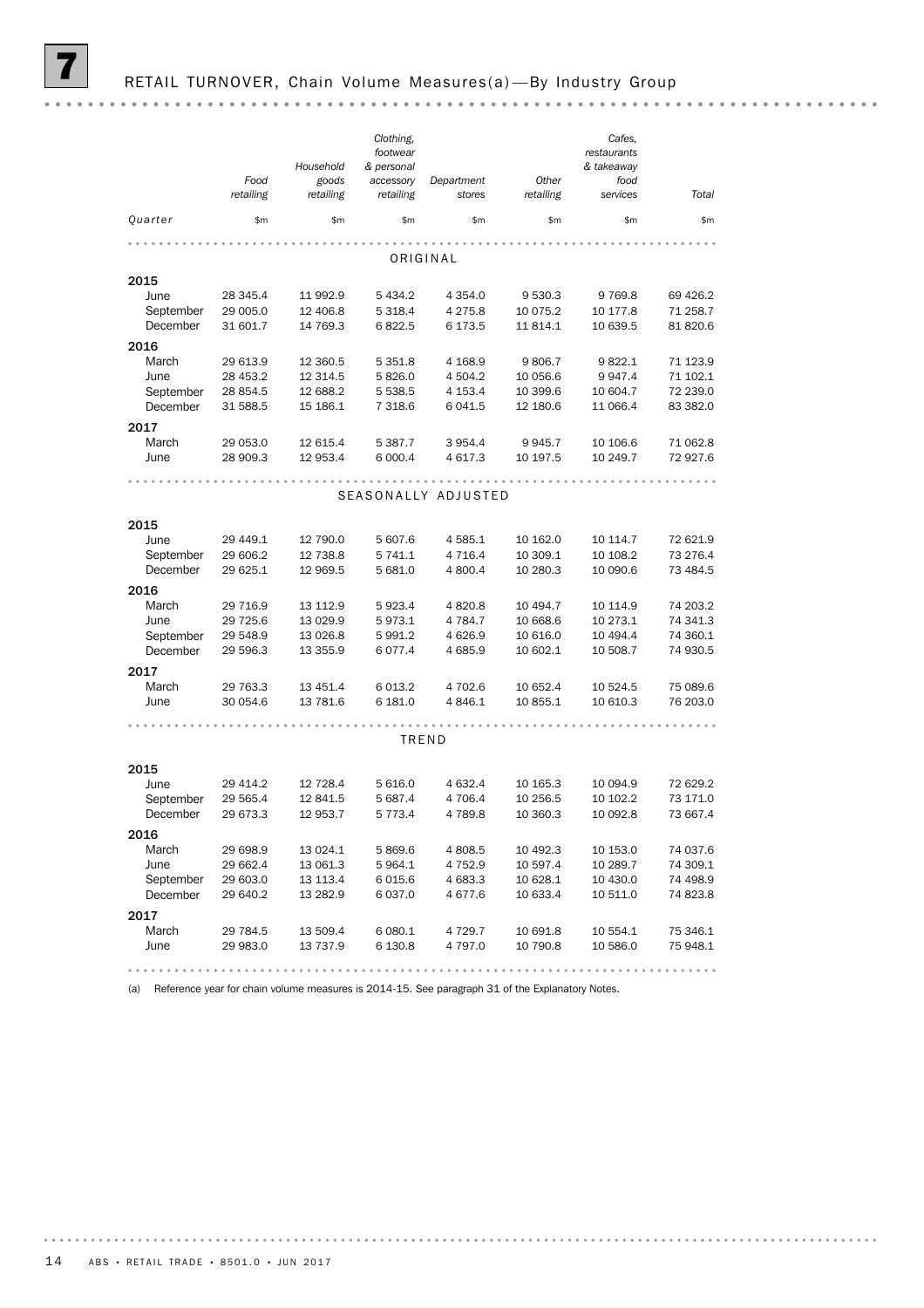# 7 RETAIL TURNOVER, Chain Volume Measures(a)—By Industry Group

| Quarter | Food retailing | Household goods retailing | Clothing, footwear & personal accessory retailing | Department stores | Other retailing | Cafes, restaurants & takeaway food services | Total |
|---|---|---|---|---|---|---|---|
| | $m | $m | $m | $m | $m | $m | $m |
| **ORIGINAL** | | | | | | | |
| **2015** | | | | | | | |
| June | 28 345.4 | 11 992.9 | 5 434.2 | 4 354.0 | 9 530.3 | 9 769.8 | 69 426.2 |
| September | 29 005.0 | 12 406.8 | 5 318.4 | 4 275.8 | 10 075.2 | 10 177.8 | 71 258.7 |
| December | 31 601.7 | 14 769.3 | 6 822.5 | 6 173.5 | 11 814.1 | 10 639.5 | 81 820.6 |
| **2016** | | | | | | | |
| March | 29 613.9 | 12 360.5 | 5 351.8 | 4 168.9 | 9 806.7 | 9 822.1 | 71 123.9 |
| June | 28 453.2 | 12 314.5 | 5 826.0 | 4 504.2 | 10 056.6 | 9 947.4 | 71 102.1 |
| September | 28 854.5 | 12 688.2 | 5 538.5 | 4 153.4 | 10 399.6 | 10 604.7 | 72 239.0 |
| December | 31 588.5 | 15 186.1 | 7 318.6 | 6 041.5 | 12 180.6 | 11 066.4 | 83 382.0 |
| **2017** | | | | | | | |
| March | 29 053.0 | 12 615.4 | 5 387.7 | 3 954.4 | 9 945.7 | 10 106.6 | 71 062.8 |
| June | 28 909.3 | 12 953.4 | 6 000.4 | 4 617.3 | 10 197.5 | 10 249.7 | 72 927.6 |
| **SEASONALLY ADJUSTED** | | | | | | | |
| **2015** | | | | | | | |
| June | 29 449.1 | 12 790.0 | 5 607.6 | 4 585.1 | 10 162.0 | 10 114.7 | 72 621.9 |
| September | 29 606.2 | 12 738.8 | 5 741.1 | 4 716.4 | 10 309.1 | 10 108.2 | 73 276.4 |
| December | 29 625.1 | 12 969.5 | 5 681.0 | 4 800.4 | 10 280.3 | 10 090.6 | 73 484.5 |
| **2016** | | | | | | | |
| March | 29 716.9 | 13 112.9 | 5 923.4 | 4 820.8 | 10 494.7 | 10 114.9 | 74 203.2 |
| June | 29 725.6 | 13 029.9 | 5 973.1 | 4 784.7 | 10 668.6 | 10 273.1 | 74 341.3 |
| September | 29 548.9 | 13 026.8 | 5 991.2 | 4 626.9 | 10 616.0 | 10 494.4 | 74 360.1 |
| December | 29 596.3 | 13 355.9 | 6 077.4 | 4 685.9 | 10 602.1 | 10 508.7 | 74 930.5 |
| **2017** | | | | | | | |
| March | 29 763.3 | 13 451.4 | 6 013.2 | 4 702.6 | 10 652.4 | 10 524.5 | 75 089.6 |
| June | 30 054.6 | 13 781.6 | 6 181.0 | 4 846.1 | 10 855.1 | 10 610.3 | 76 203.0 |
| **TREND** | | | | | | | |
| **2015** | | | | | | | |
| June | 29 414.2 | 12 728.4 | 5 616.0 | 4 632.4 | 10 165.3 | 10 094.9 | 72 629.2 |
| September | 29 565.4 | 12 841.5 | 5 687.4 | 4 706.4 | 10 256.5 | 10 102.2 | 73 171.0 |
| December | 29 673.3 | 12 953.7 | 5 773.4 | 4 789.8 | 10 360.3 | 10 092.8 | 73 667.4 |
| **2016** | | | | | | | |
| March | 29 698.9 | 13 024.1 | 5 869.6 | 4 808.5 | 10 492.3 | 10 153.0 | 74 037.6 |
| June | 29 662.4 | 13 061.3 | 5 964.1 | 4 752.9 | 10 597.4 | 10 289.7 | 74 309.1 |
| September | 29 603.0 | 13 113.4 | 6 015.6 | 4 683.3 | 10 628.1 | 10 430.0 | 74 498.9 |
| December | 29 640.2 | 13 282.9 | 6 037.0 | 4 677.6 | 10 633.4 | 10 511.0 | 74 823.8 |
| **2017** | | | | | | | |
| March | 29 784.5 | 13 509.4 | 6 080.1 | 4 729.7 | 10 691.8 | 10 554.1 | 75 346.1 |
| June | 29 983.0 | 13 737.9 | 6 130.8 | 4 797.0 | 10 790.8 | 10 586.0 | 75 948.1 |

(a) Reference year for chain volume measures is 2014-15. See paragraph 31 of the Explanatory Notes.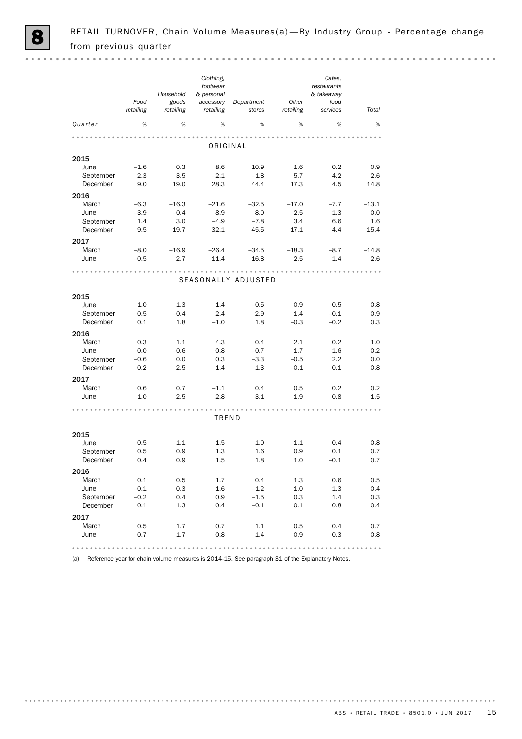# 8 RETAIL TURNOVER, Chain Volume Measures(a)—By Industry Group - Percentage change from previous quarter

| Quarter | Food retailing | Household goods retailing | Clothing, footwear & personal accessory retailing | Department stores | Other retailing | Cafes, restaurants & takeaway food services | Total |
|---|---|---|---|---|---|---|---|
| | % | % | % | % | % | % | % |
| **ORIGINAL** | | | | | | | |
| **2015** | | | | | | | |
| June | –1.6 | 0.3 | 8.6 | 10.9 | 1.6 | 0.2 | 0.9 |
| September | 2.3 | 3.5 | –2.1 | –1.8 | 5.7 | 4.2 | 2.6 |
| December | 9.0 | 19.0 | 28.3 | 44.4 | 17.3 | 4.5 | 14.8 |
| **2016** | | | | | | | |
| March | –6.3 | –16.3 | –21.6 | –32.5 | –17.0 | –7.7 | –13.1 |
| June | –3.9 | –0.4 | 8.9 | 8.0 | 2.5 | 1.3 | 0.0 |
| September | 1.4 | 3.0 | –4.9 | –7.8 | 3.4 | 6.6 | 1.6 |
| December | 9.5 | 19.7 | 32.1 | 45.5 | 17.1 | 4.4 | 15.4 |
| **2017** | | | | | | | |
| March | –8.0 | –16.9 | –26.4 | –34.5 | –18.3 | –8.7 | –14.8 |
| June | –0.5 | 2.7 | 11.4 | 16.8 | 2.5 | 1.4 | 2.6 |
| **SEASONALLY ADJUSTED** | | | | | | | |
| **2015** | | | | | | | |
| June | 1.0 | 1.3 | 1.4 | –0.5 | 0.9 | 0.5 | 0.8 |
| September | 0.5 | –0.4 | 2.4 | 2.9 | 1.4 | –0.1 | 0.9 |
| December | 0.1 | 1.8 | –1.0 | 1.8 | –0.3 | –0.2 | 0.3 |
| **2016** | | | | | | | |
| March | 0.3 | 1.1 | 4.3 | 0.4 | 2.1 | 0.2 | 1.0 |
| June | 0.0 | –0.6 | 0.8 | –0.7 | 1.7 | 1.6 | 0.2 |
| September | –0.6 | 0.0 | 0.3 | –3.3 | –0.5 | 2.2 | 0.0 |
| December | 0.2 | 2.5 | 1.4 | 1.3 | –0.1 | 0.1 | 0.8 |
| **2017** | | | | | | | |
| March | 0.6 | 0.7 | –1.1 | 0.4 | 0.5 | 0.2 | 0.2 |
| June | 1.0 | 2.5 | 2.8 | 3.1 | 1.9 | 0.8 | 1.5 |
| **TREND** | | | | | | | |
| **2015** | | | | | | | |
| June | 0.5 | 1.1 | 1.5 | 1.0 | 1.1 | 0.4 | 0.8 |
| September | 0.5 | 0.9 | 1.3 | 1.6 | 0.9 | 0.1 | 0.7 |
| December | 0.4 | 0.9 | 1.5 | 1.8 | 1.0 | –0.1 | 0.7 |
| **2016** | | | | | | | |
| March | 0.1 | 0.5 | 1.7 | 0.4 | 1.3 | 0.6 | 0.5 |
| June | –0.1 | 0.3 | 1.6 | –1.2 | 1.0 | 1.3 | 0.4 |
| September | –0.2 | 0.4 | 0.9 | –1.5 | 0.3 | 1.4 | 0.3 |
| December | 0.1 | 1.3 | 0.4 | –0.1 | 0.1 | 0.8 | 0.4 |
| **2017** | | | | | | | |
| March | 0.5 | 1.7 | 0.7 | 1.1 | 0.5 | 0.4 | 0.7 |
| June | 0.7 | 1.7 | 0.8 | 1.4 | 0.9 | 0.3 | 0.8 |

(a) Reference year for chain volume measures is 2014-15. See paragraph 31 of the Explanatory Notes.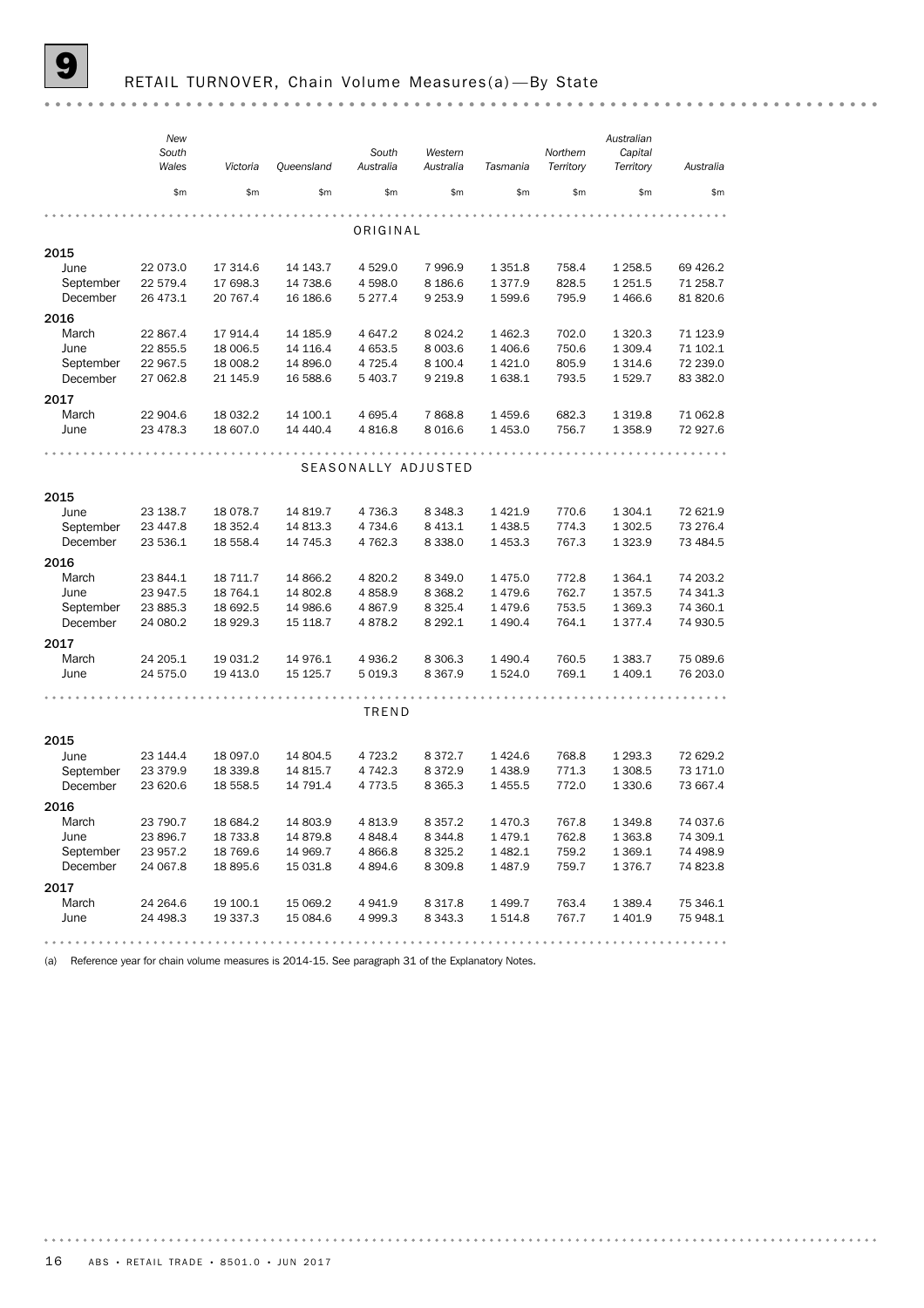# 9 RETAIL TURNOVER, Chain Volume Measures(a)—By State

| | New South Wales | Victoria | Queensland | South Australia | Western Australia | Tasmania | Northern Territory | Australian Capital Territory | Australia |
|---|---|---|---|---|---|---|---|---|---|
| | $m | $m | $m | $m | $m | $m | $m | $m | $m |
| **ORIGINAL** | | | | | | | | | |
| **2015** | | | | | | | | | |
| June | 22 073.0 | 17 314.6 | 14 143.7 | 4 529.0 | 7 996.9 | 1 351.8 | 758.4 | 1 258.5 | 69 426.2 |
| September | 22 579.4 | 17 698.3 | 14 738.6 | 4 598.0 | 8 186.6 | 1 377.9 | 828.5 | 1 251.5 | 71 258.7 |
| December | 26 473.1 | 20 767.4 | 16 186.6 | 5 277.4 | 9 253.9 | 1 599.6 | 795.9 | 1 466.6 | 81 820.6 |
| **2016** | | | | | | | | | |
| March | 22 867.4 | 17 914.4 | 14 185.9 | 4 647.2 | 8 024.2 | 1 462.3 | 702.0 | 1 320.3 | 71 123.9 |
| June | 22 855.5 | 18 006.5 | 14 116.4 | 4 653.5 | 8 003.6 | 1 406.6 | 750.6 | 1 309.4 | 71 102.1 |
| September | 22 967.5 | 18 008.2 | 14 896.0 | 4 725.4 | 8 100.4 | 1 421.0 | 805.9 | 1 314.6 | 72 239.0 |
| December | 27 062.8 | 21 145.9 | 16 588.6 | 5 403.7 | 9 219.8 | 1 638.1 | 793.5 | 1 529.7 | 83 382.0 |
| **2017** | | | | | | | | | |
| March | 22 904.6 | 18 032.2 | 14 100.1 | 4 695.4 | 7 868.8 | 1 459.6 | 682.3 | 1 319.8 | 71 062.8 |
| June | 23 478.3 | 18 607.0 | 14 440.4 | 4 816.8 | 8 016.6 | 1 453.0 | 756.7 | 1 358.9 | 72 927.6 |
| **SEASONALLY ADJUSTED** | | | | | | | | | |
| **2015** | | | | | | | | | |
| June | 23 138.7 | 18 078.7 | 14 819.7 | 4 736.3 | 8 348.3 | 1 421.9 | 770.6 | 1 304.1 | 72 621.9 |
| September | 23 447.8 | 18 352.4 | 14 813.3 | 4 734.6 | 8 413.1 | 1 438.5 | 774.3 | 1 302.5 | 73 276.4 |
| December | 23 536.1 | 18 558.4 | 14 745.3 | 4 762.3 | 8 338.0 | 1 453.3 | 767.3 | 1 323.9 | 73 484.5 |
| **2016** | | | | | | | | | |
| March | 23 844.1 | 18 711.7 | 14 866.2 | 4 820.2 | 8 349.0 | 1 475.0 | 772.8 | 1 364.1 | 74 203.2 |
| June | 23 947.5 | 18 764.1 | 14 802.8 | 4 858.9 | 8 368.2 | 1 479.6 | 762.7 | 1 357.5 | 74 341.3 |
| September | 23 885.3 | 18 692.5 | 14 986.6 | 4 867.9 | 8 325.4 | 1 479.6 | 753.5 | 1 369.3 | 74 360.1 |
| December | 24 080.2 | 18 929.3 | 15 118.7 | 4 878.2 | 8 292.1 | 1 490.4 | 764.1 | 1 377.4 | 74 930.5 |
| **2017** | | | | | | | | | |
| March | 24 205.1 | 19 031.2 | 14 976.1 | 4 936.2 | 8 306.3 | 1 490.4 | 760.5 | 1 383.7 | 75 089.6 |
| June | 24 575.0 | 19 413.0 | 15 125.7 | 5 019.3 | 8 367.9 | 1 524.0 | 769.1 | 1 409.1 | 76 203.0 |
| **TREND** | | | | | | | | | |
| **2015** | | | | | | | | | |
| June | 23 144.4 | 18 097.0 | 14 804.5 | 4 723.2 | 8 372.7 | 1 424.6 | 768.8 | 1 293.3 | 72 629.2 |
| September | 23 379.9 | 18 339.8 | 14 815.7 | 4 742.3 | 8 372.9 | 1 438.9 | 771.3 | 1 308.5 | 73 171.0 |
| December | 23 620.6 | 18 558.5 | 14 791.4 | 4 773.5 | 8 365.3 | 1 455.5 | 772.0 | 1 330.6 | 73 667.4 |
| **2016** | | | | | | | | | |
| March | 23 790.7 | 18 684.2 | 14 803.9 | 4 813.9 | 8 357.2 | 1 470.3 | 767.8 | 1 349.8 | 74 037.6 |
| June | 23 896.7 | 18 733.8 | 14 879.8 | 4 848.4 | 8 344.8 | 1 479.1 | 762.8 | 1 363.8 | 74 309.1 |
| September | 23 957.2 | 18 769.6 | 14 969.7 | 4 866.8 | 8 325.2 | 1 482.1 | 759.2 | 1 369.1 | 74 498.9 |
| December | 24 067.8 | 18 895.6 | 15 031.8 | 4 894.6 | 8 309.8 | 1 487.9 | 759.7 | 1 376.7 | 74 823.8 |
| **2017** | | | | | | | | | |
| March | 24 264.6 | 19 100.1 | 15 069.2 | 4 941.9 | 8 317.8 | 1 499.7 | 763.4 | 1 389.4 | 75 346.1 |
| June | 24 498.3 | 19 337.3 | 15 084.6 | 4 999.3 | 8 343.3 | 1 514.8 | 767.7 | 1 401.9 | 75 948.1 |

(a) Reference year for chain volume measures is 2014-15. See paragraph 31 of the Explanatory Notes.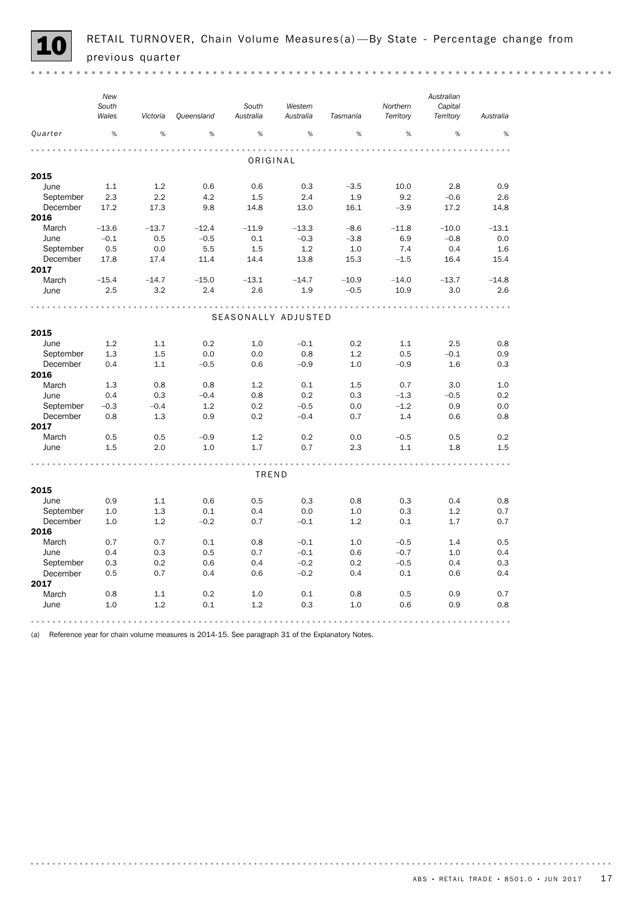# 10 RETAIL TURNOVER, Chain Volume Measures(a)—By State - Percentage change from previous quarter

| Quarter | New South Wales | Victoria | Queensland | South Australia | Western Australia | Tasmania | Northern Territory | Australian Capital Territory | Australia |
|---|---|---|---|---|---|---|---|---|---|
| | % | % | % | % | % | % | % | % | % |
| **ORIGINAL** | | | | | | | | | |
| **2015** | | | | | | | | | |
| June | 1.1 | 1.2 | 0.6 | 0.6 | 0.3 | –3.5 | 10.0 | 2.8 | 0.9 |
| September | 2.3 | 2.2 | 4.2 | 1.5 | 2.4 | 1.9 | 9.2 | –0.6 | 2.6 |
| December | 17.2 | 17.3 | 9.8 | 14.8 | 13.0 | 16.1 | –3.9 | 17.2 | 14.8 |
| **2016** | | | | | | | | | |
| March | –13.6 | –13.7 | –12.4 | –11.9 | –13.3 | –8.6 | –11.8 | –10.0 | –13.1 |
| June | –0.1 | 0.5 | –0.5 | 0.1 | –0.3 | –3.8 | 6.9 | –0.8 | 0.0 |
| September | 0.5 | 0.0 | 5.5 | 1.5 | 1.2 | 1.0 | 7.4 | 0.4 | 1.6 |
| December | 17.8 | 17.4 | 11.4 | 14.4 | 13.8 | 15.3 | –1.5 | 16.4 | 15.4 |
| **2017** | | | | | | | | | |
| March | –15.4 | –14.7 | –15.0 | –13.1 | –14.7 | –10.9 | –14.0 | –13.7 | –14.8 |
| June | 2.5 | 3.2 | 2.4 | 2.6 | 1.9 | –0.5 | 10.9 | 3.0 | 2.6 |
| **SEASONALLY ADJUSTED** | | | | | | | | | |
| **2015** | | | | | | | | | |
| June | 1.2 | 1.1 | 0.2 | 1.0 | –0.1 | 0.2 | 1.1 | 2.5 | 0.8 |
| September | 1.3 | 1.5 | 0.0 | 0.0 | 0.8 | 1.2 | 0.5 | –0.1 | 0.9 |
| December | 0.4 | 1.1 | –0.5 | 0.6 | –0.9 | 1.0 | –0.9 | 1.6 | 0.3 |
| **2016** | | | | | | | | | |
| March | 1.3 | 0.8 | 0.8 | 1.2 | 0.1 | 1.5 | 0.7 | 3.0 | 1.0 |
| June | 0.4 | 0.3 | –0.4 | 0.8 | 0.2 | 0.3 | –1.3 | –0.5 | 0.2 |
| September | –0.3 | –0.4 | 1.2 | 0.2 | –0.5 | 0.0 | –1.2 | 0.9 | 0.0 |
| December | 0.8 | 1.3 | 0.9 | 0.2 | –0.4 | 0.7 | 1.4 | 0.6 | 0.8 |
| **2017** | | | | | | | | | |
| March | 0.5 | 0.5 | –0.9 | 1.2 | 0.2 | 0.0 | –0.5 | 0.5 | 0.2 |
| June | 1.5 | 2.0 | 1.0 | 1.7 | 0.7 | 2.3 | 1.1 | 1.8 | 1.5 |
| **TREND** | | | | | | | | | |
| **2015** | | | | | | | | | |
| June | 0.9 | 1.1 | 0.6 | 0.5 | 0.3 | 0.8 | 0.3 | 0.4 | 0.8 |
| September | 1.0 | 1.3 | 0.1 | 0.4 | 0.0 | 1.0 | 0.3 | 1.2 | 0.7 |
| December | 1.0 | 1.2 | –0.2 | 0.7 | –0.1 | 1.2 | 0.1 | 1.7 | 0.7 |
| **2016** | | | | | | | | | |
| March | 0.7 | 0.7 | 0.1 | 0.8 | –0.1 | 1.0 | –0.5 | 1.4 | 0.5 |
| June | 0.4 | 0.3 | 0.5 | 0.7 | –0.1 | 0.6 | –0.7 | 1.0 | 0.4 |
| September | 0.3 | 0.2 | 0.6 | 0.4 | –0.2 | 0.2 | –0.5 | 0.4 | 0.3 |
| December | 0.5 | 0.7 | 0.4 | 0.6 | –0.2 | 0.4 | 0.1 | 0.6 | 0.4 |
| **2017** | | | | | | | | | |
| March | 0.8 | 1.1 | 0.2 | 1.0 | 0.1 | 0.8 | 0.5 | 0.9 | 0.7 |
| June | 1.0 | 1.2 | 0.1 | 1.2 | 0.3 | 1.0 | 0.6 | 0.9 | 0.8 |

(a) Reference year for chain volume measures is 2014-15. See paragraph 31 of the Explanatory Notes.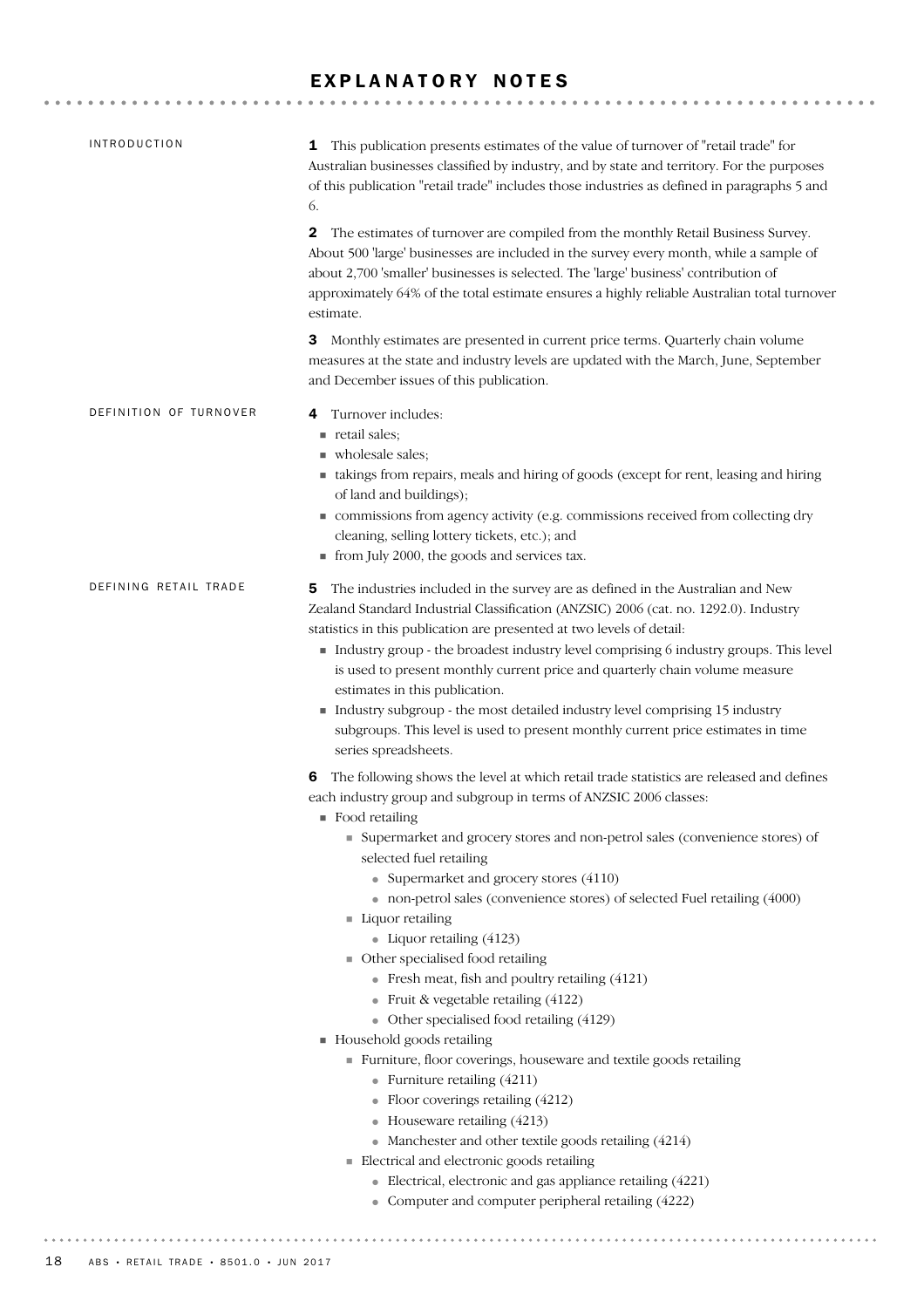# EXPLANATORY NOTES

## INTRODUCTION

**1** This publication presents estimates of the value of turnover of "retail trade" for Australian businesses classified by industry, and by state and territory. For the purposes of this publication "retail trade" includes those industries as defined in paragraphs 5 and 6.

**2** The estimates of turnover are compiled from the monthly Retail Business Survey. About 500 'large' businesses are included in the survey every month, while a sample of about 2,700 'smaller' businesses is selected. The 'large' business' contribution of approximately 64% of the total estimate ensures a highly reliable Australian total turnover estimate.

**3** Monthly estimates are presented in current price terms. Quarterly chain volume measures at the state and industry levels are updated with the March, June, September and December issues of this publication.

## DEFINITION OF TURNOVER

**4** Turnover includes:

- retail sales;
- wholesale sales;
- takings from repairs, meals and hiring of goods (except for rent, leasing and hiring of land and buildings);
- commissions from agency activity (e.g. commissions received from collecting dry cleaning, selling lottery tickets, etc.); and
- from July 2000, the goods and services tax.

## DEFINING RETAIL TRADE

**5** The industries included in the survey are as defined in the Australian and New Zealand Standard Industrial Classification (ANZSIC) 2006 (cat. no. 1292.0). Industry statistics in this publication are presented at two levels of detail:

- Industry group - the broadest industry level comprising 6 industry groups. This level is used to present monthly current price and quarterly chain volume measure estimates in this publication.
- Industry subgroup - the most detailed industry level comprising 15 industry subgroups. This level is used to present monthly current price estimates in time series spreadsheets.

**6** The following shows the level at which retail trade statistics are released and defines each industry group and subgroup in terms of ANZSIC 2006 classes:

- Food retailing
  - Supermarket and grocery stores and non-petrol sales (convenience stores) of selected fuel retailing
    - Supermarket and grocery stores (4110)
    - non-petrol sales (convenience stores) of selected Fuel retailing (4000)
  - Liquor retailing
    - Liquor retailing (4123)
  - Other specialised food retailing
    - Fresh meat, fish and poultry retailing (4121)
    - Fruit & vegetable retailing (4122)
    - Other specialised food retailing (4129)
- Household goods retailing
  - Furniture, floor coverings, houseware and textile goods retailing
    - Furniture retailing (4211)
    - Floor coverings retailing (4212)
    - Houseware retailing (4213)
    - Manchester and other textile goods retailing (4214)
  - Electrical and electronic goods retailing
    - Electrical, electronic and gas appliance retailing (4221)
    - Computer and computer peripheral retailing (4222)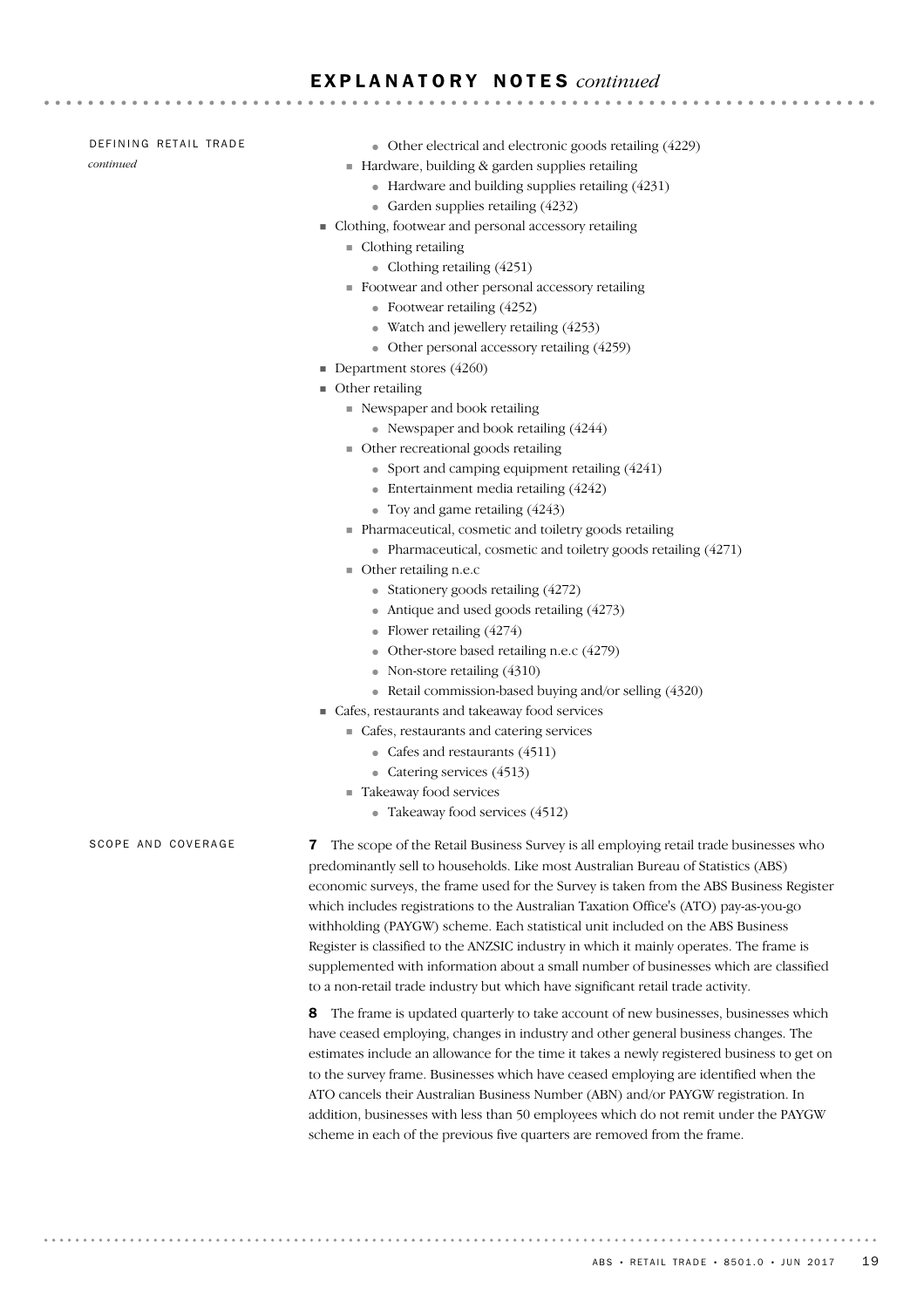## DEFINING RETAIL TRADE *continued*

- Other electrical and electronic goods retailing (4229)
- Hardware, building & garden supplies retailing
  - Hardware and building supplies retailing (4231)
  - Garden supplies retailing (4232)
- Clothing, footwear and personal accessory retailing
  - Clothing retailing
    - Clothing retailing (4251)
  - Footwear and other personal accessory retailing
    - Footwear retailing (4252)
    - Watch and jewellery retailing (4253)
    - Other personal accessory retailing (4259)
- Department stores (4260)
- Other retailing
  - Newspaper and book retailing
    - Newspaper and book retailing (4244)
  - Other recreational goods retailing
    - Sport and camping equipment retailing (4241)
    - Entertainment media retailing (4242)
    - Toy and game retailing (4243)
  - Pharmaceutical, cosmetic and toiletry goods retailing
    - Pharmaceutical, cosmetic and toiletry goods retailing (4271)
  - Other retailing n.e.c
    - Stationery goods retailing (4272)
    - Antique and used goods retailing (4273)
    - Flower retailing (4274)
    - Other-store based retailing n.e.c (4279)
    - Non-store retailing (4310)
    - Retail commission-based buying and/or selling (4320)
- Cafes, restaurants and takeaway food services
  - Cafes, restaurants and catering services
    - Cafes and restaurants (4511)
    - Catering services (4513)
  - Takeaway food services
    - Takeaway food services (4512)

## SCOPE AND COVERAGE

**7** The scope of the Retail Business Survey is all employing retail trade businesses who predominantly sell to households. Like most Australian Bureau of Statistics (ABS) economic surveys, the frame used for the Survey is taken from the ABS Business Register which includes registrations to the Australian Taxation Office's (ATO) pay-as-you-go withholding (PAYGW) scheme. Each statistical unit included on the ABS Business Register is classified to the ANZSIC industry in which it mainly operates. The frame is supplemented with information about a small number of businesses which are classified to a non-retail trade industry but which have significant retail trade activity.

**8** The frame is updated quarterly to take account of new businesses, businesses which have ceased employing, changes in industry and other general business changes. The estimates include an allowance for the time it takes a newly registered business to get on to the survey frame. Businesses which have ceased employing are identified when the ATO cancels their Australian Business Number (ABN) and/or PAYGW registration. In addition, businesses with less than 50 employees which do not remit under the PAYGW scheme in each of the previous five quarters are removed from the frame.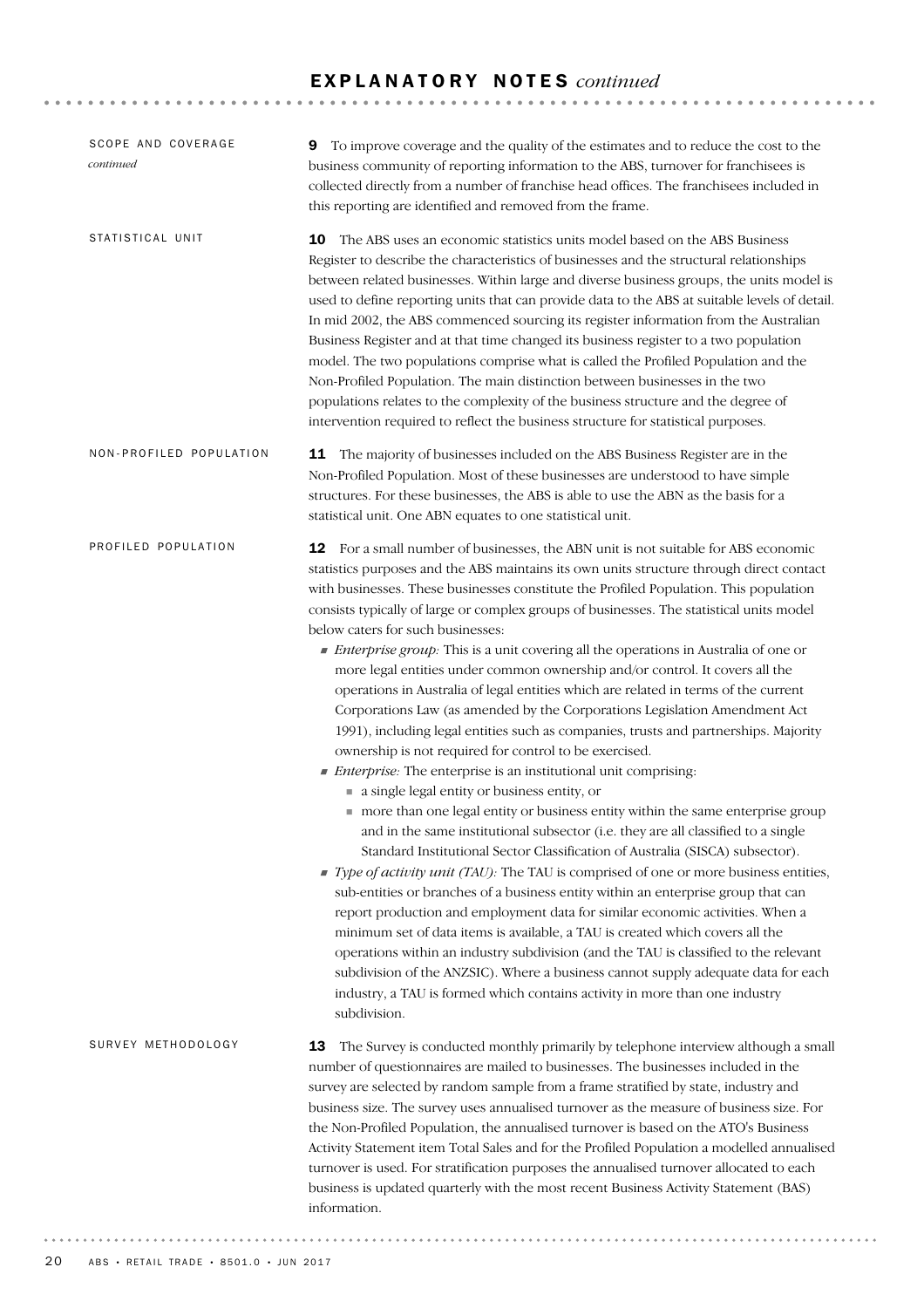## EXPLANATORY NOTES *continued*

### SCOPE AND COVERAGE *continued*

**9** To improve coverage and the quality of the estimates and to reduce the cost to the business community of reporting information to the ABS, turnover for franchisees is collected directly from a number of franchise head offices. The franchisees included in this reporting are identified and removed from the frame.

### STATISTICAL UNIT

**10** The ABS uses an economic statistics units model based on the ABS Business Register to describe the characteristics of businesses and the structural relationships between related businesses. Within large and diverse business groups, the units model is used to define reporting units that can provide data to the ABS at suitable levels of detail. In mid 2002, the ABS commenced sourcing its register information from the Australian Business Register and at that time changed its business register to a two population model. The two populations comprise what is called the Profiled Population and the Non-Profiled Population. The main distinction between businesses in the two populations relates to the complexity of the business structure and the degree of intervention required to reflect the business structure for statistical purposes.

### NON-PROFILED POPULATION

**11** The majority of businesses included on the ABS Business Register are in the Non-Profiled Population. Most of these businesses are understood to have simple structures. For these businesses, the ABS is able to use the ABN as the basis for a statistical unit. One ABN equates to one statistical unit.

### PROFILED POPULATION

**12** For a small number of businesses, the ABN unit is not suitable for ABS economic statistics purposes and the ABS maintains its own units structure through direct contact with businesses. These businesses constitute the Profiled Population. This population consists typically of large or complex groups of businesses. The statistical units model below caters for such businesses:

- *Enterprise group:* This is a unit covering all the operations in Australia of one or more legal entities under common ownership and/or control. It covers all the operations in Australia of legal entities which are related in terms of the current Corporations Law (as amended by the Corporations Legislation Amendment Act 1991), including legal entities such as companies, trusts and partnerships. Majority ownership is not required for control to be exercised.
- *Enterprise:* The enterprise is an institutional unit comprising:
  - a single legal entity or business entity, or
  - more than one legal entity or business entity within the same enterprise group and in the same institutional subsector (i.e. they are all classified to a single Standard Institutional Sector Classification of Australia (SISCA) subsector).
- *Type of activity unit (TAU):* The TAU is comprised of one or more business entities, sub-entities or branches of a business entity within an enterprise group that can report production and employment data for similar economic activities. When a minimum set of data items is available, a TAU is created which covers all the operations within an industry subdivision (and the TAU is classified to the relevant subdivision of the ANZSIC). Where a business cannot supply adequate data for each industry, a TAU is formed which contains activity in more than one industry subdivision.

### SURVEY METHODOLOGY

**13** The Survey is conducted monthly primarily by telephone interview although a small number of questionnaires are mailed to businesses. The businesses included in the survey are selected by random sample from a frame stratified by state, industry and business size. The survey uses annualised turnover as the measure of business size. For the Non-Profiled Population, the annualised turnover is based on the ATO's Business Activity Statement item Total Sales and for the Profiled Population a modelled annualised turnover is used. For stratification purposes the annualised turnover allocated to each business is updated quarterly with the most recent Business Activity Statement (BAS) information.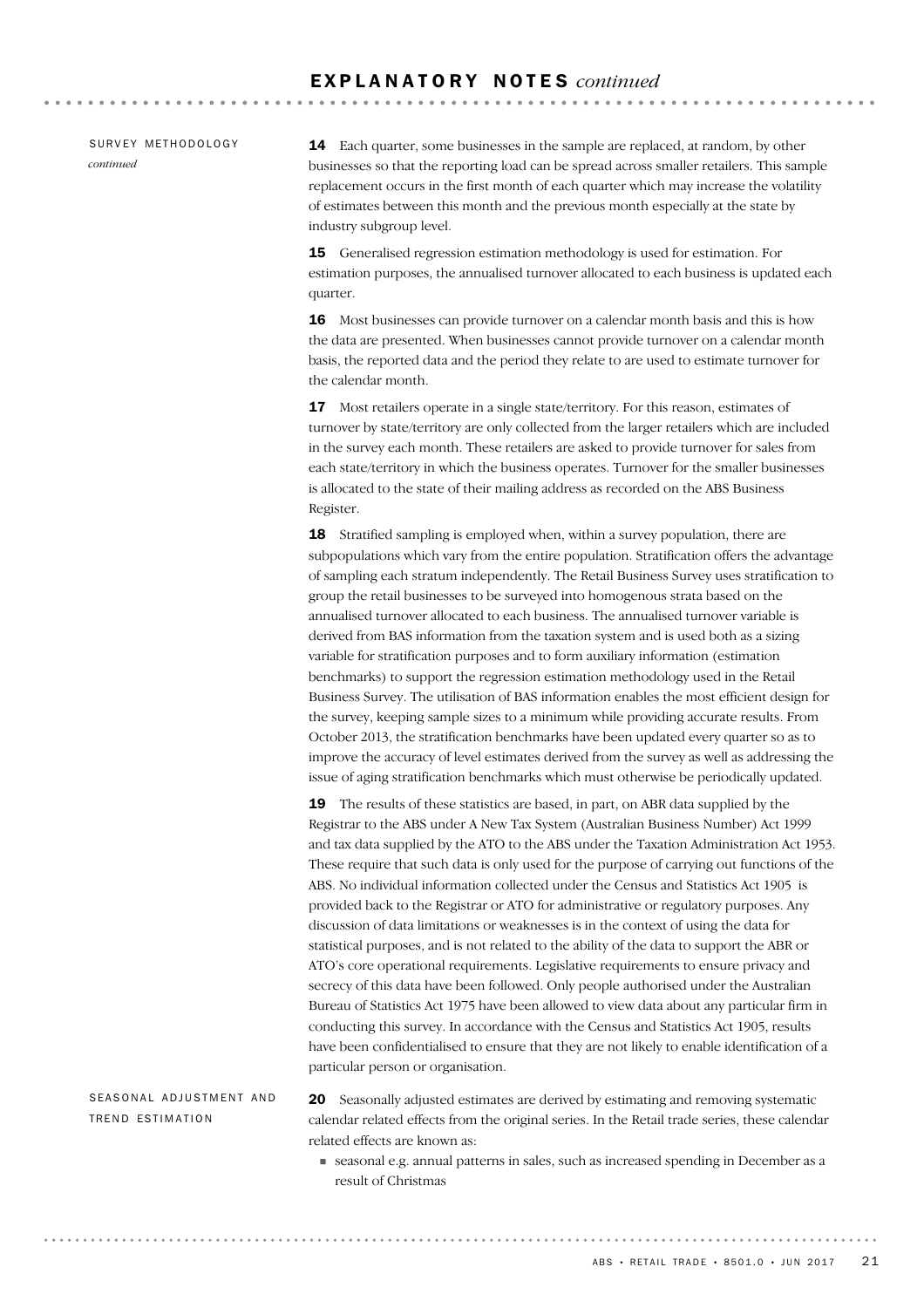## SURVEY METHODOLOGY *continued*

**14** Each quarter, some businesses in the sample are replaced, at random, by other businesses so that the reporting load can be spread across smaller retailers. This sample replacement occurs in the first month of each quarter which may increase the volatility of estimates between this month and the previous month especially at the state by industry subgroup level.

**15** Generalised regression estimation methodology is used for estimation. For estimation purposes, the annualised turnover allocated to each business is updated each quarter.

**16** Most businesses can provide turnover on a calendar month basis and this is how the data are presented. When businesses cannot provide turnover on a calendar month basis, the reported data and the period they relate to are used to estimate turnover for the calendar month.

**17** Most retailers operate in a single state/territory. For this reason, estimates of turnover by state/territory are only collected from the larger retailers which are included in the survey each month. These retailers are asked to provide turnover for sales from each state/territory in which the business operates. Turnover for the smaller businesses is allocated to the state of their mailing address as recorded on the ABS Business Register.

**18** Stratified sampling is employed when, within a survey population, there are subpopulations which vary from the entire population. Stratification offers the advantage of sampling each stratum independently. The Retail Business Survey uses stratification to group the retail businesses to be surveyed into homogenous strata based on the annualised turnover allocated to each business. The annualised turnover variable is derived from BAS information from the taxation system and is used both as a sizing variable for stratification purposes and to form auxiliary information (estimation benchmarks) to support the regression estimation methodology used in the Retail Business Survey. The utilisation of BAS information enables the most efficient design for the survey, keeping sample sizes to a minimum while providing accurate results. From October 2013, the stratification benchmarks have been updated every quarter so as to improve the accuracy of level estimates derived from the survey as well as addressing the issue of aging stratification benchmarks which must otherwise be periodically updated.

**19** The results of these statistics are based, in part, on ABR data supplied by the Registrar to the ABS under A New Tax System (Australian Business Number) Act 1999 and tax data supplied by the ATO to the ABS under the Taxation Administration Act 1953. These require that such data is only used for the purpose of carrying out functions of the ABS. No individual information collected under the Census and Statistics Act 1905 is provided back to the Registrar or ATO for administrative or regulatory purposes. Any discussion of data limitations or weaknesses is in the context of using the data for statistical purposes, and is not related to the ability of the data to support the ABR or ATO's core operational requirements. Legislative requirements to ensure privacy and secrecy of this data have been followed. Only people authorised under the Australian Bureau of Statistics Act 1975 have been allowed to view data about any particular firm in conducting this survey. In accordance with the Census and Statistics Act 1905, results have been confidentialised to ensure that they are not likely to enable identification of a particular person or organisation.

## SEASONAL ADJUSTMENT AND TREND ESTIMATION

**20** Seasonally adjusted estimates are derived by estimating and removing systematic calendar related effects from the original series. In the Retail trade series, these calendar related effects are known as:

- seasonal e.g. annual patterns in sales, such as increased spending in December as a result of Christmas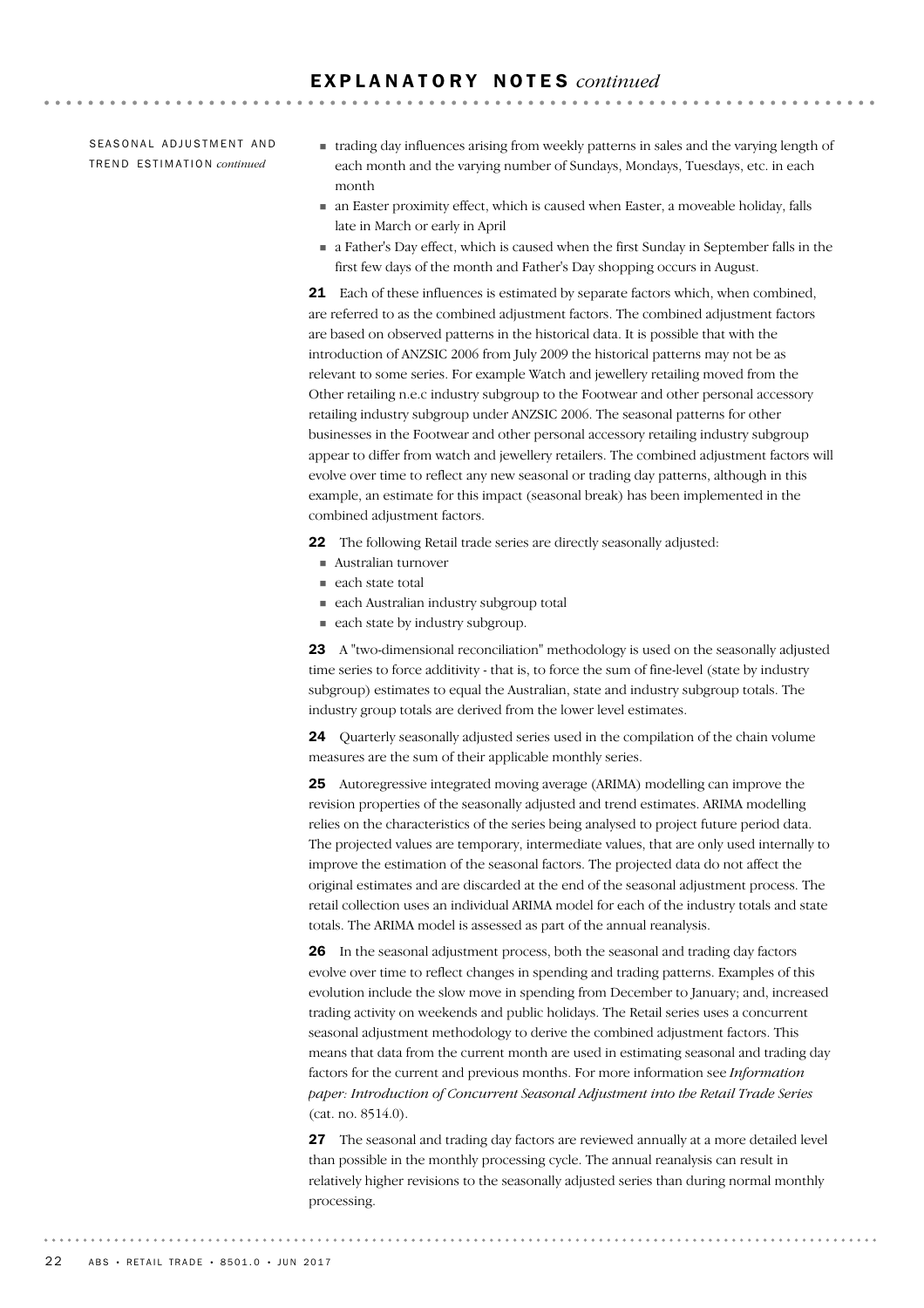## EXPLANATORY NOTES *continued*

SEASONAL ADJUSTMENT AND TREND ESTIMATION *continued*

- trading day influences arising from weekly patterns in sales and the varying length of each month and the varying number of Sundays, Mondays, Tuesdays, etc. in each month
- an Easter proximity effect, which is caused when Easter, a moveable holiday, falls late in March or early in April
- a Father's Day effect, which is caused when the first Sunday in September falls in the first few days of the month and Father's Day shopping occurs in August.

**21** Each of these influences is estimated by separate factors which, when combined, are referred to as the combined adjustment factors. The combined adjustment factors are based on observed patterns in the historical data. It is possible that with the introduction of ANZSIC 2006 from July 2009 the historical patterns may not be as relevant to some series. For example Watch and jewellery retailing moved from the Other retailing n.e.c industry subgroup to the Footwear and other personal accessory retailing industry subgroup under ANZSIC 2006. The seasonal patterns for other businesses in the Footwear and other personal accessory retailing industry subgroup appear to differ from watch and jewellery retailers. The combined adjustment factors will evolve over time to reflect any new seasonal or trading day patterns, although in this example, an estimate for this impact (seasonal break) has been implemented in the combined adjustment factors.

**22** The following Retail trade series are directly seasonally adjusted:

- Australian turnover
- each state total
- each Australian industry subgroup total
- each state by industry subgroup.

**23** A "two-dimensional reconciliation" methodology is used on the seasonally adjusted time series to force additivity - that is, to force the sum of fine-level (state by industry subgroup) estimates to equal the Australian, state and industry subgroup totals. The industry group totals are derived from the lower level estimates.

**24** Quarterly seasonally adjusted series used in the compilation of the chain volume measures are the sum of their applicable monthly series.

**25** Autoregressive integrated moving average (ARIMA) modelling can improve the revision properties of the seasonally adjusted and trend estimates. ARIMA modelling relies on the characteristics of the series being analysed to project future period data. The projected values are temporary, intermediate values, that are only used internally to improve the estimation of the seasonal factors. The projected data do not affect the original estimates and are discarded at the end of the seasonal adjustment process. The retail collection uses an individual ARIMA model for each of the industry totals and state totals. The ARIMA model is assessed as part of the annual reanalysis.

**26** In the seasonal adjustment process, both the seasonal and trading day factors evolve over time to reflect changes in spending and trading patterns. Examples of this evolution include the slow move in spending from December to January; and, increased trading activity on weekends and public holidays. The Retail series uses a concurrent seasonal adjustment methodology to derive the combined adjustment factors. This means that data from the current month are used in estimating seasonal and trading day factors for the current and previous months. For more information see *Information paper: Introduction of Concurrent Seasonal Adjustment into the Retail Trade Series* (cat. no. 8514.0).

**27** The seasonal and trading day factors are reviewed annually at a more detailed level than possible in the monthly processing cycle. The annual reanalysis can result in relatively higher revisions to the seasonally adjusted series than during normal monthly processing.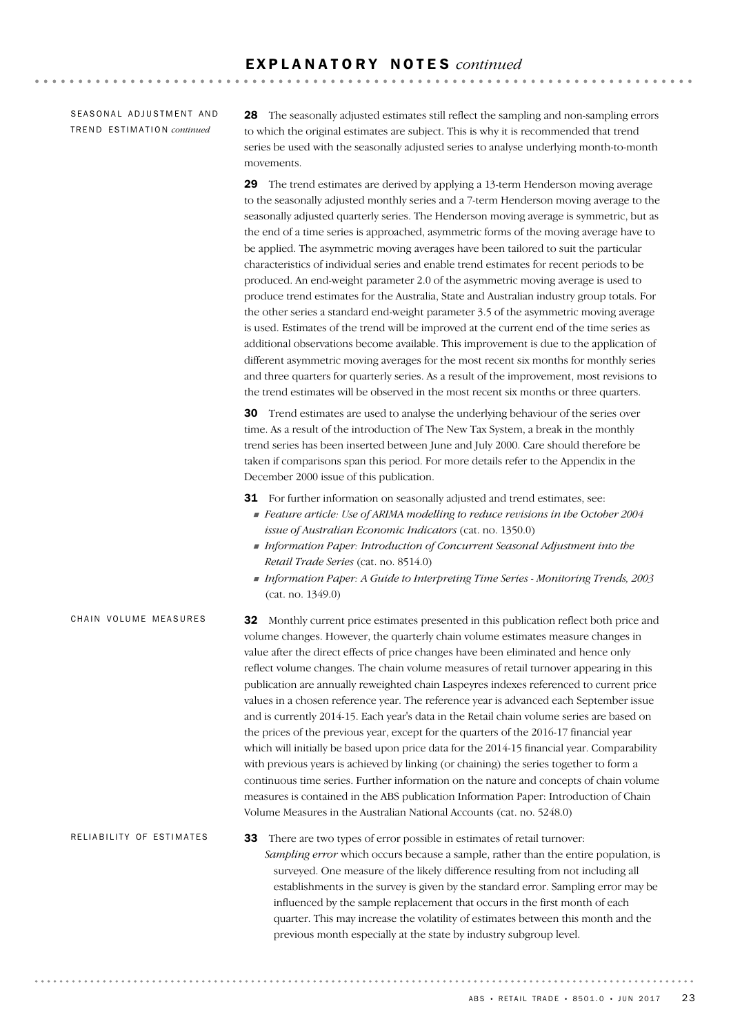## EXPLANATORY NOTES *continued*

### SEASONAL ADJUSTMENT AND TREND ESTIMATION *continued*

**28** The seasonally adjusted estimates still reflect the sampling and non-sampling errors to which the original estimates are subject. This is why it is recommended that trend series be used with the seasonally adjusted series to analyse underlying month-to-month movements.

**29** The trend estimates are derived by applying a 13-term Henderson moving average to the seasonally adjusted monthly series and a 7-term Henderson moving average to the seasonally adjusted quarterly series. The Henderson moving average is symmetric, but as the end of a time series is approached, asymmetric forms of the moving average have to be applied. The asymmetric moving averages have been tailored to suit the particular characteristics of individual series and enable trend estimates for recent periods to be produced. An end-weight parameter 2.0 of the asymmetric moving average is used to produce trend estimates for the Australia, State and Australian industry group totals. For the other series a standard end-weight parameter 3.5 of the asymmetric moving average is used. Estimates of the trend will be improved at the current end of the time series as additional observations become available. This improvement is due to the application of different asymmetric moving averages for the most recent six months for monthly series and three quarters for quarterly series. As a result of the improvement, most revisions to the trend estimates will be observed in the most recent six months or three quarters.

**30** Trend estimates are used to analyse the underlying behaviour of the series over time. As a result of the introduction of The New Tax System, a break in the monthly trend series has been inserted between June and July 2000. Care should therefore be taken if comparisons span this period. For more details refer to the Appendix in the December 2000 issue of this publication.

**31** For further information on seasonally adjusted and trend estimates, see:

- *Feature article: Use of ARIMA modelling to reduce revisions in the October 2004 issue of Australian Economic Indicators* (cat. no. 1350.0)
- *Information Paper: Introduction of Concurrent Seasonal Adjustment into the Retail Trade Series* (cat. no. 8514.0)
- *Information Paper: A Guide to Interpreting Time Series - Monitoring Trends, 2003* (cat. no. 1349.0)

### CHAIN VOLUME MEASURES

**32** Monthly current price estimates presented in this publication reflect both price and volume changes. However, the quarterly chain volume estimates measure changes in value after the direct effects of price changes have been eliminated and hence only reflect volume changes. The chain volume measures of retail turnover appearing in this publication are annually reweighted chain Laspeyres indexes referenced to current price values in a chosen reference year. The reference year is advanced each September issue and is currently 2014-15. Each year's data in the Retail chain volume series are based on the prices of the previous year, except for the quarters of the 2016-17 financial year which will initially be based upon price data for the 2014-15 financial year. Comparability with previous years is achieved by linking (or chaining) the series together to form a continuous time series. Further information on the nature and concepts of chain volume measures is contained in the ABS publication Information Paper: Introduction of Chain Volume Measures in the Australian National Accounts (cat. no. 5248.0)

### RELIABILITY OF ESTIMATES

**33** There are two types of error possible in estimates of retail turnover:

*Sampling error* which occurs because a sample, rather than the entire population, is surveyed. One measure of the likely difference resulting from not including all establishments in the survey is given by the standard error. Sampling error may be influenced by the sample replacement that occurs in the first month of each quarter. This may increase the volatility of estimates between this month and the previous month especially at the state by industry subgroup level.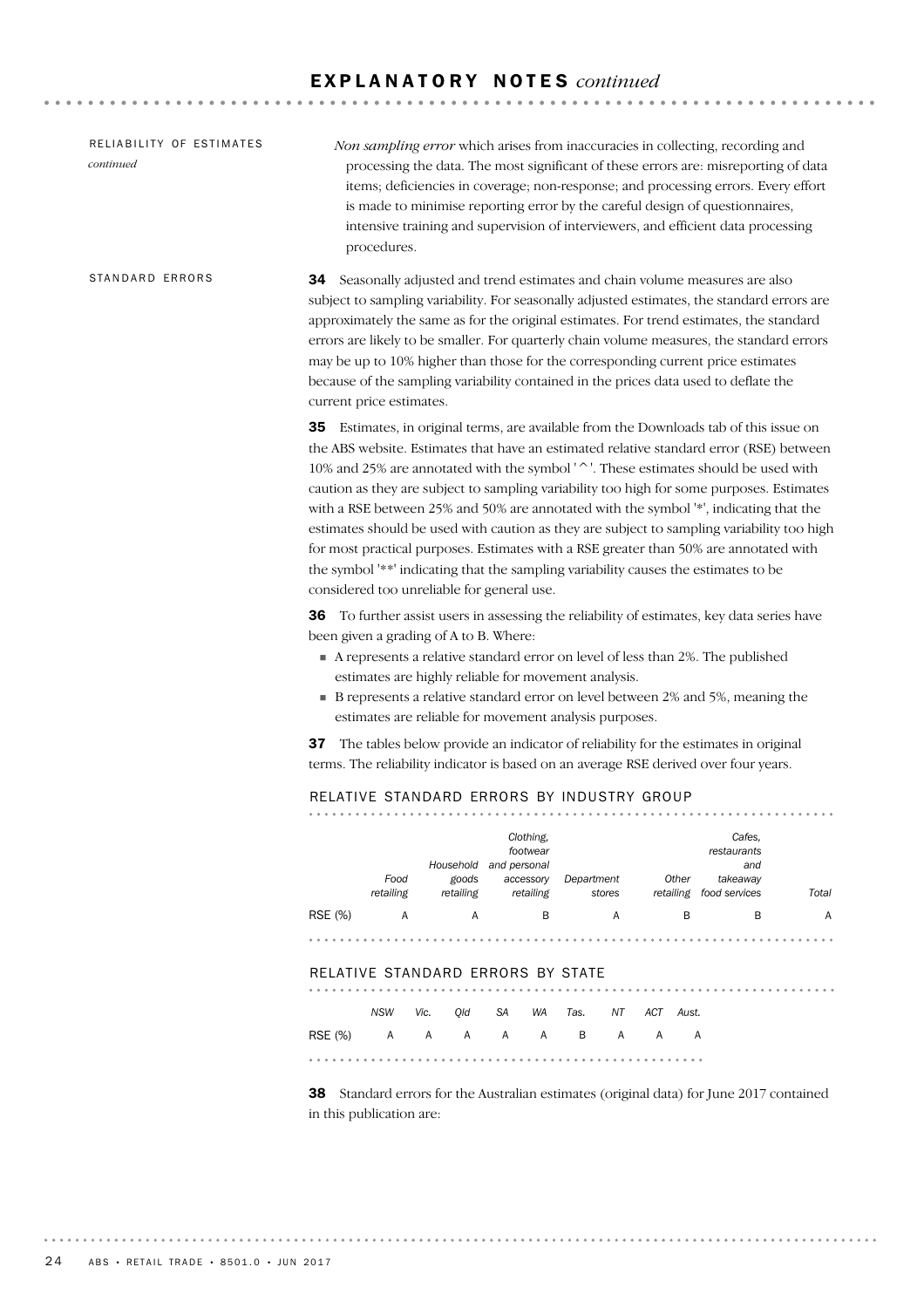## EXPLANATORY NOTES *continued*

RELIABILITY OF ESTIMATES *continued*

*Non sampling error* which arises from inaccuracies in collecting, recording and processing the data. The most significant of these errors are: misreporting of data items; deficiencies in coverage; non-response; and processing errors. Every effort is made to minimise reporting error by the careful design of questionnaires, intensive training and supervision of interviewers, and efficient data processing procedures.

### STANDARD ERRORS

**34** Seasonally adjusted and trend estimates and chain volume measures are also subject to sampling variability. For seasonally adjusted estimates, the standard errors are approximately the same as for the original estimates. For trend estimates, the standard errors are likely to be smaller. For quarterly chain volume measures, the standard errors may be up to 10% higher than those for the corresponding current price estimates because of the sampling variability contained in the prices data used to deflate the current price estimates.

**35** Estimates, in original terms, are available from the Downloads tab of this issue on the ABS website. Estimates that have an estimated relative standard error (RSE) between 10% and 25% are annotated with the symbol '^'. These estimates should be used with caution as they are subject to sampling variability too high for some purposes. Estimates with a RSE between 25% and 50% are annotated with the symbol '*', indicating that the estimates should be used with caution as they are subject to sampling variability too high for most practical purposes. Estimates with a RSE greater than 50% are annotated with the symbol '**' indicating that the sampling variability causes the estimates to be considered too unreliable for general use.

**36** To further assist users in assessing the reliability of estimates, key data series have been given a grading of A to B. Where:

- A represents a relative standard error on level of less than 2%. The published estimates are highly reliable for movement analysis.
- B represents a relative standard error on level between 2% and 5%, meaning the estimates are reliable for movement analysis purposes.

**37** The tables below provide an indicator of reliability for the estimates in original terms. The reliability indicator is based on an average RSE derived over four years.

RELATIVE STANDARD ERRORS BY INDUSTRY GROUP

| | *Food retailing* | *Household goods retailing* | *Clothing, footwear and personal accessory retailing* | *Department stores* | *Other retailing* | *Cafes, restaurants and takeaway food services* | *Total* |
|---|---|---|---|---|---|---|---|
| RSE (%) | A | A | B | A | B | B | A |

RELATIVE STANDARD ERRORS BY STATE

| | *NSW* | *Vic.* | *Qld* | *SA* | *WA* | *Tas.* | *NT* | *ACT* | *Aust.* |
|---|---|---|---|---|---|---|---|---|---|
| RSE (%) | A | A | A | A | A | B | A | A | A |

**38** Standard errors for the Australian estimates (original data) for June 2017 contained in this publication are: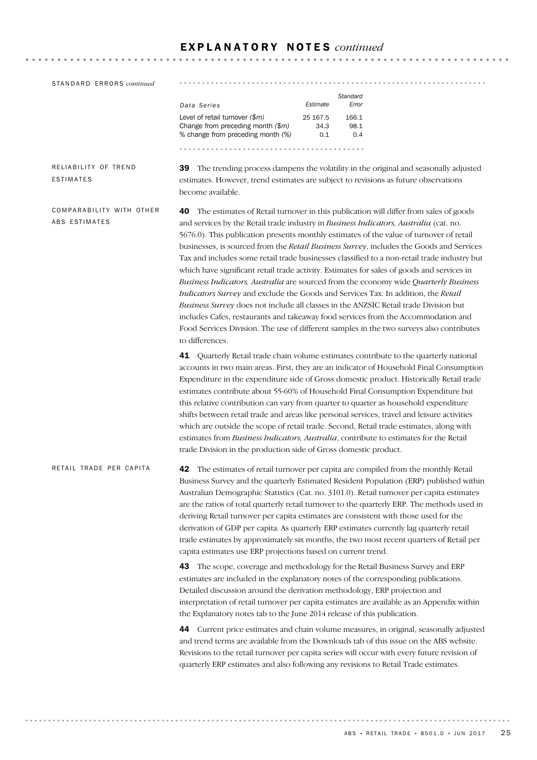# EXPLANATORY NOTES *continued*

## STANDARD ERRORS *continued*

| *Data Series* | *Estimate* | *Standard Error* |
|---|---|---|
| Level of retail turnover *($m)* | 25 167.5 | 166.1 |
| Change from preceding month *($m)* | 34.3 | 98.1 |
| % change from preceding month *(%)* | 0.1 | 0.4 |

## RELIABILITY OF TREND ESTIMATES

**39** The trending process dampens the volatility in the original and seasonally adjusted estimates. However, trend estimates are subject to revisions as future observations become available.

## COMPARABILITY WITH OTHER ABS ESTIMATES

**40** The estimates of Retail turnover in this publication will differ from sales of goods and services by the Retail trade industry in *Business Indicators, Australia* (cat. no. 5676.0). This publication presents monthly estimates of the value of turnover of retail businesses, is sourced from the *Retail Business Survey*, includes the Goods and Services Tax and includes some retail trade businesses classified to a non-retail trade industry but which have significant retail trade activity. Estimates for sales of goods and services in *Business Indicators, Australia* are sourced from the economy wide *Quarterly Business Indicators Survey* and exclude the Goods and Services Tax. In addition, the *Retail Business Survey* does not include all classes in the ANZSIC Retail trade Division but includes Cafes, restaurants and takeaway food services from the Accommodation and Food Services Division. The use of different samples in the two surveys also contributes to differences.

**41** Quarterly Retail trade chain volume estimates contribute to the quarterly national accounts in two main areas. First, they are an indicator of Household Final Consumption Expenditure in the expenditure side of Gross domestic product. Historically Retail trade estimates contribute about 55-60% of Household Final Consumption Expenditure but this relative contribution can vary from quarter to quarter as household expenditure shifts between retail trade and areas like personal services, travel and leisure activities which are outside the scope of retail trade. Second, Retail trade estimates, along with estimates from *Business Indicators, Australia*, contribute to estimates for the Retail trade Division in the production side of Gross domestic product.

## RETAIL TRADE PER CAPITA

**42** The estimates of retail turnover per capita are compiled from the monthly Retail Business Survey and the quarterly Estimated Resident Population (ERP) published within Australian Demographic Statistics (Cat. no. 3101.0). Retail turnover per capita estimates are the ratios of total quarterly retail turnover to the quarterly ERP. The methods used in deriving Retail turnover per capita estimates are consistent with those used for the derivation of GDP per capita. As quarterly ERP estimates currently lag quarterly retail trade estimates by approximately six months, the two most recent quarters of Retail per capita estimates use ERP projections based on current trend.

**43** The scope, coverage and methodology for the Retail Business Survey and ERP estimates are included in the explanatory notes of the corresponding publications. Detailed discussion around the derivation methodology, ERP projection and interpretation of retail turnover per capita estimates are available as an Appendix within the Explanatory notes tab to the June 2014 release of this publication.

**44** Current price estimates and chain volume measures, in original, seasonally adjusted and trend terms are available from the Downloads tab of this issue on the ABS website. Revisions to the retail turnover per capita series will occur with every future revision of quarterly ERP estimates and also following any revisions to Retail Trade estimates.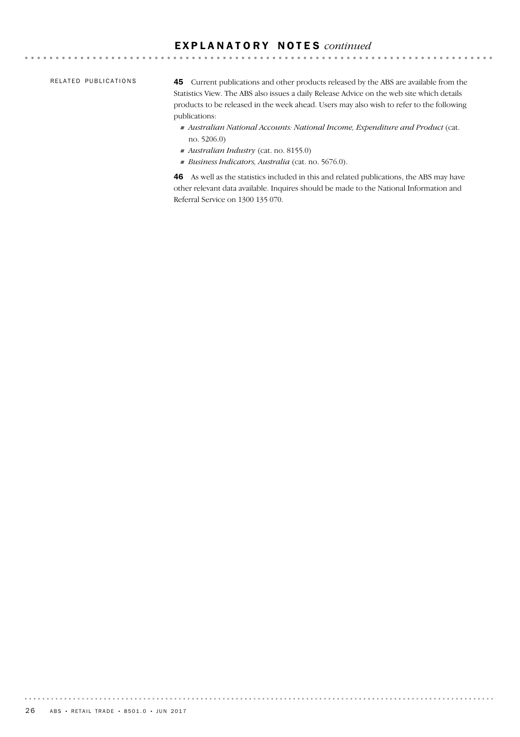## EXPLANATORY NOTES *continued*

### RELATED PUBLICATIONS

**45** Current publications and other products released by the ABS are available from the Statistics View. The ABS also issues a daily Release Advice on the web site which details products to be released in the week ahead. Users may also wish to refer to the following publications:

- *Australian National Accounts: National Income, Expenditure and Product* (cat. no. 5206.0)
- *Australian Industry* (cat. no. 8155.0)
- *Business Indicators, Australia* (cat. no. 5676.0).

**46** As well as the statistics included in this and related publications, the ABS may have other relevant data available. Inquires should be made to the National Information and Referral Service on 1300 135 070.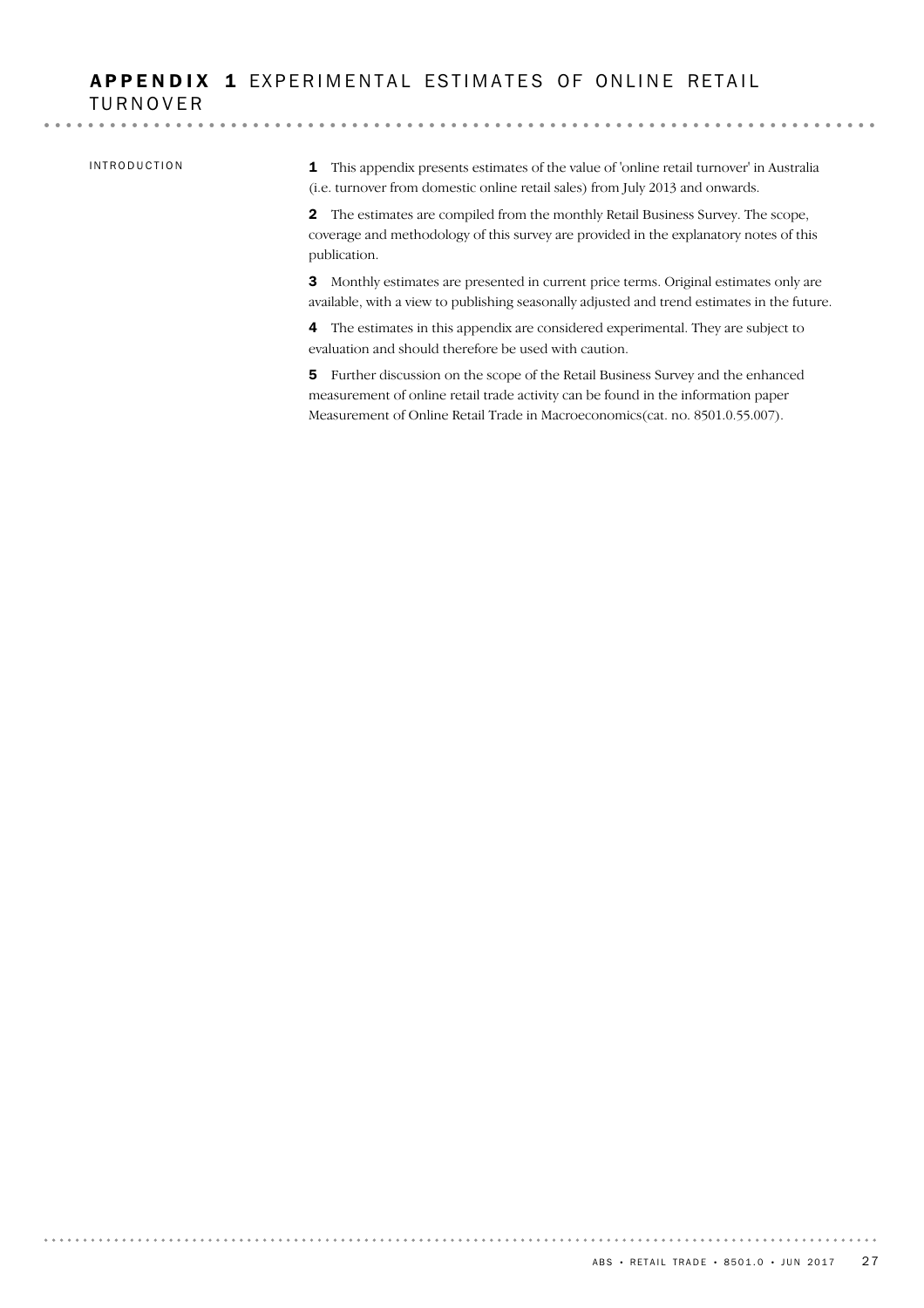# APPENDIX 1 EXPERIMENTAL ESTIMATES OF ONLINE RETAIL TURNOVER

## INTRODUCTION

**1** This appendix presents estimates of the value of 'online retail turnover' in Australia (i.e. turnover from domestic online retail sales) from July 2013 and onwards.

**2** The estimates are compiled from the monthly Retail Business Survey. The scope, coverage and methodology of this survey are provided in the explanatory notes of this publication.

**3** Monthly estimates are presented in current price terms. Original estimates only are available, with a view to publishing seasonally adjusted and trend estimates in the future.

**4** The estimates in this appendix are considered experimental. They are subject to evaluation and should therefore be used with caution.

**5** Further discussion on the scope of the Retail Business Survey and the enhanced measurement of online retail trade activity can be found in the information paper Measurement of Online Retail Trade in Macroeconomics(cat. no. 8501.0.55.007).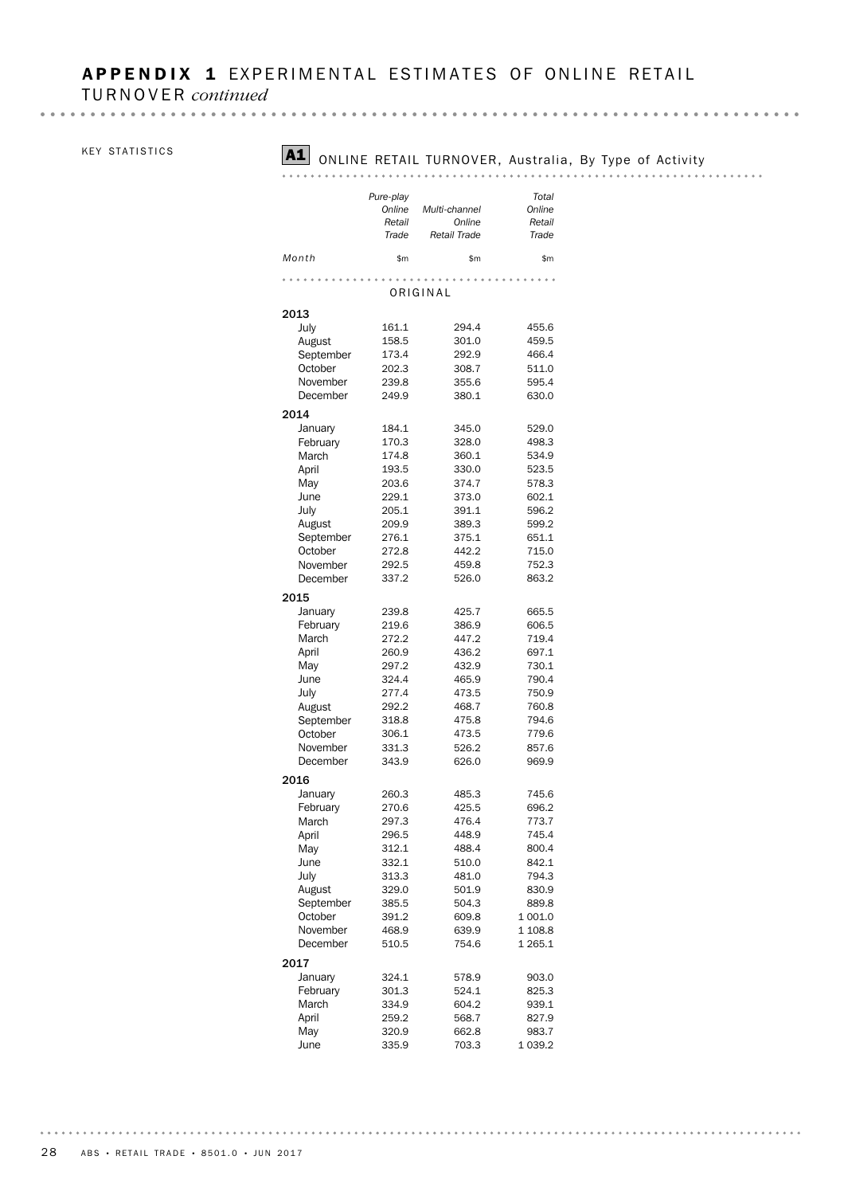# APPENDIX 1 EXPERIMENTAL ESTIMATES OF ONLINE RETAIL TURNOVER *continued*

KEY STATISTICS

## A1 ONLINE RETAIL TURNOVER, Australia, By Type of Activity

| Month | *Pure-play Online Retail Trade* | *Multi-channel Online Retail Trade* | *Total Online Retail Trade* |
|---|---|---|---|
| | $m | $m | $m |
| **ORIGINAL** | | | |
| **2013** | | | |
| July | 161.1 | 294.4 | 455.6 |
| August | 158.5 | 301.0 | 459.5 |
| September | 173.4 | 292.9 | 466.4 |
| October | 202.3 | 308.7 | 511.0 |
| November | 239.8 | 355.6 | 595.4 |
| December | 249.9 | 380.1 | 630.0 |
| **2014** | | | |
| January | 184.1 | 345.0 | 529.0 |
| February | 170.3 | 328.0 | 498.3 |
| March | 174.8 | 360.1 | 534.9 |
| April | 193.5 | 330.0 | 523.5 |
| May | 203.6 | 374.7 | 578.3 |
| June | 229.1 | 373.0 | 602.1 |
| July | 205.1 | 391.1 | 596.2 |
| August | 209.9 | 389.3 | 599.2 |
| September | 276.1 | 375.1 | 651.1 |
| October | 272.8 | 442.2 | 715.0 |
| November | 292.5 | 459.8 | 752.3 |
| December | 337.2 | 526.0 | 863.2 |
| **2015** | | | |
| January | 239.8 | 425.7 | 665.5 |
| February | 219.6 | 386.9 | 606.5 |
| March | 272.2 | 447.2 | 719.4 |
| April | 260.9 | 436.2 | 697.1 |
| May | 297.2 | 432.9 | 730.1 |
| June | 324.4 | 465.9 | 790.4 |
| July | 277.4 | 473.5 | 750.9 |
| August | 292.2 | 468.7 | 760.8 |
| September | 318.8 | 475.8 | 794.6 |
| October | 306.1 | 473.5 | 779.6 |
| November | 331.3 | 526.2 | 857.6 |
| December | 343.9 | 626.0 | 969.9 |
| **2016** | | | |
| January | 260.3 | 485.3 | 745.6 |
| February | 270.6 | 425.5 | 696.2 |
| March | 297.3 | 476.4 | 773.7 |
| April | 296.5 | 448.9 | 745.4 |
| May | 312.1 | 488.4 | 800.4 |
| June | 332.1 | 510.0 | 842.1 |
| July | 313.3 | 481.0 | 794.3 |
| August | 329.0 | 501.9 | 830.9 |
| September | 385.5 | 504.3 | 889.8 |
| October | 391.2 | 609.8 | 1 001.0 |
| November | 468.9 | 639.9 | 1 108.8 |
| December | 510.5 | 754.6 | 1 265.1 |
| **2017** | | | |
| January | 324.1 | 578.9 | 903.0 |
| February | 301.3 | 524.1 | 825.3 |
| March | 334.9 | 604.2 | 939.1 |
| April | 259.2 | 568.7 | 827.9 |
| May | 320.9 | 662.8 | 983.7 |
| June | 335.9 | 703.3 | 1 039.2 |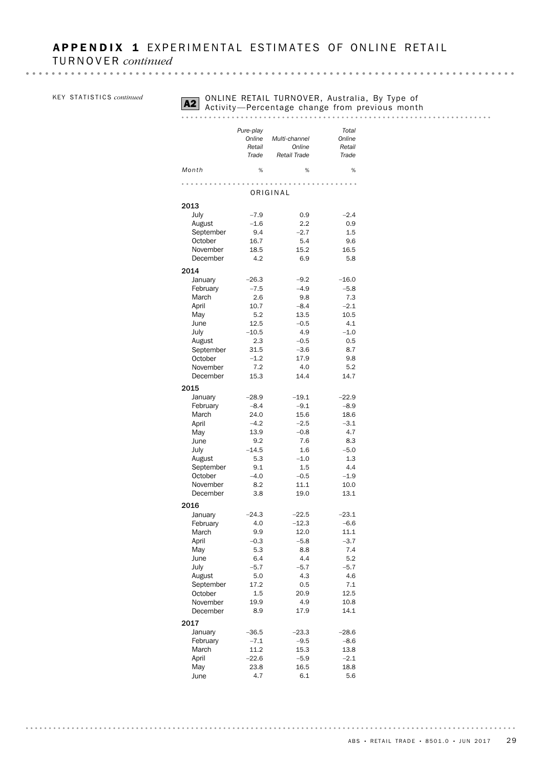## APPENDIX 1 EXPERIMENTAL ESTIMATES OF ONLINE RETAIL TURNOVER *continued*

KEY STATISTICS *continued*

### A2 ONLINE RETAIL TURNOVER, Australia, By Type of Activity—Percentage change from previous month

| Month | *Pure-play Online Retail Trade* | *Multi-channel Online Retail Trade* | *Total Online Retail Trade* |
|---|---|---|---|
| | % | % | % |
| **ORIGINAL** | | | |
| **2013** | | | |
| July | –7.9 | 0.9 | –2.4 |
| August | –1.6 | 2.2 | 0.9 |
| September | 9.4 | –2.7 | 1.5 |
| October | 16.7 | 5.4 | 9.6 |
| November | 18.5 | 15.2 | 16.5 |
| December | 4.2 | 6.9 | 5.8 |
| **2014** | | | |
| January | –26.3 | –9.2 | –16.0 |
| February | –7.5 | –4.9 | –5.8 |
| March | 2.6 | 9.8 | 7.3 |
| April | 10.7 | –8.4 | –2.1 |
| May | 5.2 | 13.5 | 10.5 |
| June | 12.5 | –0.5 | 4.1 |
| July | –10.5 | 4.9 | –1.0 |
| August | 2.3 | –0.5 | 0.5 |
| September | 31.5 | –3.6 | 8.7 |
| October | –1.2 | 17.9 | 9.8 |
| November | 7.2 | 4.0 | 5.2 |
| December | 15.3 | 14.4 | 14.7 |
| **2015** | | | |
| January | –28.9 | –19.1 | –22.9 |
| February | –8.4 | –9.1 | –8.9 |
| March | 24.0 | 15.6 | 18.6 |
| April | –4.2 | –2.5 | –3.1 |
| May | 13.9 | –0.8 | 4.7 |
| June | 9.2 | 7.6 | 8.3 |
| July | –14.5 | 1.6 | –5.0 |
| August | 5.3 | –1.0 | 1.3 |
| September | 9.1 | 1.5 | 4.4 |
| October | –4.0 | –0.5 | –1.9 |
| November | 8.2 | 11.1 | 10.0 |
| December | 3.8 | 19.0 | 13.1 |
| **2016** | | | |
| January | –24.3 | –22.5 | –23.1 |
| February | 4.0 | –12.3 | –6.6 |
| March | 9.9 | 12.0 | 11.1 |
| April | –0.3 | –5.8 | –3.7 |
| May | 5.3 | 8.8 | 7.4 |
| June | 6.4 | 4.4 | 5.2 |
| July | –5.7 | –5.7 | –5.7 |
| August | 5.0 | 4.3 | 4.6 |
| September | 17.2 | 0.5 | 7.1 |
| October | 1.5 | 20.9 | 12.5 |
| November | 19.9 | 4.9 | 10.8 |
| December | 8.9 | 17.9 | 14.1 |
| **2017** | | | |
| January | –36.5 | –23.3 | –28.6 |
| February | –7.1 | –9.5 | –8.6 |
| March | 11.2 | 15.3 | 13.8 |
| April | –22.6 | –5.9 | –2.1 |
| May | 23.8 | 16.5 | 18.8 |
| June | 4.7 | 6.1 | 5.6 |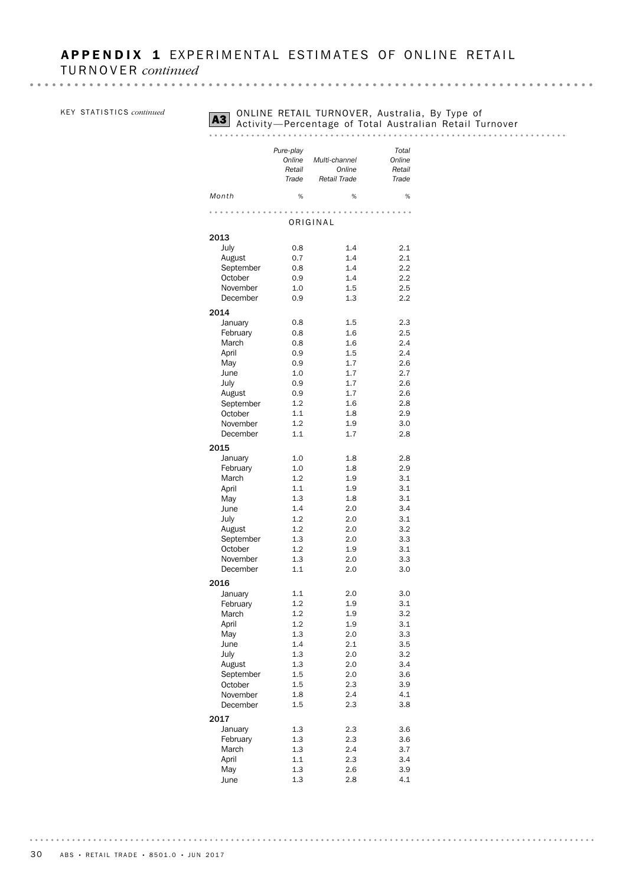# APPENDIX 1 EXPERIMENTAL ESTIMATES OF ONLINE RETAIL TURNOVER *continued*

KEY STATISTICS *continued*

## A3 ONLINE RETAIL TURNOVER, Australia, By Type of Activity—Percentage of Total Australian Retail Turnover

| Month | Pure-play Online Retail Trade | Multi-channel Online Retail Trade | Total Online Retail Trade |
|---|---|---|---|
| | % | % | % |
| **ORIGINAL** | | | |
| **2013** | | | |
| July | 0.8 | 1.4 | 2.1 |
| August | 0.7 | 1.4 | 2.1 |
| September | 0.8 | 1.4 | 2.2 |
| October | 0.9 | 1.4 | 2.2 |
| November | 1.0 | 1.5 | 2.5 |
| December | 0.9 | 1.3 | 2.2 |
| **2014** | | | |
| January | 0.8 | 1.5 | 2.3 |
| February | 0.8 | 1.6 | 2.5 |
| March | 0.8 | 1.6 | 2.4 |
| April | 0.9 | 1.5 | 2.4 |
| May | 0.9 | 1.7 | 2.6 |
| June | 1.0 | 1.7 | 2.7 |
| July | 0.9 | 1.7 | 2.6 |
| August | 0.9 | 1.7 | 2.6 |
| September | 1.2 | 1.6 | 2.8 |
| October | 1.1 | 1.8 | 2.9 |
| November | 1.2 | 1.9 | 3.0 |
| December | 1.1 | 1.7 | 2.8 |
| **2015** | | | |
| January | 1.0 | 1.8 | 2.8 |
| February | 1.0 | 1.8 | 2.9 |
| March | 1.2 | 1.9 | 3.1 |
| April | 1.1 | 1.9 | 3.1 |
| May | 1.3 | 1.8 | 3.1 |
| June | 1.4 | 2.0 | 3.4 |
| July | 1.2 | 2.0 | 3.1 |
| August | 1.2 | 2.0 | 3.2 |
| September | 1.3 | 2.0 | 3.3 |
| October | 1.2 | 1.9 | 3.1 |
| November | 1.3 | 2.0 | 3.3 |
| December | 1.1 | 2.0 | 3.0 |
| **2016** | | | |
| January | 1.1 | 2.0 | 3.0 |
| February | 1.2 | 1.9 | 3.1 |
| March | 1.2 | 1.9 | 3.2 |
| April | 1.2 | 1.9 | 3.1 |
| May | 1.3 | 2.0 | 3.3 |
| June | 1.4 | 2.1 | 3.5 |
| July | 1.3 | 2.0 | 3.2 |
| August | 1.3 | 2.0 | 3.4 |
| September | 1.5 | 2.0 | 3.6 |
| October | 1.5 | 2.3 | 3.9 |
| November | 1.8 | 2.4 | 4.1 |
| December | 1.5 | 2.3 | 3.8 |
| **2017** | | | |
| January | 1.3 | 2.3 | 3.6 |
| February | 1.3 | 2.3 | 3.6 |
| March | 1.3 | 2.4 | 3.7 |
| April | 1.1 | 2.3 | 3.4 |
| May | 1.3 | 2.6 | 3.9 |
| June | 1.3 | 2.8 | 4.1 |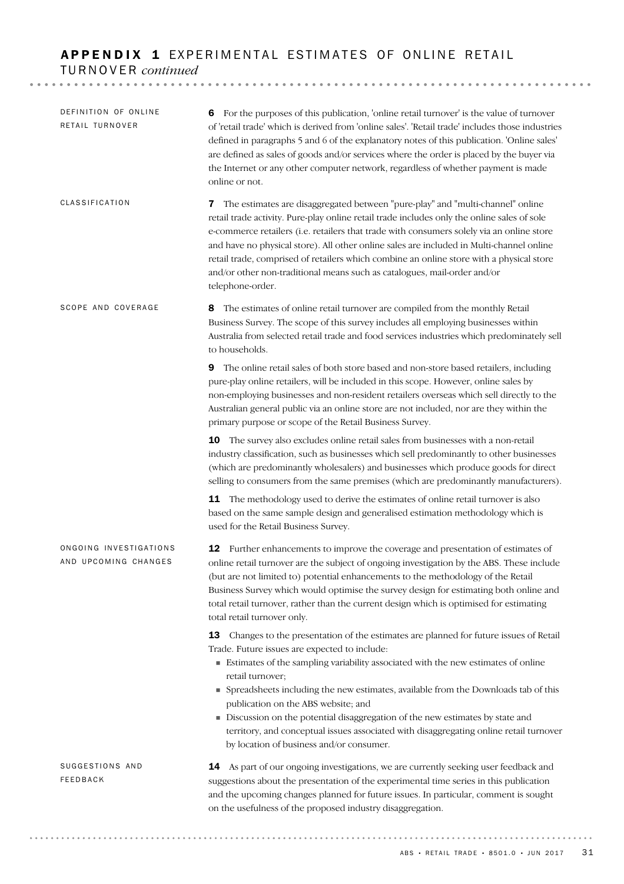## APPENDIX 1 EXPERIMENTAL ESTIMATES OF ONLINE RETAIL TURNOVER *continued*

### DEFINITION OF ONLINE RETAIL TURNOVER

**6** For the purposes of this publication, 'online retail turnover' is the value of turnover of 'retail trade' which is derived from 'online sales'. 'Retail trade' includes those industries defined in paragraphs 5 and 6 of the explanatory notes of this publication. 'Online sales' are defined as sales of goods and/or services where the order is placed by the buyer via the Internet or any other computer network, regardless of whether payment is made online or not.

### CLASSIFICATION

**7** The estimates are disaggregated between "pure-play" and "multi-channel" online retail trade activity. Pure-play online retail trade includes only the online sales of sole e-commerce retailers (i.e. retailers that trade with consumers solely via an online store and have no physical store). All other online sales are included in Multi-channel online retail trade, comprised of retailers which combine an online store with a physical store and/or other non-traditional means such as catalogues, mail-order and/or telephone-order.

### SCOPE AND COVERAGE

**8** The estimates of online retail turnover are compiled from the monthly Retail Business Survey. The scope of this survey includes all employing businesses within Australia from selected retail trade and food services industries which predominately sell to households.

**9** The online retail sales of both store based and non-store based retailers, including pure-play online retailers, will be included in this scope. However, online sales by non-employing businesses and non-resident retailers overseas which sell directly to the Australian general public via an online store are not included, nor are they within the primary purpose or scope of the Retail Business Survey.

**10** The survey also excludes online retail sales from businesses with a non-retail industry classification, such as businesses which sell predominantly to other businesses (which are predominantly wholesalers) and businesses which produce goods for direct selling to consumers from the same premises (which are predominantly manufacturers).

**11** The methodology used to derive the estimates of online retail turnover is also based on the same sample design and generalised estimation methodology which is used for the Retail Business Survey.

### ONGOING INVESTIGATIONS AND UPCOMING CHANGES

**12** Further enhancements to improve the coverage and presentation of estimates of online retail turnover are the subject of ongoing investigation by the ABS. These include (but are not limited to) potential enhancements to the methodology of the Retail Business Survey which would optimise the survey design for estimating both online and total retail turnover, rather than the current design which is optimised for estimating total retail turnover only.

**13** Changes to the presentation of the estimates are planned for future issues of Retail Trade. Future issues are expected to include:

- Estimates of the sampling variability associated with the new estimates of online retail turnover;
- Spreadsheets including the new estimates, available from the Downloads tab of this publication on the ABS website; and
- Discussion on the potential disaggregation of the new estimates by state and territory, and conceptual issues associated with disaggregating online retail turnover by location of business and/or consumer.

### SUGGESTIONS AND FEEDBACK

**14** As part of our ongoing investigations, we are currently seeking user feedback and suggestions about the presentation of the experimental time series in this publication and the upcoming changes planned for future issues. In particular, comment is sought on the usefulness of the proposed industry disaggregation.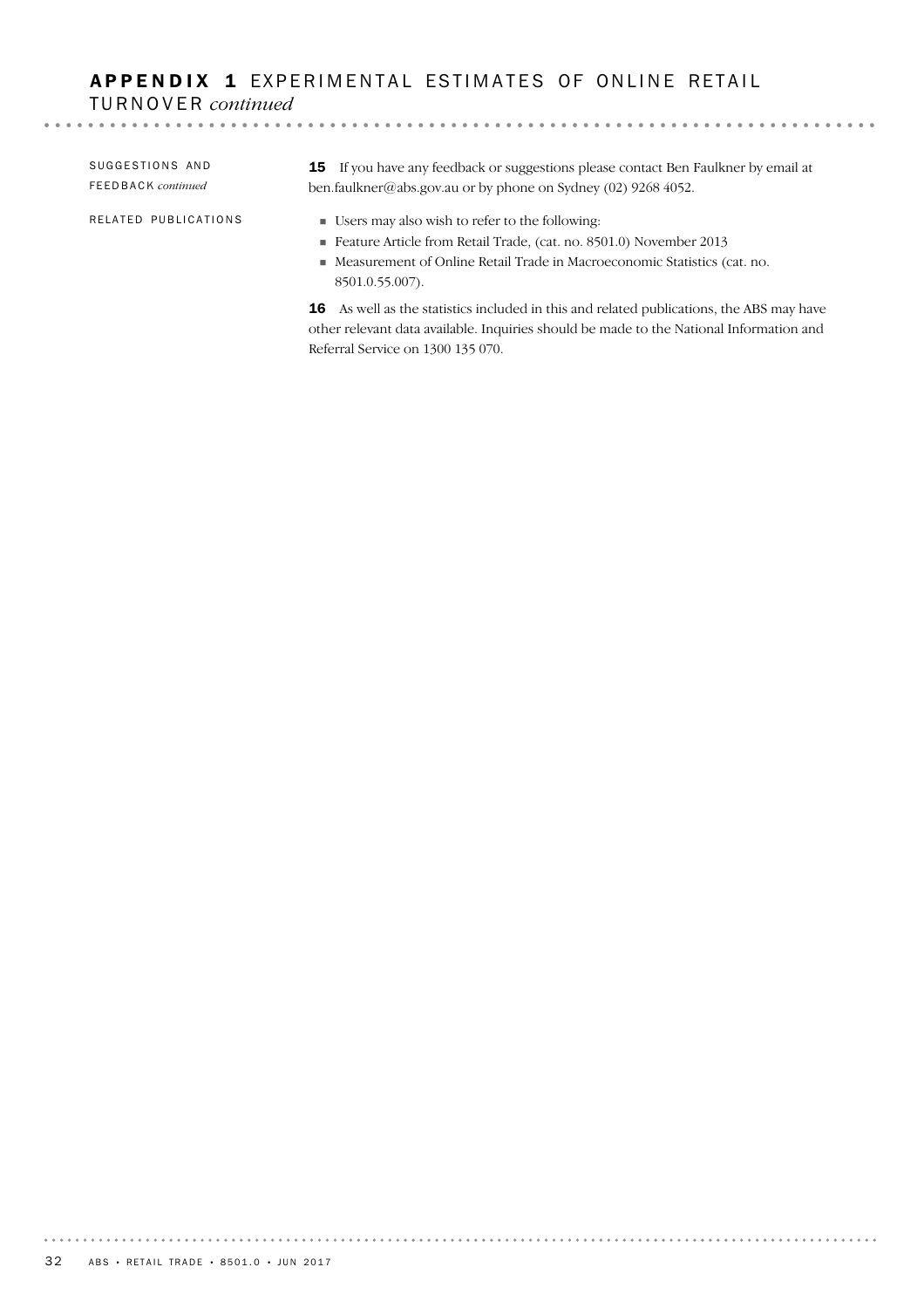## APPENDIX 1 EXPERIMENTAL ESTIMATES OF ONLINE RETAIL TURNOVER *continued*

SUGGESTIONS AND FEEDBACK *continued*

**15** If you have any feedback or suggestions please contact Ben Faulkner by email at ben.faulkner@abs.gov.au or by phone on Sydney (02) 9268 4052.

RELATED PUBLICATIONS

- Users may also wish to refer to the following:
- Feature Article from Retail Trade, (cat. no. 8501.0) November 2013
- Measurement of Online Retail Trade in Macroeconomic Statistics (cat. no. 8501.0.55.007).

**16** As well as the statistics included in this and related publications, the ABS may have other relevant data available. Inquiries should be made to the National Information and Referral Service on 1300 135 070.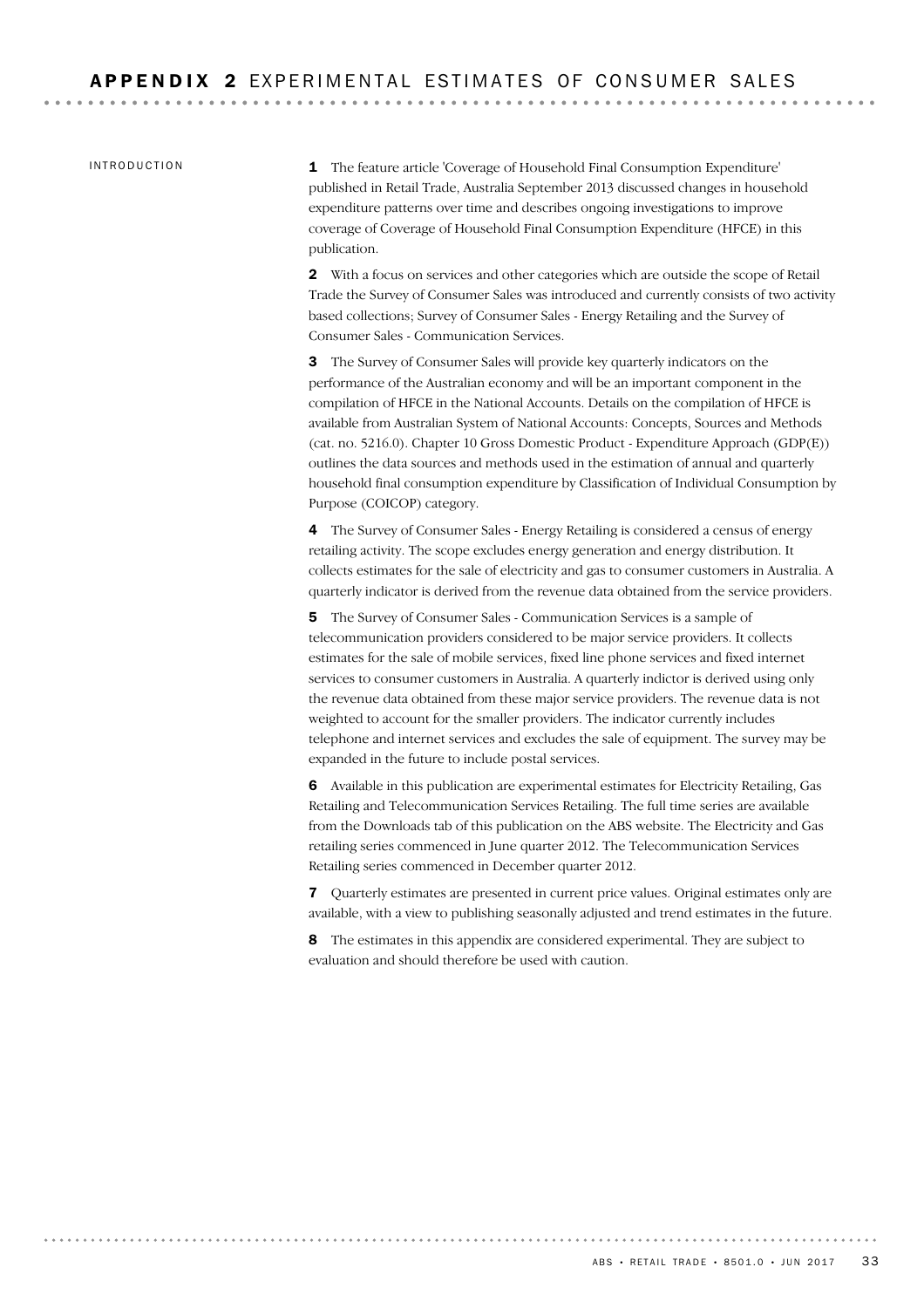# APPENDIX 2 EXPERIMENTAL ESTIMATES OF CONSUMER SALES

## INTRODUCTION

**1** The feature article 'Coverage of Household Final Consumption Expenditure' published in Retail Trade, Australia September 2013 discussed changes in household expenditure patterns over time and describes ongoing investigations to improve coverage of Coverage of Household Final Consumption Expenditure (HFCE) in this publication.

**2** With a focus on services and other categories which are outside the scope of Retail Trade the Survey of Consumer Sales was introduced and currently consists of two activity based collections; Survey of Consumer Sales - Energy Retailing and the Survey of Consumer Sales - Communication Services.

**3** The Survey of Consumer Sales will provide key quarterly indicators on the performance of the Australian economy and will be an important component in the compilation of HFCE in the National Accounts. Details on the compilation of HFCE is available from Australian System of National Accounts: Concepts, Sources and Methods (cat. no. 5216.0). Chapter 10 Gross Domestic Product - Expenditure Approach (GDP(E)) outlines the data sources and methods used in the estimation of annual and quarterly household final consumption expenditure by Classification of Individual Consumption by Purpose (COICOP) category.

**4** The Survey of Consumer Sales - Energy Retailing is considered a census of energy retailing activity. The scope excludes energy generation and energy distribution. It collects estimates for the sale of electricity and gas to consumer customers in Australia. A quarterly indicator is derived from the revenue data obtained from the service providers.

**5** The Survey of Consumer Sales - Communication Services is a sample of telecommunication providers considered to be major service providers. It collects estimates for the sale of mobile services, fixed line phone services and fixed internet services to consumer customers in Australia. A quarterly indictor is derived using only the revenue data obtained from these major service providers. The revenue data is not weighted to account for the smaller providers. The indicator currently includes telephone and internet services and excludes the sale of equipment. The survey may be expanded in the future to include postal services.

**6** Available in this publication are experimental estimates for Electricity Retailing, Gas Retailing and Telecommunication Services Retailing. The full time series are available from the Downloads tab of this publication on the ABS website. The Electricity and Gas retailing series commenced in June quarter 2012. The Telecommunication Services Retailing series commenced in December quarter 2012.

**7** Quarterly estimates are presented in current price values. Original estimates only are available, with a view to publishing seasonally adjusted and trend estimates in the future.

**8** The estimates in this appendix are considered experimental. They are subject to evaluation and should therefore be used with caution.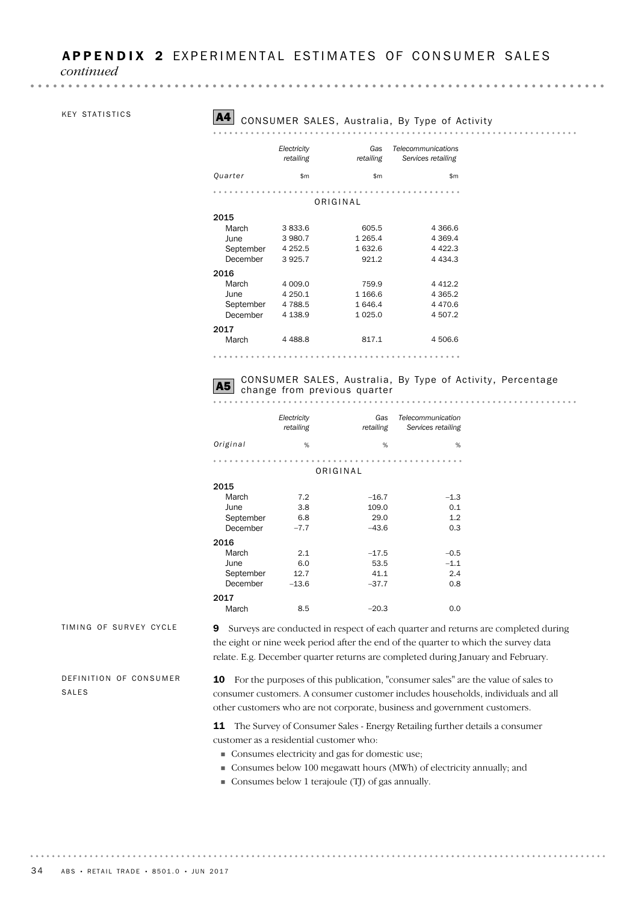## APPENDIX 2 EXPERIMENTAL ESTIMATES OF CONSUMER SALES *continued*

### KEY STATISTICS

**A4** CONSUMER SALES, Australia, By Type of Activity

| Quarter | *Electricity retailing* | *Gas retailing* | *Telecommunications Services retailing* |
|---|---|---|---|
| | $m | $m | $m |
| **ORIGINAL** | | | |
| **2015** | | | |
| March | 3 833.6 | 605.5 | 4 366.6 |
| June | 3 980.7 | 1 265.4 | 4 369.4 |
| September | 4 252.5 | 1 632.6 | 4 422.3 |
| December | 3 925.7 | 921.2 | 4 434.3 |
| **2016** | | | |
| March | 4 009.0 | 759.9 | 4 412.2 |
| June | 4 250.1 | 1 166.6 | 4 365.2 |
| September | 4 788.5 | 1 646.4 | 4 470.6 |
| December | 4 138.9 | 1 025.0 | 4 507.2 |
| **2017** | | | |
| March | 4 488.8 | 817.1 | 4 506.6 |

**A5** CONSUMER SALES, Australia, By Type of Activity, Percentage change from previous quarter

| Original | *Electricity retailing* | *Gas retailing* | *Telecommunication Services retailing* |
|---|---|---|---|
| | % | % | % |
| **ORIGINAL** | | | |
| **2015** | | | |
| March | 7.2 | –16.7 | –1.3 |
| June | 3.8 | 109.0 | 0.1 |
| September | 6.8 | 29.0 | 1.2 |
| December | –7.7 | –43.6 | 0.3 |
| **2016** | | | |
| March | 2.1 | –17.5 | –0.5 |
| June | 6.0 | 53.5 | –1.1 |
| September | 12.7 | 41.1 | 2.4 |
| December | –13.6 | –37.7 | 0.8 |
| **2017** | | | |
| March | 8.5 | –20.3 | 0.0 |

### TIMING OF SURVEY CYCLE

**9** Surveys are conducted in respect of each quarter and returns are completed during the eight or nine week period after the end of the quarter to which the survey data relate. E.g. December quarter returns are completed during January and February.

### DEFINITION OF CONSUMER SALES

**10** For the purposes of this publication, "consumer sales" are the value of sales to consumer customers. A consumer customer includes households, individuals and all other customers who are not corporate, business and government customers.

**11** The Survey of Consumer Sales - Energy Retailing further details a consumer customer as a residential customer who:

- Consumes electricity and gas for domestic use;
- Consumes below 100 megawatt hours (MWh) of electricity annually; and
- Consumes below 1 terajoule (TJ) of gas annually.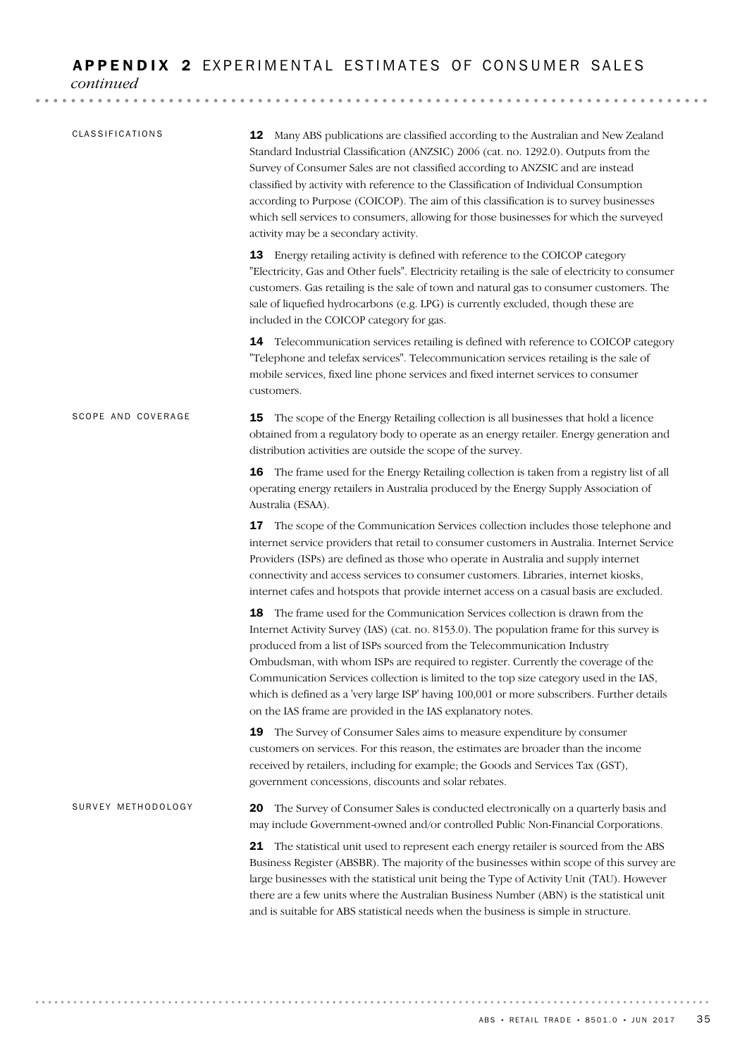# APPENDIX 2 EXPERIMENTAL ESTIMATES OF CONSUMER SALES *continued*

## CLASSIFICATIONS

**12** Many ABS publications are classified according to the Australian and New Zealand Standard Industrial Classification (ANZSIC) 2006 (cat. no. 1292.0). Outputs from the Survey of Consumer Sales are not classified according to ANZSIC and are instead classified by activity with reference to the Classification of Individual Consumption according to Purpose (COICOP). The aim of this classification is to survey businesses which sell services to consumers, allowing for those businesses for which the surveyed activity may be a secondary activity.

**13** Energy retailing activity is defined with reference to the COICOP category "Electricity, Gas and Other fuels". Electricity retailing is the sale of electricity to consumer customers. Gas retailing is the sale of town and natural gas to consumer customers. The sale of liquefied hydrocarbons (e.g. LPG) is currently excluded, though these are included in the COICOP category for gas.

**14** Telecommunication services retailing is defined with reference to COICOP category "Telephone and telefax services". Telecommunication services retailing is the sale of mobile services, fixed line phone services and fixed internet services to consumer customers.

## SCOPE AND COVERAGE

**15** The scope of the Energy Retailing collection is all businesses that hold a licence obtained from a regulatory body to operate as an energy retailer. Energy generation and distribution activities are outside the scope of the survey.

**16** The frame used for the Energy Retailing collection is taken from a registry list of all operating energy retailers in Australia produced by the Energy Supply Association of Australia (ESAA).

**17** The scope of the Communication Services collection includes those telephone and internet service providers that retail to consumer customers in Australia. Internet Service Providers (ISPs) are defined as those who operate in Australia and supply internet connectivity and access services to consumer customers. Libraries, internet kiosks, internet cafes and hotspots that provide internet access on a casual basis are excluded.

**18** The frame used for the Communication Services collection is drawn from the Internet Activity Survey (IAS) (cat. no. 8153.0). The population frame for this survey is produced from a list of ISPs sourced from the Telecommunication Industry Ombudsman, with whom ISPs are required to register. Currently the coverage of the Communication Services collection is limited to the top size category used in the IAS, which is defined as a 'very large ISP' having 100,001 or more subscribers. Further details on the IAS frame are provided in the IAS explanatory notes.

**19** The Survey of Consumer Sales aims to measure expenditure by consumer customers on services. For this reason, the estimates are broader than the income received by retailers, including for example; the Goods and Services Tax (GST), government concessions, discounts and solar rebates.

## SURVEY METHODOLOGY

**20** The Survey of Consumer Sales is conducted electronically on a quarterly basis and may include Government-owned and/or controlled Public Non-Financial Corporations.

**21** The statistical unit used to represent each energy retailer is sourced from the ABS Business Register (ABSBR). The majority of the businesses within scope of this survey are large businesses with the statistical unit being the Type of Activity Unit (TAU). However there are a few units where the Australian Business Number (ABN) is the statistical unit and is suitable for ABS statistical needs when the business is simple in structure.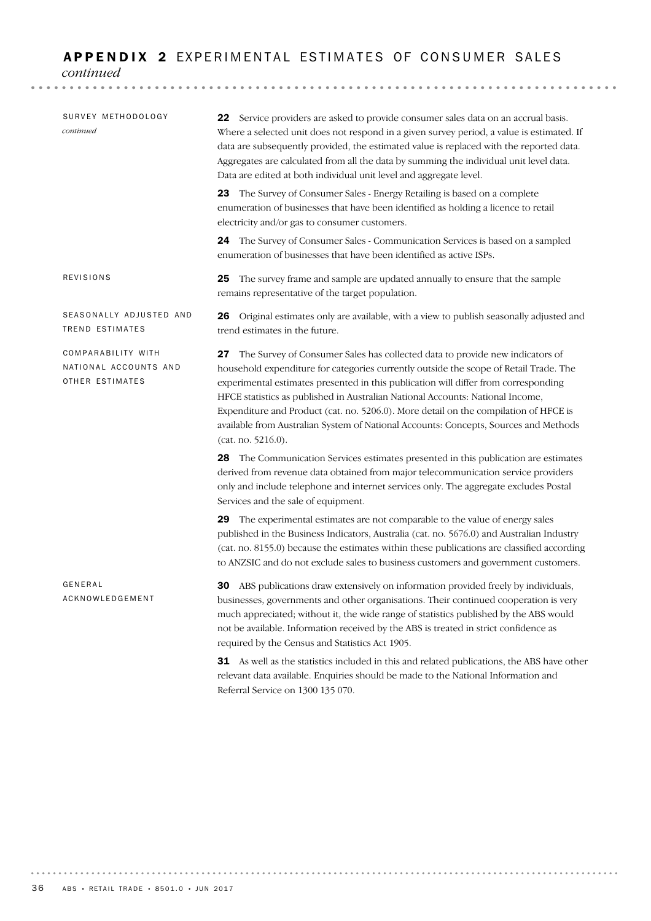## APPENDIX 2 EXPERIMENTAL ESTIMATES OF CONSUMER SALES *continued*

### SURVEY METHODOLOGY *continued*

**22** Service providers are asked to provide consumer sales data on an accrual basis. Where a selected unit does not respond in a given survey period, a value is estimated. If data are subsequently provided, the estimated value is replaced with the reported data. Aggregates are calculated from all the data by summing the individual unit level data. Data are edited at both individual unit level and aggregate level.

**23** The Survey of Consumer Sales - Energy Retailing is based on a complete enumeration of businesses that have been identified as holding a licence to retail electricity and/or gas to consumer customers.

**24** The Survey of Consumer Sales - Communication Services is based on a sampled enumeration of businesses that have been identified as active ISPs.

### REVISIONS

**25** The survey frame and sample are updated annually to ensure that the sample remains representative of the target population.

### SEASONALLY ADJUSTED AND TREND ESTIMATES

**26** Original estimates only are available, with a view to publish seasonally adjusted and trend estimates in the future.

### COMPARABILITY WITH NATIONAL ACCOUNTS AND OTHER ESTIMATES

**27** The Survey of Consumer Sales has collected data to provide new indicators of household expenditure for categories currently outside the scope of Retail Trade. The experimental estimates presented in this publication will differ from corresponding HFCE statistics as published in Australian National Accounts: National Income, Expenditure and Product (cat. no. 5206.0). More detail on the compilation of HFCE is available from Australian System of National Accounts: Concepts, Sources and Methods (cat. no. 5216.0).

**28** The Communication Services estimates presented in this publication are estimates derived from revenue data obtained from major telecommunication service providers only and include telephone and internet services only. The aggregate excludes Postal Services and the sale of equipment.

**29** The experimental estimates are not comparable to the value of energy sales published in the Business Indicators, Australia (cat. no. 5676.0) and Australian Industry (cat. no. 8155.0) because the estimates within these publications are classified according to ANZSIC and do not exclude sales to business customers and government customers.

### GENERAL ACKNOWLEDGEMENT

**30** ABS publications draw extensively on information provided freely by individuals, businesses, governments and other organisations. Their continued cooperation is very much appreciated; without it, the wide range of statistics published by the ABS would not be available. Information received by the ABS is treated in strict confidence as required by the Census and Statistics Act 1905.

**31** As well as the statistics included in this and related publications, the ABS have other relevant data available. Enquiries should be made to the National Information and Referral Service on 1300 135 070.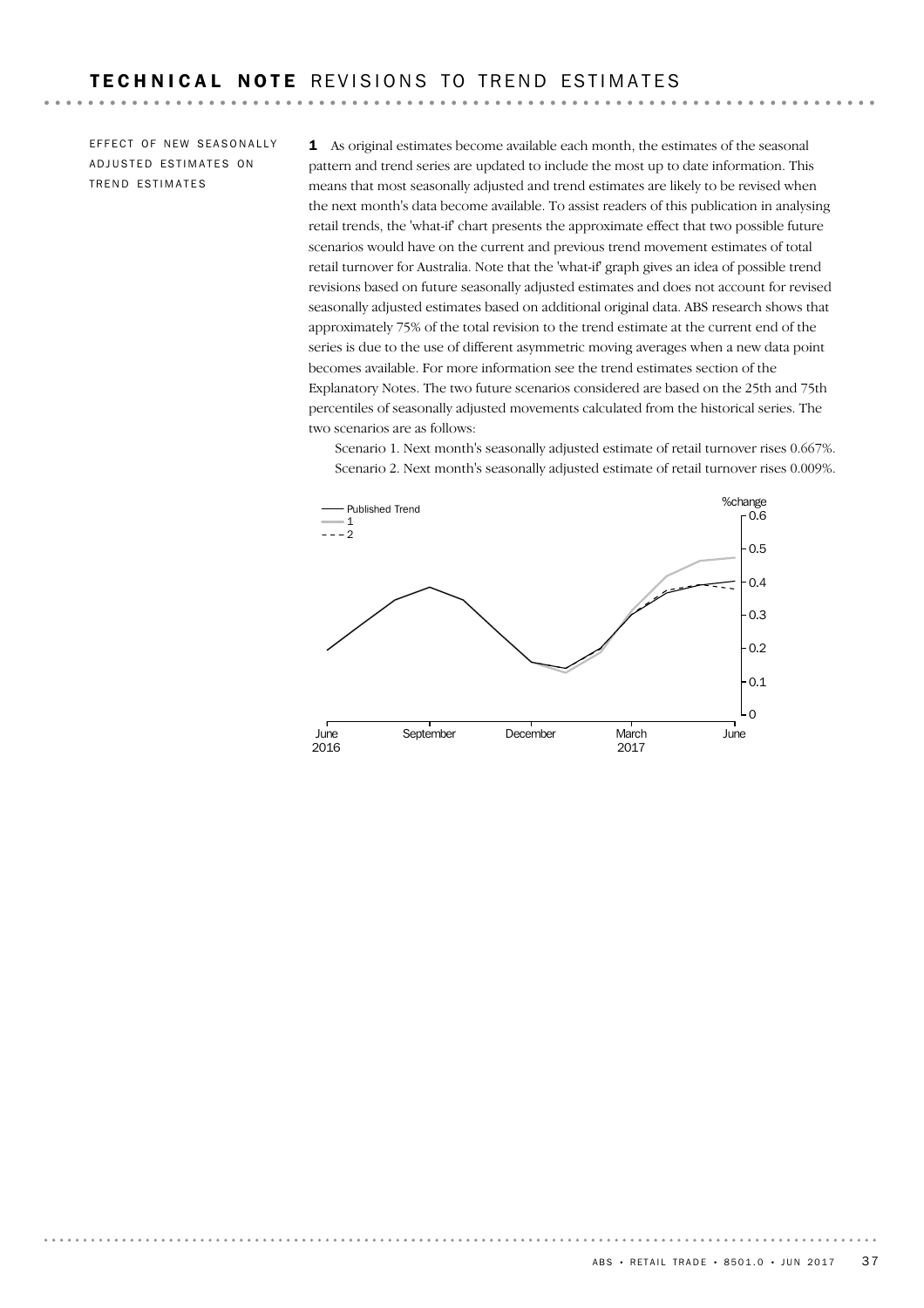# TECHNICAL NOTE REVISIONS TO TREND ESTIMATES

## EFFECT OF NEW SEASONALLY ADJUSTED ESTIMATES ON TREND ESTIMATES

**1** As original estimates become available each month, the estimates of the seasonal pattern and trend series are updated to include the most up to date information. This means that most seasonally adjusted and trend estimates are likely to be revised when the next month's data become available. To assist readers of this publication in analysing retail trends, the 'what-if' chart presents the approximate effect that two possible future scenarios would have on the current and previous trend movement estimates of total retail turnover for Australia. Note that the 'what-if' graph gives an idea of possible trend revisions based on future seasonally adjusted estimates and does not account for revised seasonally adjusted estimates based on additional original data. ABS research shows that approximately 75% of the total revision to the trend estimate at the current end of the series is due to the use of different asymmetric moving averages when a new data point becomes available. For more information see the trend estimates section of the Explanatory Notes. The two future scenarios considered are based on the 25th and 75th percentiles of seasonally adjusted movements calculated from the historical series. The two scenarios are as follows:

Scenario 1. Next month's seasonally adjusted estimate of retail turnover rises 0.667%.

Scenario 2. Next month's seasonally adjusted estimate of retail turnover rises 0.009%.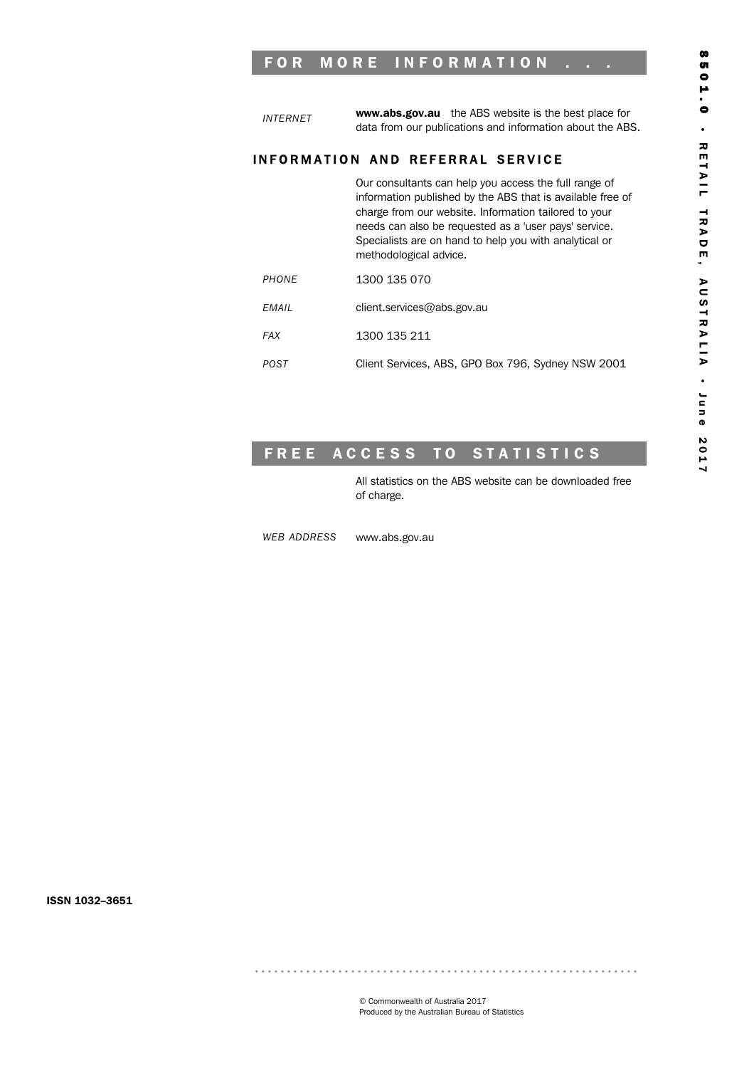## FOR MORE INFORMATION . . .

*INTERNET* **www.abs.gov.au** the ABS website is the best place for data from our publications and information about the ABS.

### INFORMATION AND REFERRAL SERVICE

Our consultants can help you access the full range of information published by the ABS that is available free of charge from our website. Information tailored to your needs can also be requested as a 'user pays' service. Specialists are on hand to help you with analytical or methodological advice.

*PHONE* 1300 135 070

*EMAIL* client.services@abs.gov.au

*FAX* 1300 135 211

*POST* Client Services, ABS, GPO Box 796, Sydney NSW 2001

## FREE ACCESS TO STATISTICS

All statistics on the ABS website can be downloaded free of charge.

*WEB ADDRESS* www.abs.gov.au

**ISSN 1032–3651**

© Commonwealth of Australia 2017
Produced by the Australian Bureau of Statistics